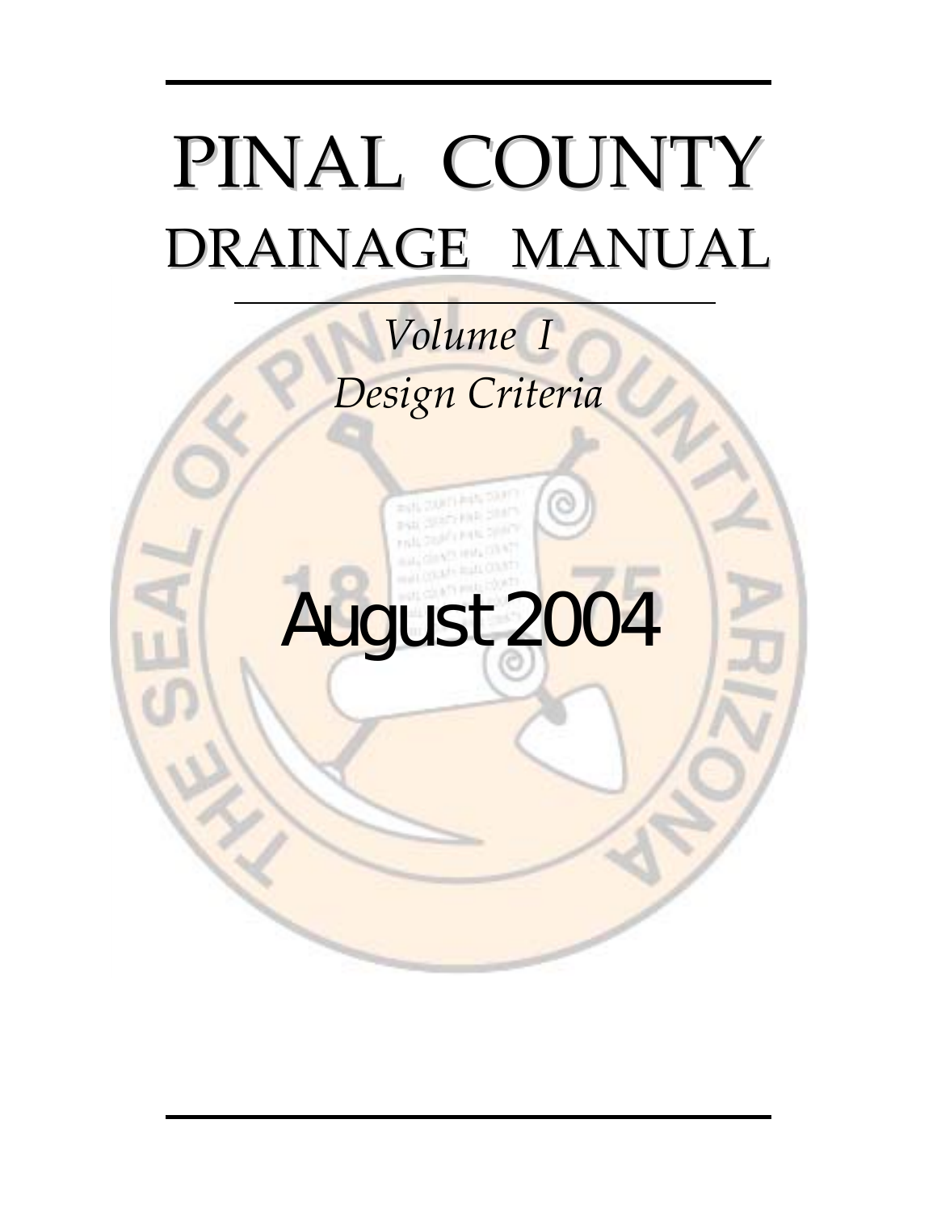# PINAL COUNTY
# DRAINAGE MANUAL

*Volume I*
*Design Criteria*

August 2004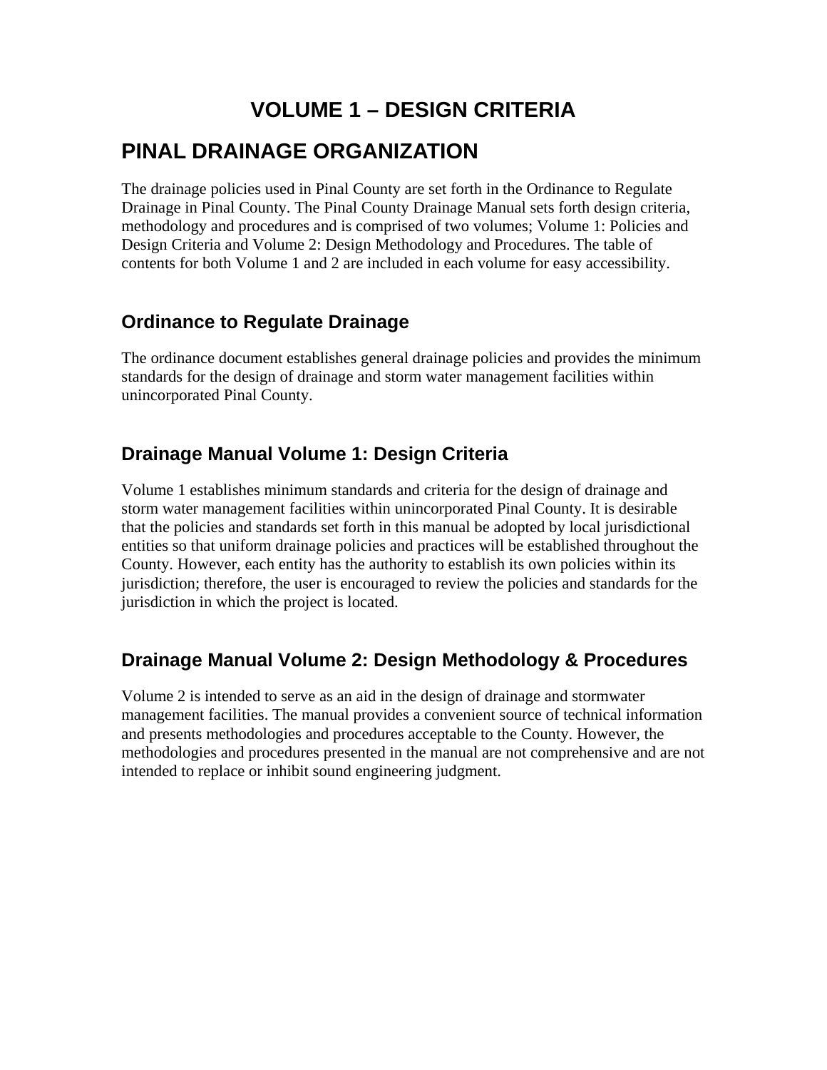# VOLUME 1 – DESIGN CRITERIA

## PINAL DRAINAGE ORGANIZATION

The drainage policies used in Pinal County are set forth in the Ordinance to Regulate Drainage in Pinal County. The Pinal County Drainage Manual sets forth design criteria, methodology and procedures and is comprised of two volumes; Volume 1: Policies and Design Criteria and Volume 2: Design Methodology and Procedures. The table of contents for both Volume 1 and 2 are included in each volume for easy accessibility.

### Ordinance to Regulate Drainage

The ordinance document establishes general drainage policies and provides the minimum standards for the design of drainage and storm water management facilities within unincorporated Pinal County.

### Drainage Manual Volume 1: Design Criteria

Volume 1 establishes minimum standards and criteria for the design of drainage and storm water management facilities within unincorporated Pinal County. It is desirable that the policies and standards set forth in this manual be adopted by local jurisdictional entities so that uniform drainage policies and practices will be established throughout the County. However, each entity has the authority to establish its own policies within its jurisdiction; therefore, the user is encouraged to review the policies and standards for the jurisdiction in which the project is located.

### Drainage Manual Volume 2: Design Methodology & Procedures

Volume 2 is intended to serve as an aid in the design of drainage and stormwater management facilities. The manual provides a convenient source of technical information and presents methodologies and procedures acceptable to the County. However, the methodologies and procedures presented in the manual are not comprehensive and are not intended to replace or inhibit sound engineering judgment.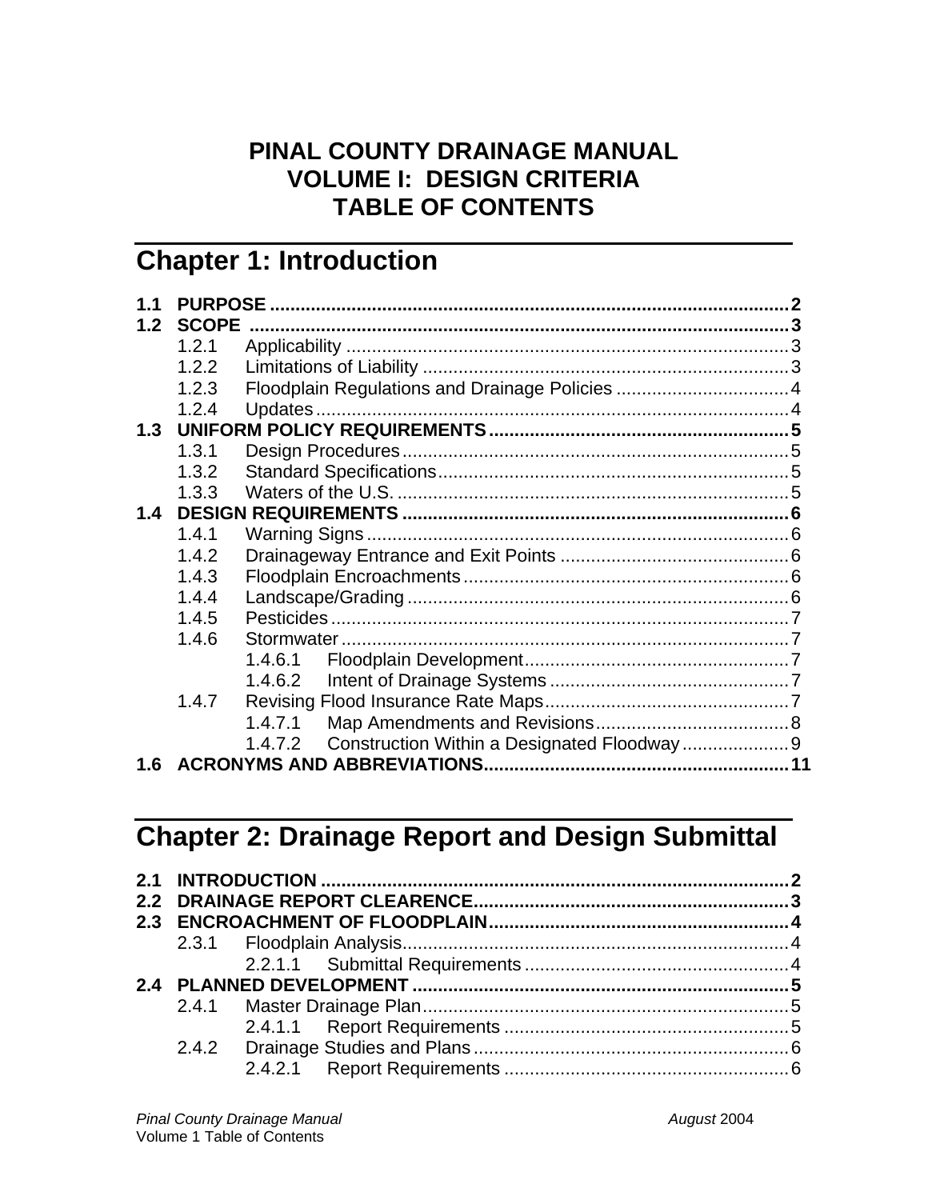# PINAL COUNTY DRAINAGE MANUAL
# VOLUME I: DESIGN CRITERIA
# TABLE OF CONTENTS

## Chapter 1: Introduction

**1.1 PURPOSE** .......... **2**
**1.2 SCOPE** .......... **3**
- 1.2.1 Applicability .......... 3
- 1.2.2 Limitations of Liability .......... 3
- 1.2.3 Floodplain Regulations and Drainage Policies .......... 4
- 1.2.4 Updates .......... 4

**1.3 UNIFORM POLICY REQUIREMENTS** .......... **5**
- 1.3.1 Design Procedures .......... 5
- 1.3.2 Standard Specifications .......... 5
- 1.3.3 Waters of the U.S. .......... 5

**1.4 DESIGN REQUIREMENTS** .......... **6**
- 1.4.1 Warning Signs .......... 6
- 1.4.2 Drainageway Entrance and Exit Points .......... 6
- 1.4.3 Floodplain Encroachments .......... 6
- 1.4.4 Landscape/Grading .......... 6
- 1.4.5 Pesticides .......... 7
- 1.4.6 Stormwater .......... 7
  - 1.4.6.1 Floodplain Development .......... 7
  - 1.4.6.2 Intent of Drainage Systems .......... 7
- 1.4.7 Revising Flood Insurance Rate Maps .......... 7
  - 1.4.7.1 Map Amendments and Revisions .......... 8
  - 1.4.7.2 Construction Within a Designated Floodway .......... 9

**1.6 ACRONYMS AND ABBREVIATIONS** .......... **11**

## Chapter 2: Drainage Report and Design Submittal

**2.1 INTRODUCTION** .......... **2**
**2.2 DRAINAGE REPORT CLEARENCE** .......... **3**
**2.3 ENCROACHMENT OF FLOODPLAIN** .......... **4**
- 2.3.1 Floodplain Analysis .......... 4
  - 2.2.1.1 Submittal Requirements .......... 4

**2.4 PLANNED DEVELOPMENT** .......... **5**
- 2.4.1 Master Drainage Plan .......... 5
  - 2.4.1.1 Report Requirements .......... 5
- 2.4.2 Drainage Studies and Plans .......... 6
  - 2.4.2.1 Report Requirements .......... 6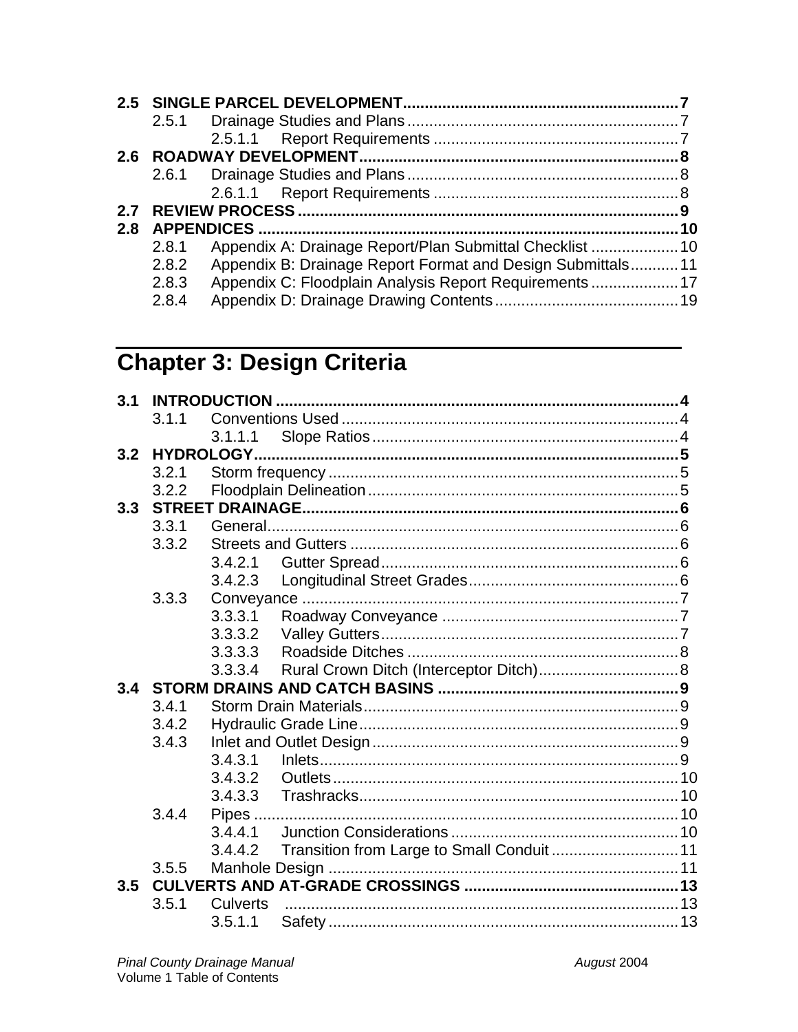**2.5 SINGLE PARCEL DEVELOPMENT** .......... **7**
- 2.5.1 Drainage Studies and Plans .......... 7
  - 2.5.1.1 Report Requirements .......... 7

**2.6 ROADWAY DEVELOPMENT** .......... **8**
- 2.6.1 Drainage Studies and Plans .......... 8
  - 2.6.1.1 Report Requirements .......... 8

**2.7 REVIEW PROCESS** .......... **9**

**2.8 APPENDICES** .......... **10**
- 2.8.1 Appendix A: Drainage Report/Plan Submittal Checklist .......... 10
- 2.8.2 Appendix B: Drainage Report Format and Design Submittals .......... 11
- 2.8.3 Appendix C: Floodplain Analysis Report Requirements .......... 17
- 2.8.4 Appendix D: Drainage Drawing Contents .......... 19

# Chapter 3: Design Criteria

**3.1 INTRODUCTION** .......... **4**
- 3.1.1 Conventions Used .......... 4
  - 3.1.1.1 Slope Ratios .......... 4

**3.2 HYDROLOGY** .......... **5**
- 3.2.1 Storm frequency .......... 5
- 3.2.2 Floodplain Delineation .......... 5

**3.3 STREET DRAINAGE** .......... **6**
- 3.3.1 General .......... 6
- 3.3.2 Streets and Gutters .......... 6
  - 3.4.2.1 Gutter Spread .......... 6
  - 3.4.2.3 Longitudinal Street Grades .......... 6
- 3.3.3 Conveyance .......... 7
  - 3.3.3.1 Roadway Conveyance .......... 7
  - 3.3.3.2 Valley Gutters .......... 7
  - 3.3.3.3 Roadside Ditches .......... 8
  - 3.3.3.4 Rural Crown Ditch (Interceptor Ditch) .......... 8

**3.4 STORM DRAINS AND CATCH BASINS** .......... **9**
- 3.4.1 Storm Drain Materials .......... 9
- 3.4.2 Hydraulic Grade Line .......... 9
- 3.4.3 Inlet and Outlet Design .......... 9
  - 3.4.3.1 Inlets .......... 9
  - 3.4.3.2 Outlets .......... 10
  - 3.4.3.3 Trashracks .......... 10
- 3.4.4 Pipes .......... 10
  - 3.4.4.1 Junction Considerations .......... 10
  - 3.4.4.2 Transition from Large to Small Conduit .......... 11
- 3.5.5 Manhole Design .......... 11

**3.5 CULVERTS AND AT-GRADE CROSSINGS** .......... **13**
- 3.5.1 Culverts .......... 13
  - 3.5.1.1 Safety .......... 13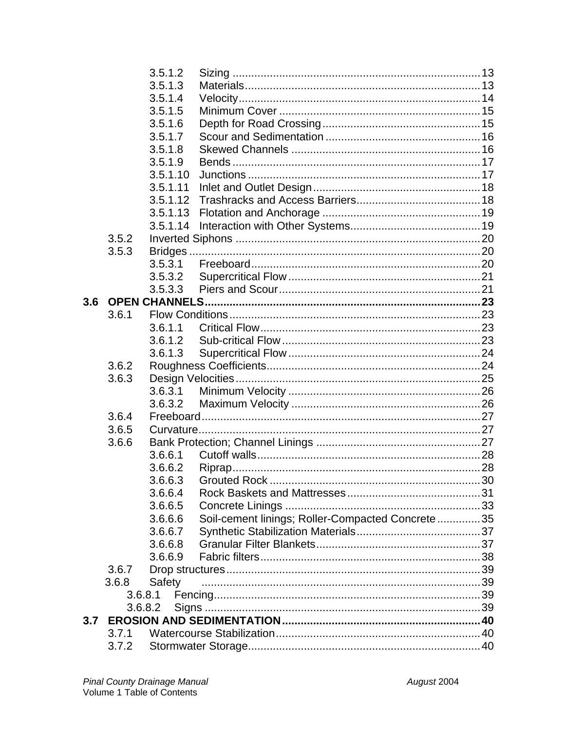3.5.1.2 Sizing ........ 13
3.5.1.3 Materials ........ 13
3.5.1.4 Velocity ........ 14
3.5.1.5 Minimum Cover ........ 15
3.5.1.6 Depth for Road Crossing ........ 15
3.5.1.7 Scour and Sedimentation ........ 16
3.5.1.8 Skewed Channels ........ 16
3.5.1.9 Bends ........ 17
3.5.1.10 Junctions ........ 17
3.5.1.11 Inlet and Outlet Design ........ 18
3.5.1.12 Trashracks and Access Barriers ........ 18
3.5.1.13 Flotation and Anchorage ........ 19
3.5.1.14 Interaction with Other Systems ........ 19
3.5.2 Inverted Siphons ........ 20
3.5.3 Bridges ........ 20
3.5.3.1 Freeboard ........ 20
3.5.3.2 Supercritical Flow ........ 21
3.5.3.3 Piers and Scour ........ 21

**3.6 OPEN CHANNELS ........ 23**

3.6.1 Flow Conditions ........ 23
3.6.1.1 Critical Flow ........ 23
3.6.1.2 Sub-critical Flow ........ 23
3.6.1.3 Supercritical Flow ........ 24
3.6.2 Roughness Coefficients ........ 24
3.6.3 Design Velocities ........ 25
3.6.3.1 Minimum Velocity ........ 26
3.6.3.2 Maximum Velocity ........ 26
3.6.4 Freeboard ........ 27
3.6.5 Curvature ........ 27
3.6.6 Bank Protection; Channel Linings ........ 27
3.6.6.1 Cutoff walls ........ 28
3.6.6.2 Riprap ........ 28
3.6.6.3 Grouted Rock ........ 30
3.6.6.4 Rock Baskets and Mattresses ........ 31
3.6.6.5 Concrete Linings ........ 33
3.6.6.6 Soil-cement linings; Roller-Compacted Concrete ........ 35
3.6.6.7 Synthetic Stabilization Materials ........ 37
3.6.6.8 Granular Filter Blankets ........ 37
3.6.6.9 Fabric filters ........ 38
3.6.7 Drop structures ........ 39
3.6.8 Safety ........ 39
3.6.8.1 Fencing ........ 39
3.6.8.2 Signs ........ 39

**3.7 EROSION AND SEDIMENTATION ........ 40**

3.7.1 Watercourse Stabilization ........ 40
3.7.2 Stormwater Storage ........ 40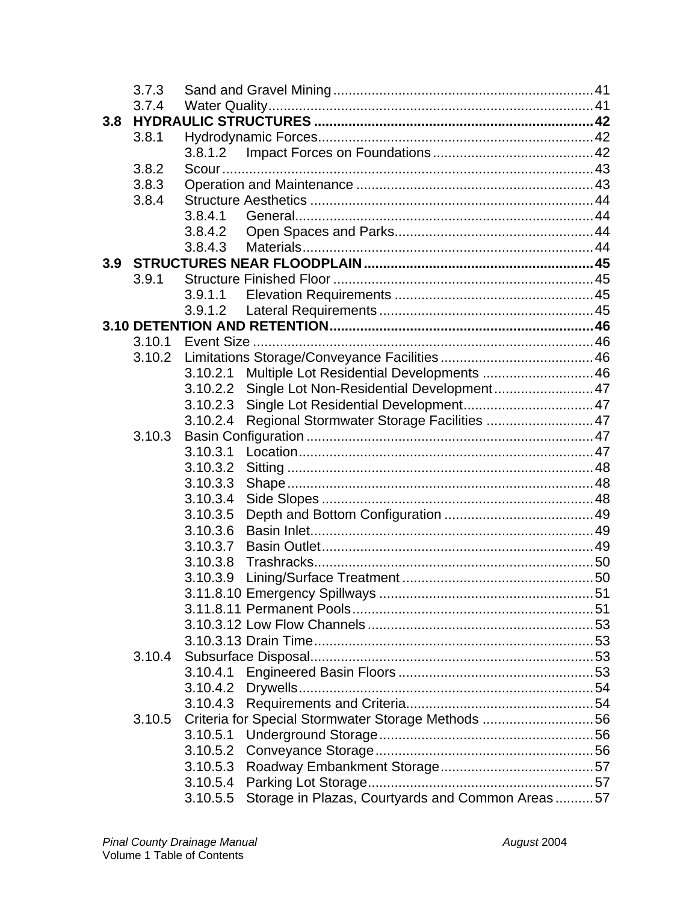| | | | |
|---|---|---|---|
| | 3.7.3 | Sand and Gravel Mining | 41 |
| | 3.7.4 | Water Quality | 41 |
| **3.8** | **HYDRAULIC STRUCTURES** | | **42** |
| | 3.8.1 | Hydrodynamic Forces | 42 |
| | | 3.8.1.2 Impact Forces on Foundations | 42 |
| | 3.8.2 | Scour | 43 |
| | 3.8.3 | Operation and Maintenance | 43 |
| | 3.8.4 | Structure Aesthetics | 44 |
| | | 3.8.4.1 General | 44 |
| | | 3.8.4.2 Open Spaces and Parks | 44 |
| | | 3.8.4.3 Materials | 44 |
| **3.9** | **STRUCTURES NEAR FLOODPLAIN** | | **45** |
| | 3.9.1 | Structure Finished Floor | 45 |
| | | 3.9.1.1 Elevation Requirements | 45 |
| | | 3.9.1.2 Lateral Requirements | 45 |
| **3.10** | **DETENTION AND RETENTION** | | **46** |
| | 3.10.1 | Event Size | 46 |
| | 3.10.2 | Limitations Storage/Conveyance Facilities | 46 |
| | | 3.10.2.1 Multiple Lot Residential Developments | 46 |
| | | 3.10.2.2 Single Lot Non-Residential Development | 47 |
| | | 3.10.2.3 Single Lot Residential Development | 47 |
| | | 3.10.2.4 Regional Stormwater Storage Facilities | 47 |
| | 3.10.3 | Basin Configuration | 47 |
| | | 3.10.3.1 Location | 47 |
| | | 3.10.3.2 Sitting | 48 |
| | | 3.10.3.3 Shape | 48 |
| | | 3.10.3.4 Side Slopes | 48 |
| | | 3.10.3.5 Depth and Bottom Configuration | 49 |
| | | 3.10.3.6 Basin Inlet | 49 |
| | | 3.10.3.7 Basin Outlet | 49 |
| | | 3.10.3.8 Trashracks | 50 |
| | | 3.10.3.9 Lining/Surface Treatment | 50 |
| | | 3.11.8.10 Emergency Spillways | 51 |
| | | 3.11.8.11 Permanent Pools | 51 |
| | | 3.10.3.12 Low Flow Channels | 53 |
| | | 3.10.3.13 Drain Time | 53 |
| | 3.10.4 | Subsurface Disposal | 53 |
| | | 3.10.4.1 Engineered Basin Floors | 53 |
| | | 3.10.4.2 Drywells | 54 |
| | | 3.10.4.3 Requirements and Criteria | 54 |
| | 3.10.5 | Criteria for Special Stormwater Storage Methods | 56 |
| | | 3.10.5.1 Underground Storage | 56 |
| | | 3.10.5.2 Conveyance Storage | 56 |
| | | 3.10.5.3 Roadway Embankment Storage | 57 |
| | | 3.10.5.4 Parking Lot Storage | 57 |
| | | 3.10.5.5 Storage in Plazas, Courtyards and Common Areas | 57 |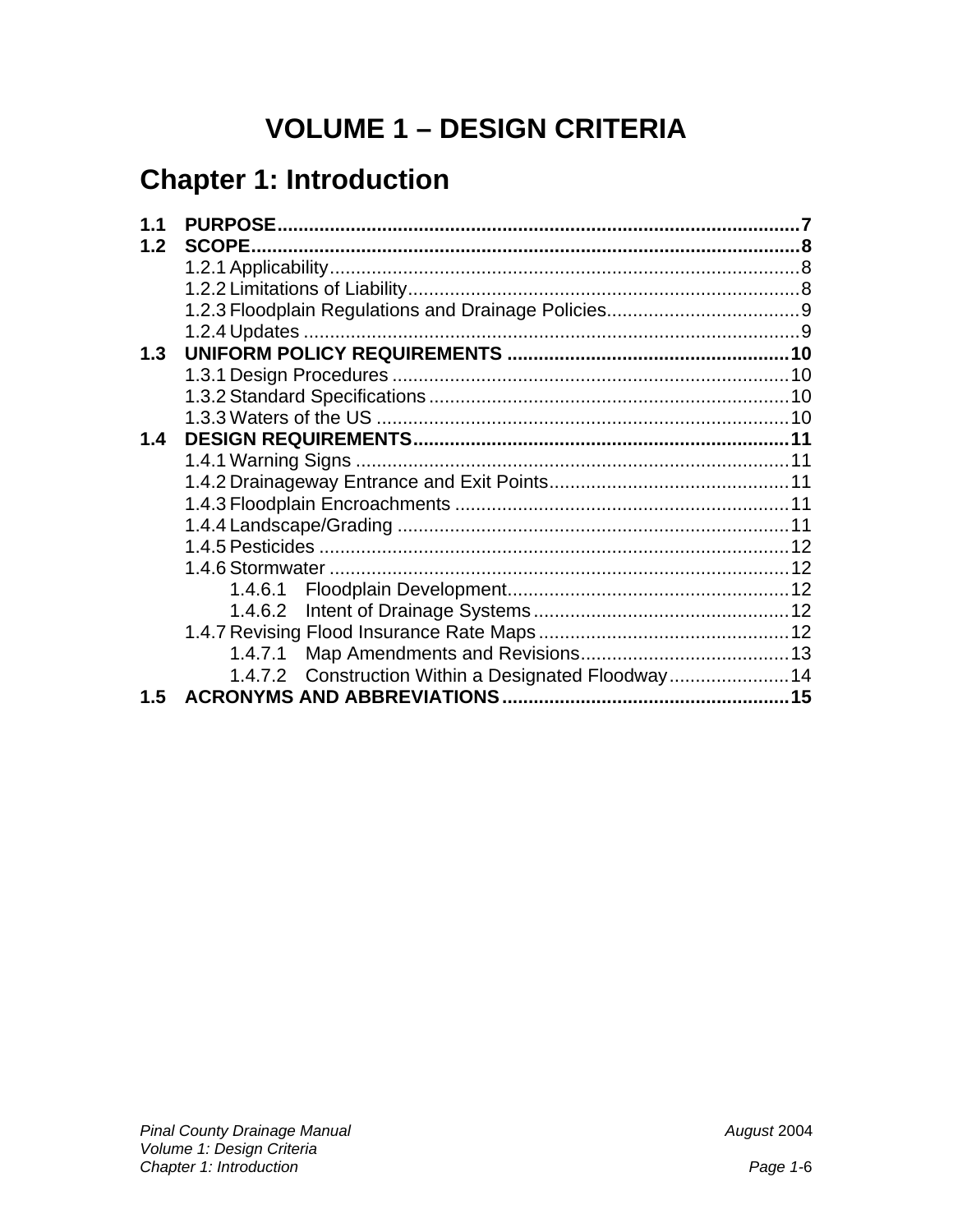# VOLUME 1 – DESIGN CRITERIA

## Chapter 1: Introduction

**1.1 PURPOSE** .......... **7**

**1.2 SCOPE** .......... **8**

- 1.2.1 Applicability .......... 8
- 1.2.2 Limitations of Liability .......... 8
- 1.2.3 Floodplain Regulations and Drainage Policies .......... 9
- 1.2.4 Updates .......... 9

**1.3 UNIFORM POLICY REQUIREMENTS** .......... **10**

- 1.3.1 Design Procedures .......... 10
- 1.3.2 Standard Specifications .......... 10
- 1.3.3 Waters of the US .......... 10

**1.4 DESIGN REQUIREMENTS** .......... **11**

- 1.4.1 Warning Signs .......... 11
- 1.4.2 Drainageway Entrance and Exit Points .......... 11
- 1.4.3 Floodplain Encroachments .......... 11
- 1.4.4 Landscape/Grading .......... 11
- 1.4.5 Pesticides .......... 12
- 1.4.6 Stormwater .......... 12
  - 1.4.6.1 Floodplain Development .......... 12
  - 1.4.6.2 Intent of Drainage Systems .......... 12
- 1.4.7 Revising Flood Insurance Rate Maps .......... 12
  - 1.4.7.1 Map Amendments and Revisions .......... 13
  - 1.4.7.2 Construction Within a Designated Floodway .......... 14

**1.5 ACRONYMS AND ABBREVIATIONS** .......... **15**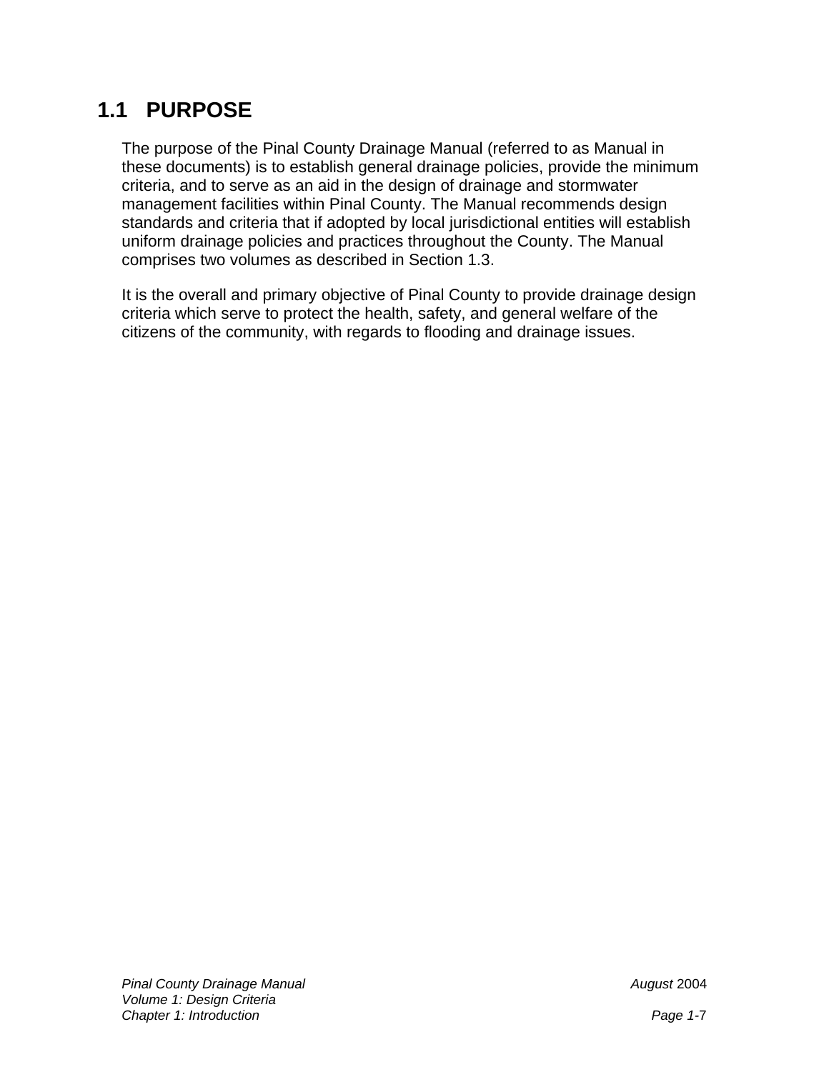## 1.1 PURPOSE

The purpose of the Pinal County Drainage Manual (referred to as Manual in these documents) is to establish general drainage policies, provide the minimum criteria, and to serve as an aid in the design of drainage and stormwater management facilities within Pinal County. The Manual recommends design standards and criteria that if adopted by local jurisdictional entities will establish uniform drainage policies and practices throughout the County. The Manual comprises two volumes as described in Section 1.3.

It is the overall and primary objective of Pinal County to provide drainage design criteria which serve to protect the health, safety, and general welfare of the citizens of the community, with regards to flooding and drainage issues.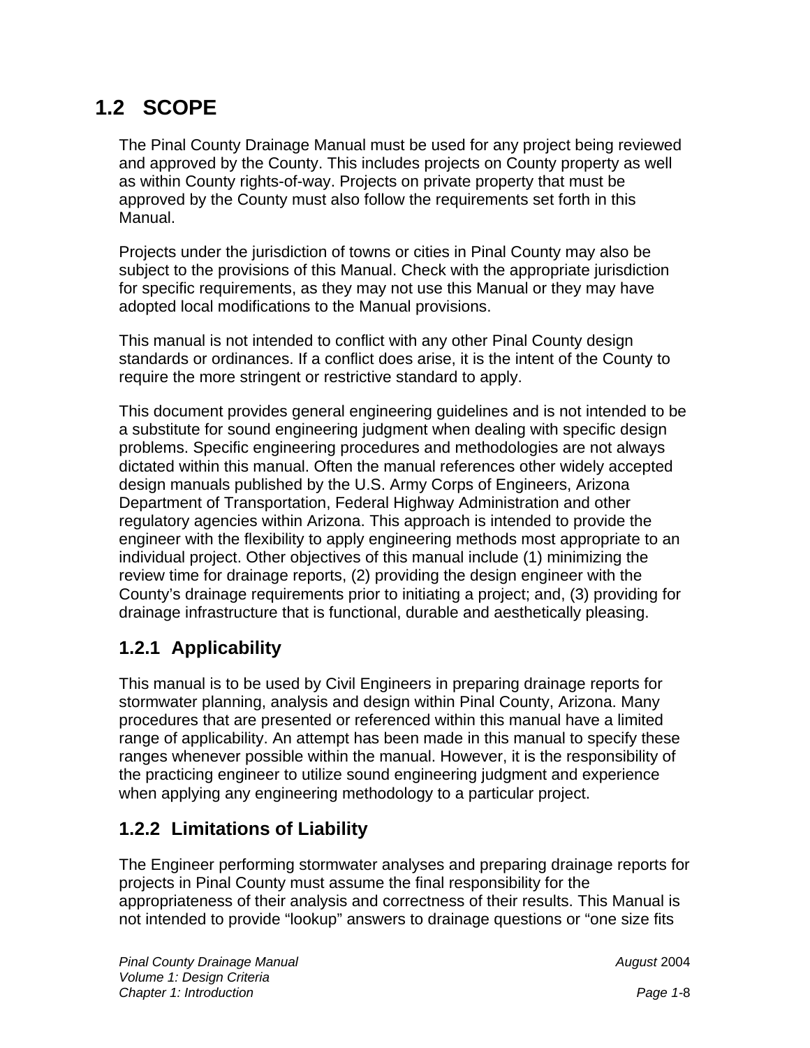## 1.2 SCOPE

The Pinal County Drainage Manual must be used for any project being reviewed and approved by the County. This includes projects on County property as well as within County rights-of-way. Projects on private property that must be approved by the County must also follow the requirements set forth in this Manual.

Projects under the jurisdiction of towns or cities in Pinal County may also be subject to the provisions of this Manual. Check with the appropriate jurisdiction for specific requirements, as they may not use this Manual or they may have adopted local modifications to the Manual provisions.

This manual is not intended to conflict with any other Pinal County design standards or ordinances. If a conflict does arise, it is the intent of the County to require the more stringent or restrictive standard to apply.

This document provides general engineering guidelines and is not intended to be a substitute for sound engineering judgment when dealing with specific design problems. Specific engineering procedures and methodologies are not always dictated within this manual. Often the manual references other widely accepted design manuals published by the U.S. Army Corps of Engineers, Arizona Department of Transportation, Federal Highway Administration and other regulatory agencies within Arizona. This approach is intended to provide the engineer with the flexibility to apply engineering methods most appropriate to an individual project. Other objectives of this manual include (1) minimizing the review time for drainage reports, (2) providing the design engineer with the County's drainage requirements prior to initiating a project; and, (3) providing for drainage infrastructure that is functional, durable and aesthetically pleasing.

### 1.2.1 Applicability

This manual is to be used by Civil Engineers in preparing drainage reports for stormwater planning, analysis and design within Pinal County, Arizona. Many procedures that are presented or referenced within this manual have a limited range of applicability. An attempt has been made in this manual to specify these ranges whenever possible within the manual. However, it is the responsibility of the practicing engineer to utilize sound engineering judgment and experience when applying any engineering methodology to a particular project.

### 1.2.2 Limitations of Liability

The Engineer performing stormwater analyses and preparing drainage reports for projects in Pinal County must assume the final responsibility for the appropriateness of their analysis and correctness of their results. This Manual is not intended to provide "lookup" answers to drainage questions or "one size fits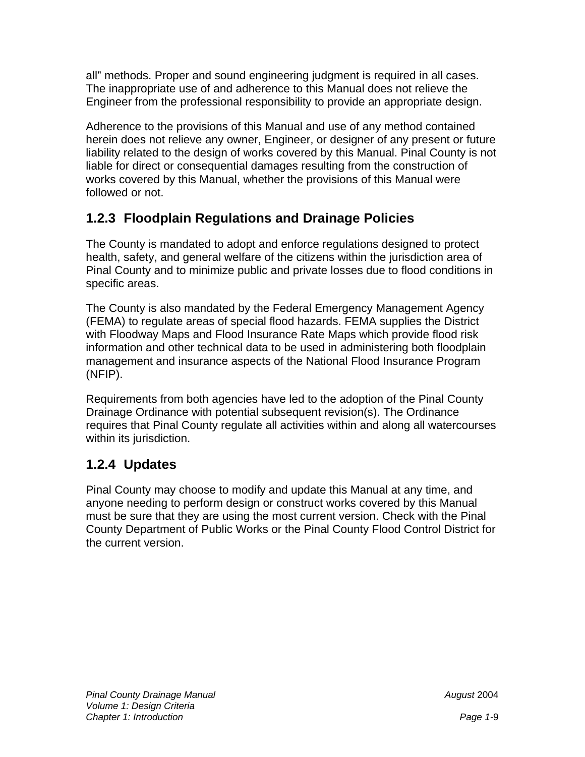all" methods. Proper and sound engineering judgment is required in all cases. The inappropriate use of and adherence to this Manual does not relieve the Engineer from the professional responsibility to provide an appropriate design.

Adherence to the provisions of this Manual and use of any method contained herein does not relieve any owner, Engineer, or designer of any present or future liability related to the design of works covered by this Manual. Pinal County is not liable for direct or consequential damages resulting from the construction of works covered by this Manual, whether the provisions of this Manual were followed or not.

### 1.2.3 Floodplain Regulations and Drainage Policies

The County is mandated to adopt and enforce regulations designed to protect health, safety, and general welfare of the citizens within the jurisdiction area of Pinal County and to minimize public and private losses due to flood conditions in specific areas.

The County is also mandated by the Federal Emergency Management Agency (FEMA) to regulate areas of special flood hazards. FEMA supplies the District with Floodway Maps and Flood Insurance Rate Maps which provide flood risk information and other technical data to be used in administering both floodplain management and insurance aspects of the National Flood Insurance Program (NFIP).

Requirements from both agencies have led to the adoption of the Pinal County Drainage Ordinance with potential subsequent revision(s). The Ordinance requires that Pinal County regulate all activities within and along all watercourses within its jurisdiction.

### 1.2.4 Updates

Pinal County may choose to modify and update this Manual at any time, and anyone needing to perform design or construct works covered by this Manual must be sure that they are using the most current version. Check with the Pinal County Department of Public Works or the Pinal County Flood Control District for the current version.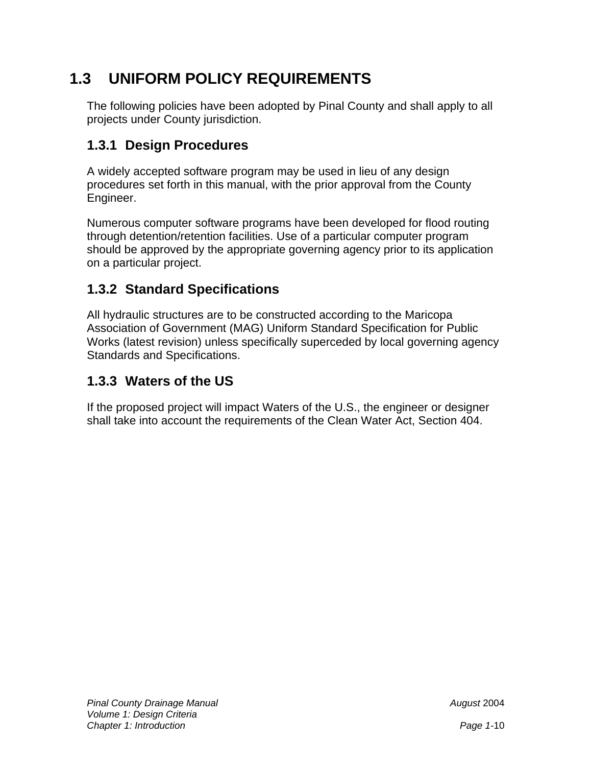## 1.3 UNIFORM POLICY REQUIREMENTS

The following policies have been adopted by Pinal County and shall apply to all projects under County jurisdiction.

### 1.3.1 Design Procedures

A widely accepted software program may be used in lieu of any design procedures set forth in this manual, with the prior approval from the County Engineer.

Numerous computer software programs have been developed for flood routing through detention/retention facilities. Use of a particular computer program should be approved by the appropriate governing agency prior to its application on a particular project.

### 1.3.2 Standard Specifications

All hydraulic structures are to be constructed according to the Maricopa Association of Government (MAG) Uniform Standard Specification for Public Works (latest revision) unless specifically superceded by local governing agency Standards and Specifications.

### 1.3.3 Waters of the US

If the proposed project will impact Waters of the U.S., the engineer or designer shall take into account the requirements of the Clean Water Act, Section 404.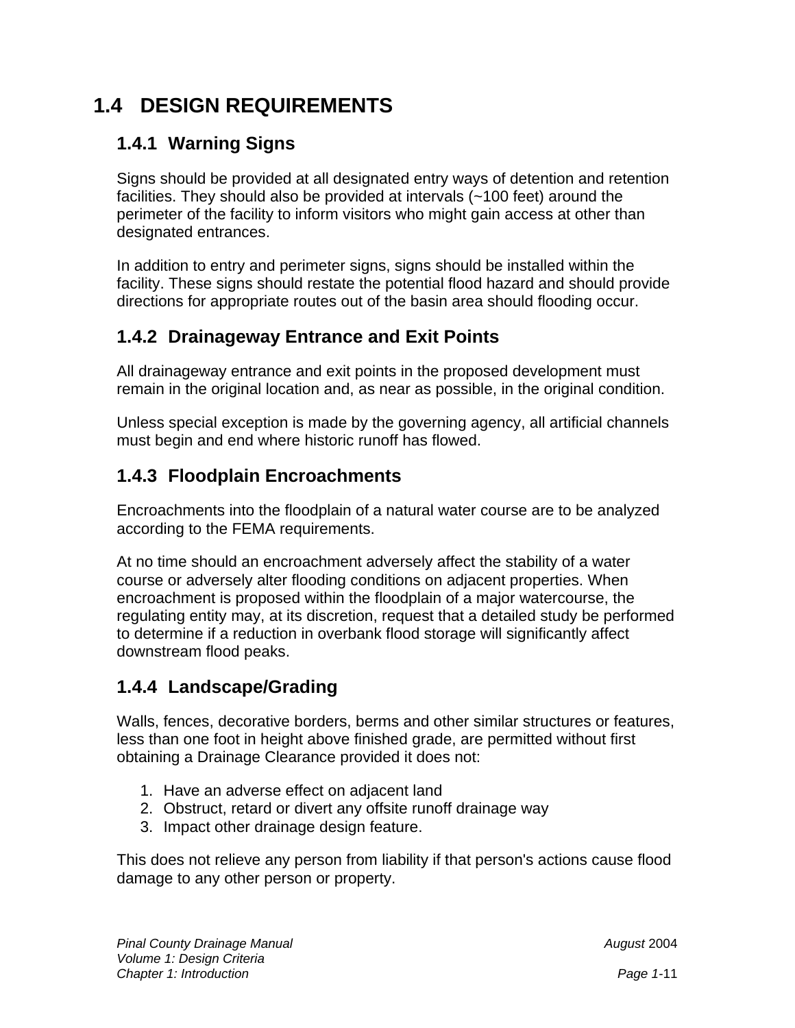## 1.4 DESIGN REQUIREMENTS

### 1.4.1 Warning Signs

Signs should be provided at all designated entry ways of detention and retention facilities. They should also be provided at intervals (~100 feet) around the perimeter of the facility to inform visitors who might gain access at other than designated entrances.

In addition to entry and perimeter signs, signs should be installed within the facility. These signs should restate the potential flood hazard and should provide directions for appropriate routes out of the basin area should flooding occur.

### 1.4.2 Drainageway Entrance and Exit Points

All drainageway entrance and exit points in the proposed development must remain in the original location and, as near as possible, in the original condition.

Unless special exception is made by the governing agency, all artificial channels must begin and end where historic runoff has flowed.

### 1.4.3 Floodplain Encroachments

Encroachments into the floodplain of a natural water course are to be analyzed according to the FEMA requirements.

At no time should an encroachment adversely affect the stability of a water course or adversely alter flooding conditions on adjacent properties. When encroachment is proposed within the floodplain of a major watercourse, the regulating entity may, at its discretion, request that a detailed study be performed to determine if a reduction in overbank flood storage will significantly affect downstream flood peaks.

### 1.4.4 Landscape/Grading

Walls, fences, decorative borders, berms and other similar structures or features, less than one foot in height above finished grade, are permitted without first obtaining a Drainage Clearance provided it does not:

1. Have an adverse effect on adjacent land
2. Obstruct, retard or divert any offsite runoff drainage way
3. Impact other drainage design feature.

This does not relieve any person from liability if that person's actions cause flood damage to any other person or property.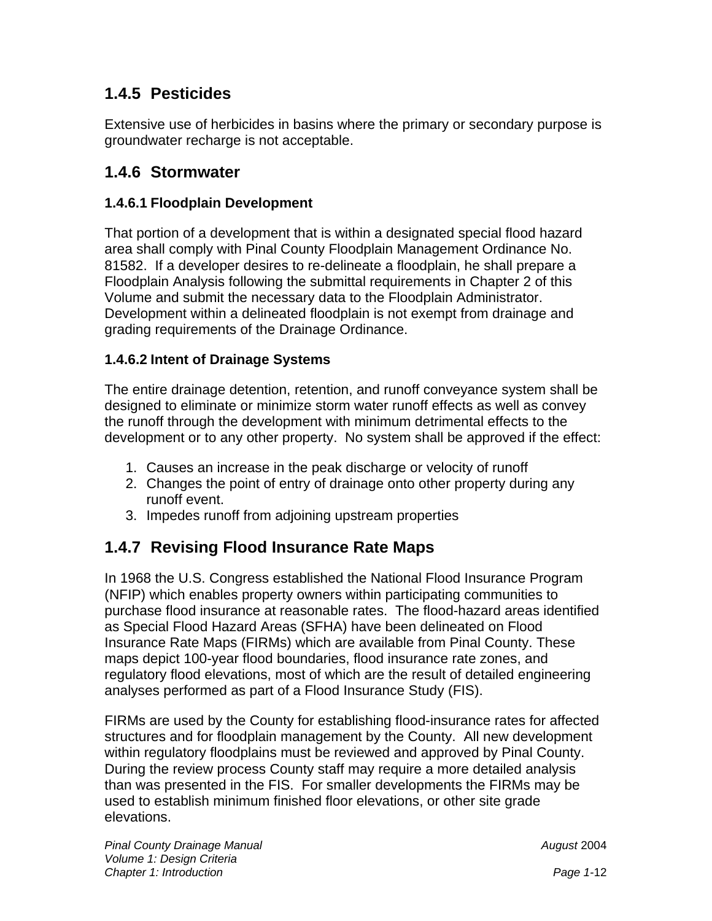### 1.4.5 Pesticides

Extensive use of herbicides in basins where the primary or secondary purpose is groundwater recharge is not acceptable.

### 1.4.6 Stormwater

#### 1.4.6.1 Floodplain Development

That portion of a development that is within a designated special flood hazard area shall comply with Pinal County Floodplain Management Ordinance No. 81582. If a developer desires to re-delineate a floodplain, he shall prepare a Floodplain Analysis following the submittal requirements in Chapter 2 of this Volume and submit the necessary data to the Floodplain Administrator. Development within a delineated floodplain is not exempt from drainage and grading requirements of the Drainage Ordinance.

#### 1.4.6.2 Intent of Drainage Systems

The entire drainage detention, retention, and runoff conveyance system shall be designed to eliminate or minimize storm water runoff effects as well as convey the runoff through the development with minimum detrimental effects to the development or to any other property. No system shall be approved if the effect:

1. Causes an increase in the peak discharge or velocity of runoff
2. Changes the point of entry of drainage onto other property during any runoff event.
3. Impedes runoff from adjoining upstream properties

### 1.4.7 Revising Flood Insurance Rate Maps

In 1968 the U.S. Congress established the National Flood Insurance Program (NFIP) which enables property owners within participating communities to purchase flood insurance at reasonable rates. The flood-hazard areas identified as Special Flood Hazard Areas (SFHA) have been delineated on Flood Insurance Rate Maps (FIRMs) which are available from Pinal County. These maps depict 100-year flood boundaries, flood insurance rate zones, and regulatory flood elevations, most of which are the result of detailed engineering analyses performed as part of a Flood Insurance Study (FIS).

FIRMs are used by the County for establishing flood-insurance rates for affected structures and for floodplain management by the County. All new development within regulatory floodplains must be reviewed and approved by Pinal County. During the review process County staff may require a more detailed analysis than was presented in the FIS. For smaller developments the FIRMs may be used to establish minimum finished floor elevations, or other site grade elevations.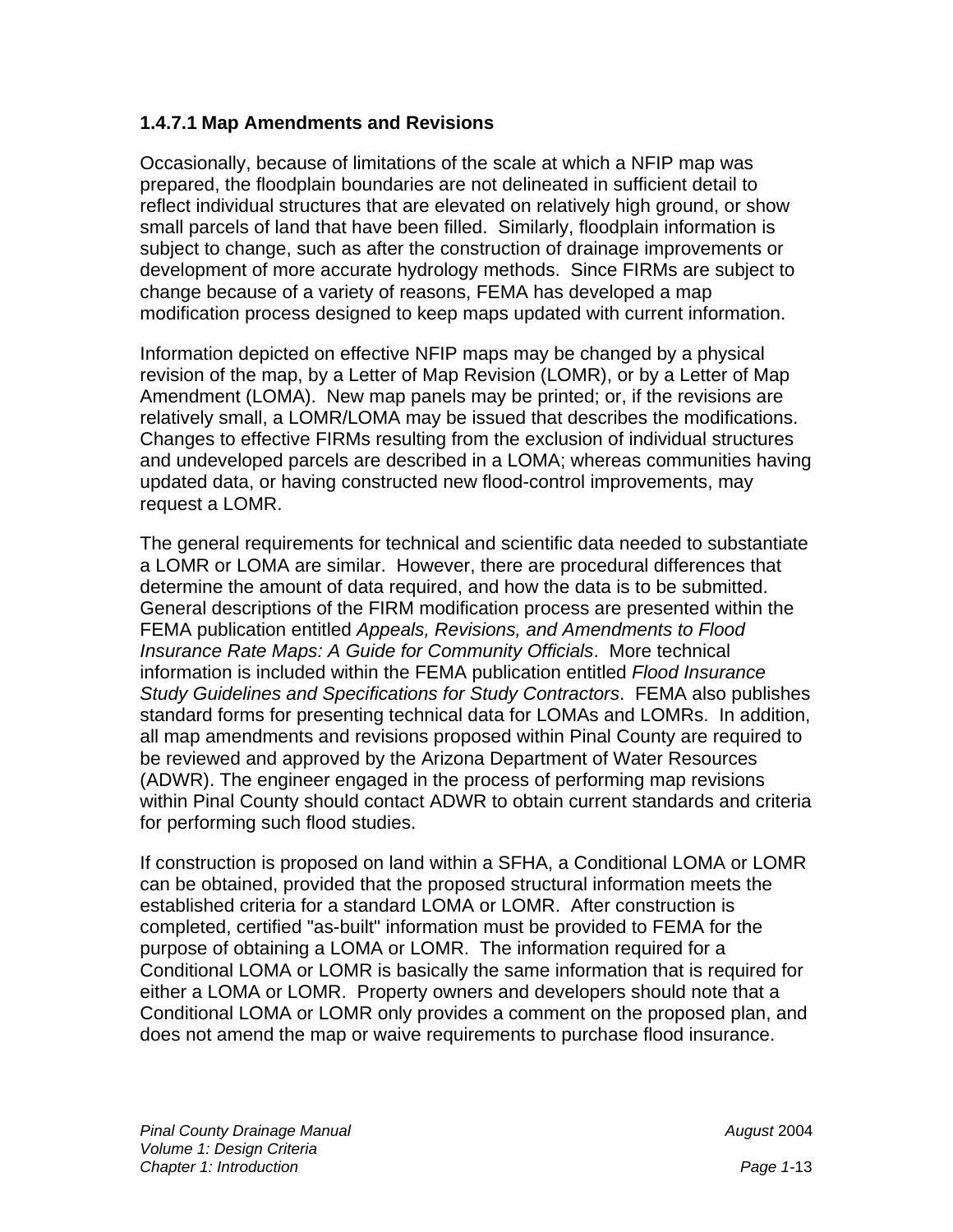#### 1.4.7.1 Map Amendments and Revisions

Occasionally, because of limitations of the scale at which a NFIP map was prepared, the floodplain boundaries are not delineated in sufficient detail to reflect individual structures that are elevated on relatively high ground, or show small parcels of land that have been filled. Similarly, floodplain information is subject to change, such as after the construction of drainage improvements or development of more accurate hydrology methods. Since FIRMs are subject to change because of a variety of reasons, FEMA has developed a map modification process designed to keep maps updated with current information.

Information depicted on effective NFIP maps may be changed by a physical revision of the map, by a Letter of Map Revision (LOMR), or by a Letter of Map Amendment (LOMA). New map panels may be printed; or, if the revisions are relatively small, a LOMR/LOMA may be issued that describes the modifications. Changes to effective FIRMs resulting from the exclusion of individual structures and undeveloped parcels are described in a LOMA; whereas communities having updated data, or having constructed new flood-control improvements, may request a LOMR.

The general requirements for technical and scientific data needed to substantiate a LOMR or LOMA are similar. However, there are procedural differences that determine the amount of data required, and how the data is to be submitted. General descriptions of the FIRM modification process are presented within the FEMA publication entitled *Appeals, Revisions, and Amendments to Flood Insurance Rate Maps: A Guide for Community Officials*. More technical information is included within the FEMA publication entitled *Flood Insurance Study Guidelines and Specifications for Study Contractors*. FEMA also publishes standard forms for presenting technical data for LOMAs and LOMRs. In addition, all map amendments and revisions proposed within Pinal County are required to be reviewed and approved by the Arizona Department of Water Resources (ADWR). The engineer engaged in the process of performing map revisions within Pinal County should contact ADWR to obtain current standards and criteria for performing such flood studies.

If construction is proposed on land within a SFHA, a Conditional LOMA or LOMR can be obtained, provided that the proposed structural information meets the established criteria for a standard LOMA or LOMR. After construction is completed, certified "as-built" information must be provided to FEMA for the purpose of obtaining a LOMA or LOMR. The information required for a Conditional LOMA or LOMR is basically the same information that is required for either a LOMA or LOMR. Property owners and developers should note that a Conditional LOMA or LOMR only provides a comment on the proposed plan, and does not amend the map or waive requirements to purchase flood insurance.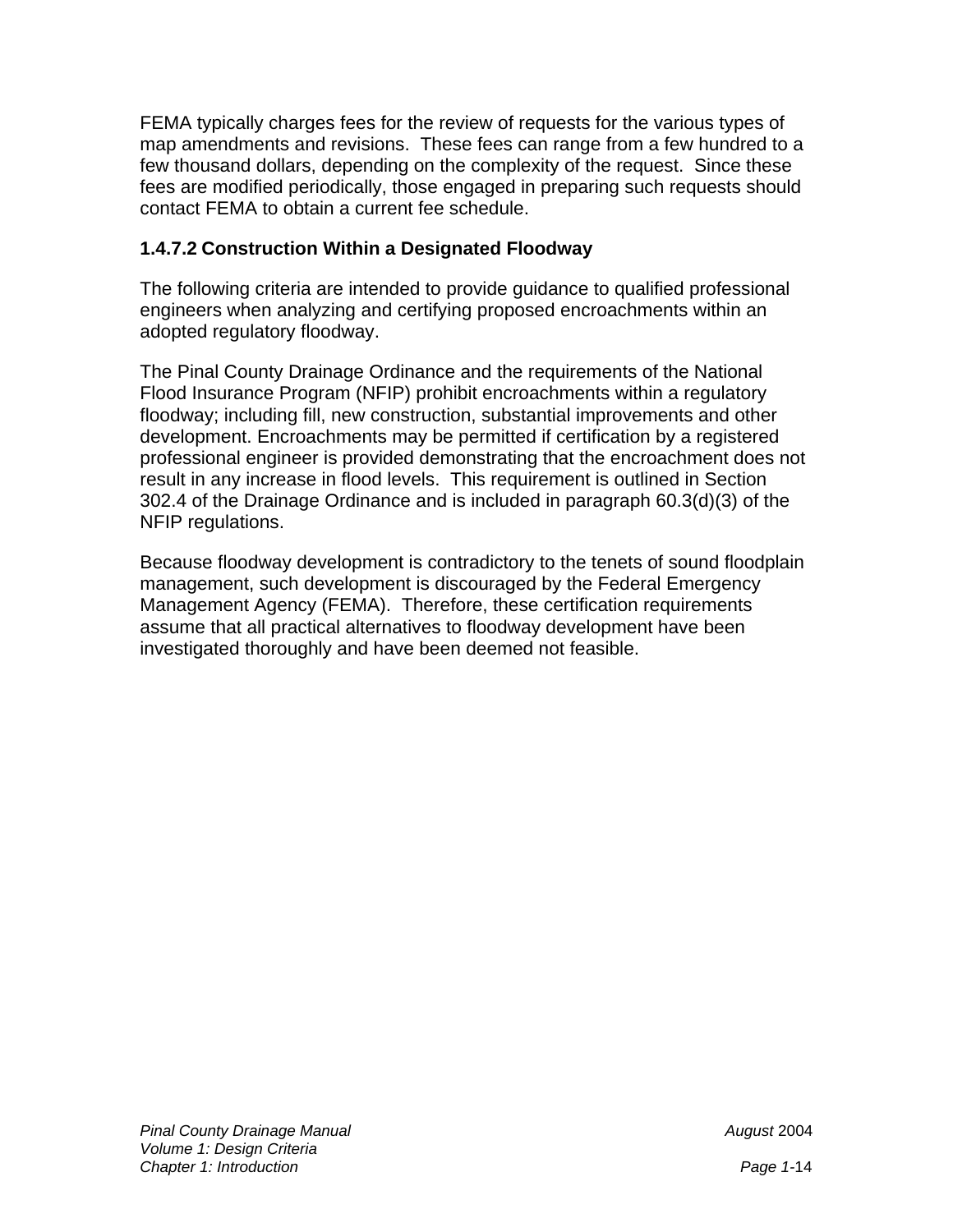FEMA typically charges fees for the review of requests for the various types of map amendments and revisions. These fees can range from a few hundred to a few thousand dollars, depending on the complexity of the request. Since these fees are modified periodically, those engaged in preparing such requests should contact FEMA to obtain a current fee schedule.

#### 1.4.7.2 Construction Within a Designated Floodway

The following criteria are intended to provide guidance to qualified professional engineers when analyzing and certifying proposed encroachments within an adopted regulatory floodway.

The Pinal County Drainage Ordinance and the requirements of the National Flood Insurance Program (NFIP) prohibit encroachments within a regulatory floodway; including fill, new construction, substantial improvements and other development. Encroachments may be permitted if certification by a registered professional engineer is provided demonstrating that the encroachment does not result in any increase in flood levels. This requirement is outlined in Section 302.4 of the Drainage Ordinance and is included in paragraph 60.3(d)(3) of the NFIP regulations.

Because floodway development is contradictory to the tenets of sound floodplain management, such development is discouraged by the Federal Emergency Management Agency (FEMA). Therefore, these certification requirements assume that all practical alternatives to floodway development have been investigated thoroughly and have been deemed not feasible.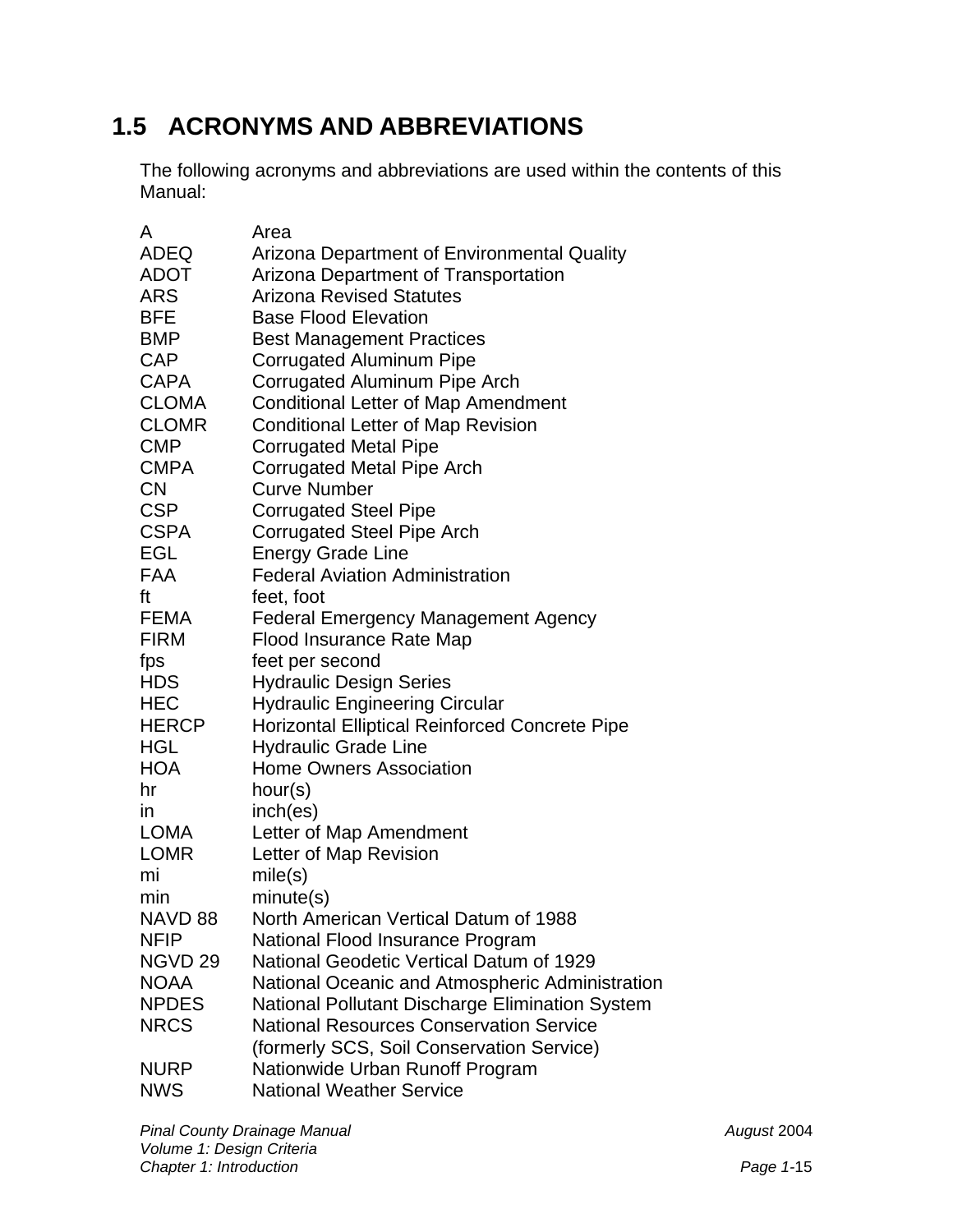## 1.5 ACRONYMS AND ABBREVIATIONS

The following acronyms and abbreviations are used within the contents of this Manual:

| | |
|---|---|
| A | Area |
| ADEQ | Arizona Department of Environmental Quality |
| ADOT | Arizona Department of Transportation |
| ARS | Arizona Revised Statutes |
| BFE | Base Flood Elevation |
| BMP | Best Management Practices |
| CAP | Corrugated Aluminum Pipe |
| CAPA | Corrugated Aluminum Pipe Arch |
| CLOMA | Conditional Letter of Map Amendment |
| CLOMR | Conditional Letter of Map Revision |
| CMP | Corrugated Metal Pipe |
| CMPA | Corrugated Metal Pipe Arch |
| CN | Curve Number |
| CSP | Corrugated Steel Pipe |
| CSPA | Corrugated Steel Pipe Arch |
| EGL | Energy Grade Line |
| FAA | Federal Aviation Administration |
| ft | feet, foot |
| FEMA | Federal Emergency Management Agency |
| FIRM | Flood Insurance Rate Map |
| fps | feet per second |
| HDS | Hydraulic Design Series |
| HEC | Hydraulic Engineering Circular |
| HERCP | Horizontal Elliptical Reinforced Concrete Pipe |
| HGL | Hydraulic Grade Line |
| HOA | Home Owners Association |
| hr | hour(s) |
| in | inch(es) |
| LOMA | Letter of Map Amendment |
| LOMR | Letter of Map Revision |
| mi | mile(s) |
| min | minute(s) |
| NAVD 88 | North American Vertical Datum of 1988 |
| NFIP | National Flood Insurance Program |
| NGVD 29 | National Geodetic Vertical Datum of 1929 |
| NOAA | National Oceanic and Atmospheric Administration |
| NPDES | National Pollutant Discharge Elimination System |
| NRCS | National Resources Conservation Service (formerly SCS, Soil Conservation Service) |
| NURP | Nationwide Urban Runoff Program |
| NWS | National Weather Service |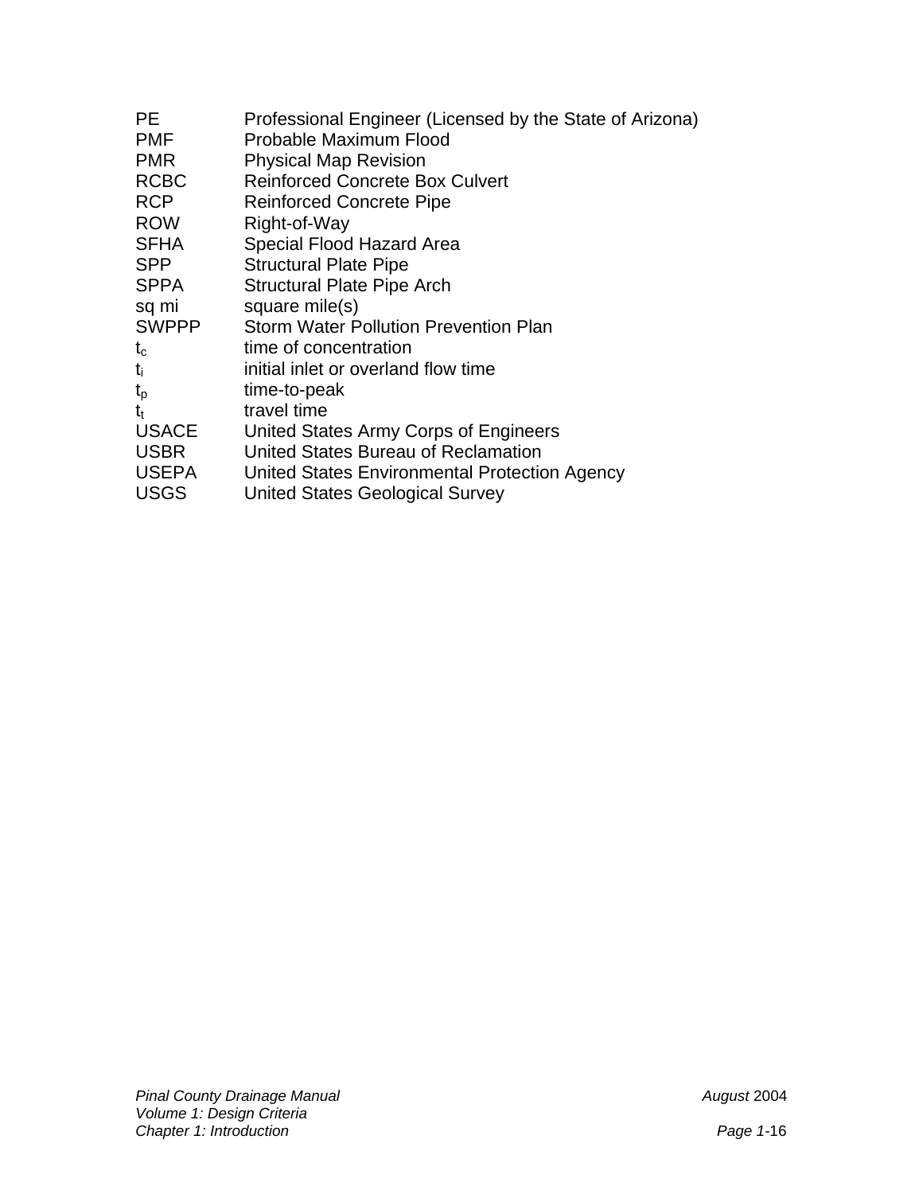| | |
|---|---|
| PE | Professional Engineer (Licensed by the State of Arizona) |
| PMF | Probable Maximum Flood |
| PMR | Physical Map Revision |
| RCBC | Reinforced Concrete Box Culvert |
| RCP | Reinforced Concrete Pipe |
| ROW | Right-of-Way |
| SFHA | Special Flood Hazard Area |
| SPP | Structural Plate Pipe |
| SPPA | Structural Plate Pipe Arch |
| sq mi | square mile(s) |
| SWPPP | Storm Water Pollution Prevention Plan |
| $t_c$ | time of concentration |
| $t_i$ | initial inlet or overland flow time |
| $t_p$ | time-to-peak |
| $t_t$ | travel time |
| USACE | United States Army Corps of Engineers |
| USBR | United States Bureau of Reclamation |
| USEPA | United States Environmental Protection Agency |
| USGS | United States Geological Survey |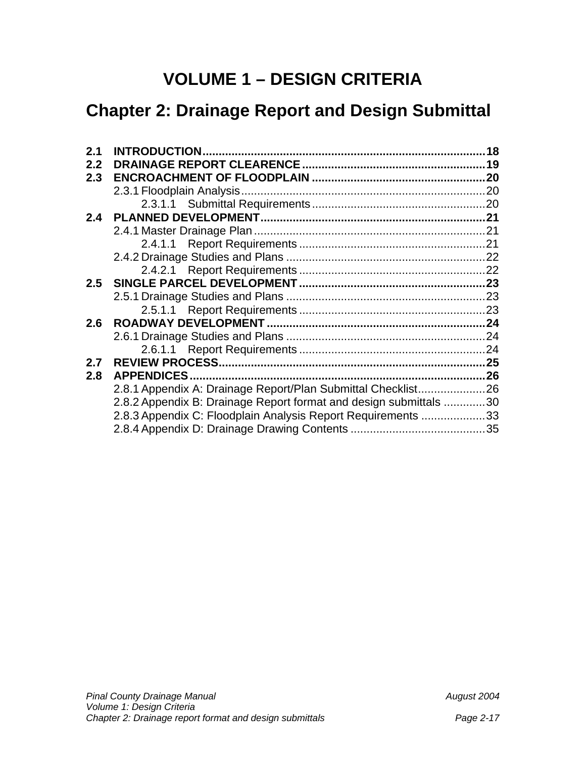# VOLUME 1 – DESIGN CRITERIA

## Chapter 2: Drainage Report and Design Submittal

**2.1 INTRODUCTION** .......... **18**
**2.2 DRAINAGE REPORT CLEARENCE** .......... **19**
**2.3 ENCROACHMENT OF FLOODPLAIN** .......... **20**
2.3.1 Floodplain Analysis .......... 20
2.3.1.1 Submittal Requirements .......... 20
**2.4 PLANNED DEVELOPMENT** .......... **21**
2.4.1 Master Drainage Plan .......... 21
2.4.1.1 Report Requirements .......... 21
2.4.2 Drainage Studies and Plans .......... 22
2.4.2.1 Report Requirements .......... 22
**2.5 SINGLE PARCEL DEVELOPMENT** .......... **23**
2.5.1 Drainage Studies and Plans .......... 23
2.5.1.1 Report Requirements .......... 23
**2.6 ROADWAY DEVELOPMENT** .......... **24**
2.6.1 Drainage Studies and Plans .......... 24
2.6.1.1 Report Requirements .......... 24
**2.7 REVIEW PROCESS** .......... **25**
**2.8 APPENDICES** .......... **26**
2.8.1 Appendix A: Drainage Report/Plan Submittal Checklist .......... 26
2.8.2 Appendix B: Drainage Report format and design submittals .......... 30
2.8.3 Appendix C: Floodplain Analysis Report Requirements .......... 33
2.8.4 Appendix D: Drainage Drawing Contents .......... 35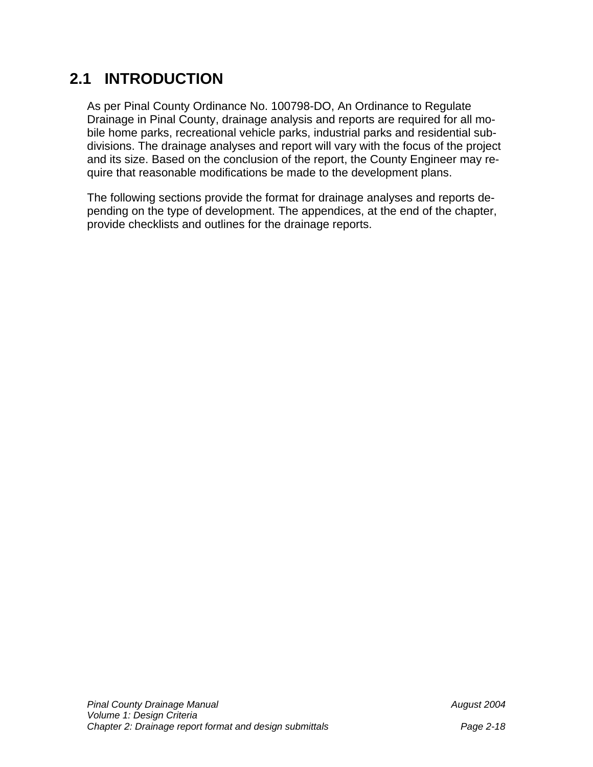## 2.1 INTRODUCTION

As per Pinal County Ordinance No. 100798-DO, An Ordinance to Regulate Drainage in Pinal County, drainage analysis and reports are required for all mobile home parks, recreational vehicle parks, industrial parks and residential subdivisions. The drainage analyses and report will vary with the focus of the project and its size. Based on the conclusion of the report, the County Engineer may require that reasonable modifications be made to the development plans.

The following sections provide the format for drainage analyses and reports depending on the type of development. The appendices, at the end of the chapter, provide checklists and outlines for the drainage reports.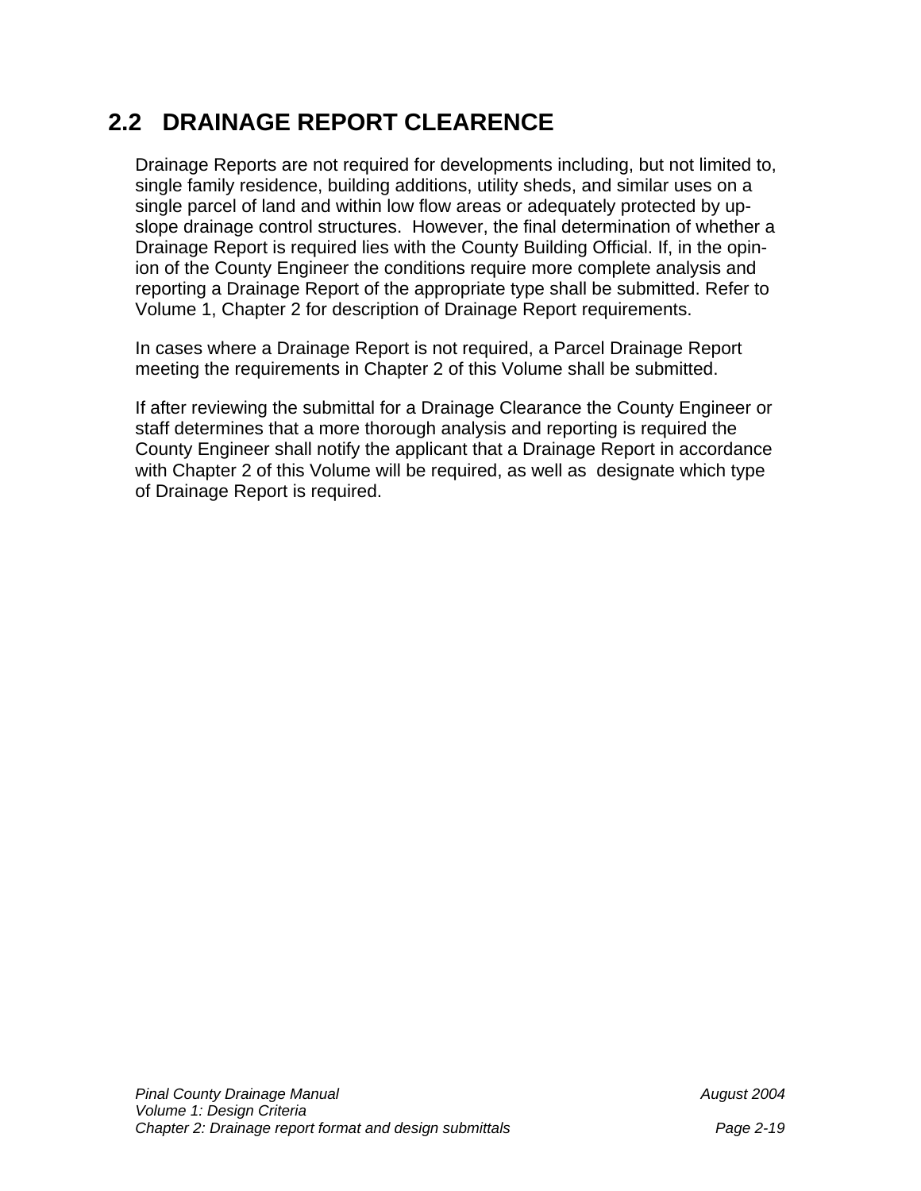## 2.2 DRAINAGE REPORT CLEARENCE

Drainage Reports are not required for developments including, but not limited to, single family residence, building additions, utility sheds, and similar uses on a single parcel of land and within low flow areas or adequately protected by up-slope drainage control structures. However, the final determination of whether a Drainage Report is required lies with the County Building Official. If, in the opinion of the County Engineer the conditions require more complete analysis and reporting a Drainage Report of the appropriate type shall be submitted. Refer to Volume 1, Chapter 2 for description of Drainage Report requirements.

In cases where a Drainage Report is not required, a Parcel Drainage Report meeting the requirements in Chapter 2 of this Volume shall be submitted.

If after reviewing the submittal for a Drainage Clearance the County Engineer or staff determines that a more thorough analysis and reporting is required the County Engineer shall notify the applicant that a Drainage Report in accordance with Chapter 2 of this Volume will be required, as well as designate which type of Drainage Report is required.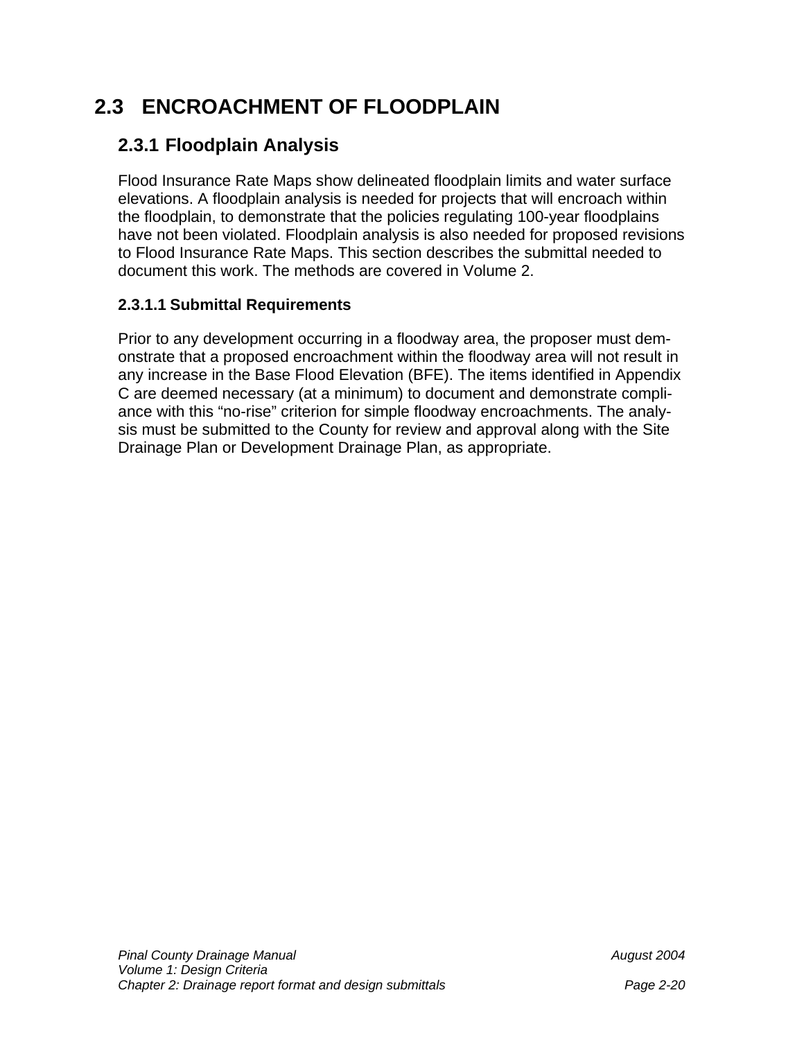## 2.3 ENCROACHMENT OF FLOODPLAIN

### 2.3.1 Floodplain Analysis

Flood Insurance Rate Maps show delineated floodplain limits and water surface elevations. A floodplain analysis is needed for projects that will encroach within the floodplain, to demonstrate that the policies regulating 100-year floodplains have not been violated. Floodplain analysis is also needed for proposed revisions to Flood Insurance Rate Maps. This section describes the submittal needed to document this work. The methods are covered in Volume 2.

#### 2.3.1.1 Submittal Requirements

Prior to any development occurring in a floodway area, the proposer must demonstrate that a proposed encroachment within the floodway area will not result in any increase in the Base Flood Elevation (BFE). The items identified in Appendix C are deemed necessary (at a minimum) to document and demonstrate compliance with this "no-rise" criterion for simple floodway encroachments. The analysis must be submitted to the County for review and approval along with the Site Drainage Plan or Development Drainage Plan, as appropriate.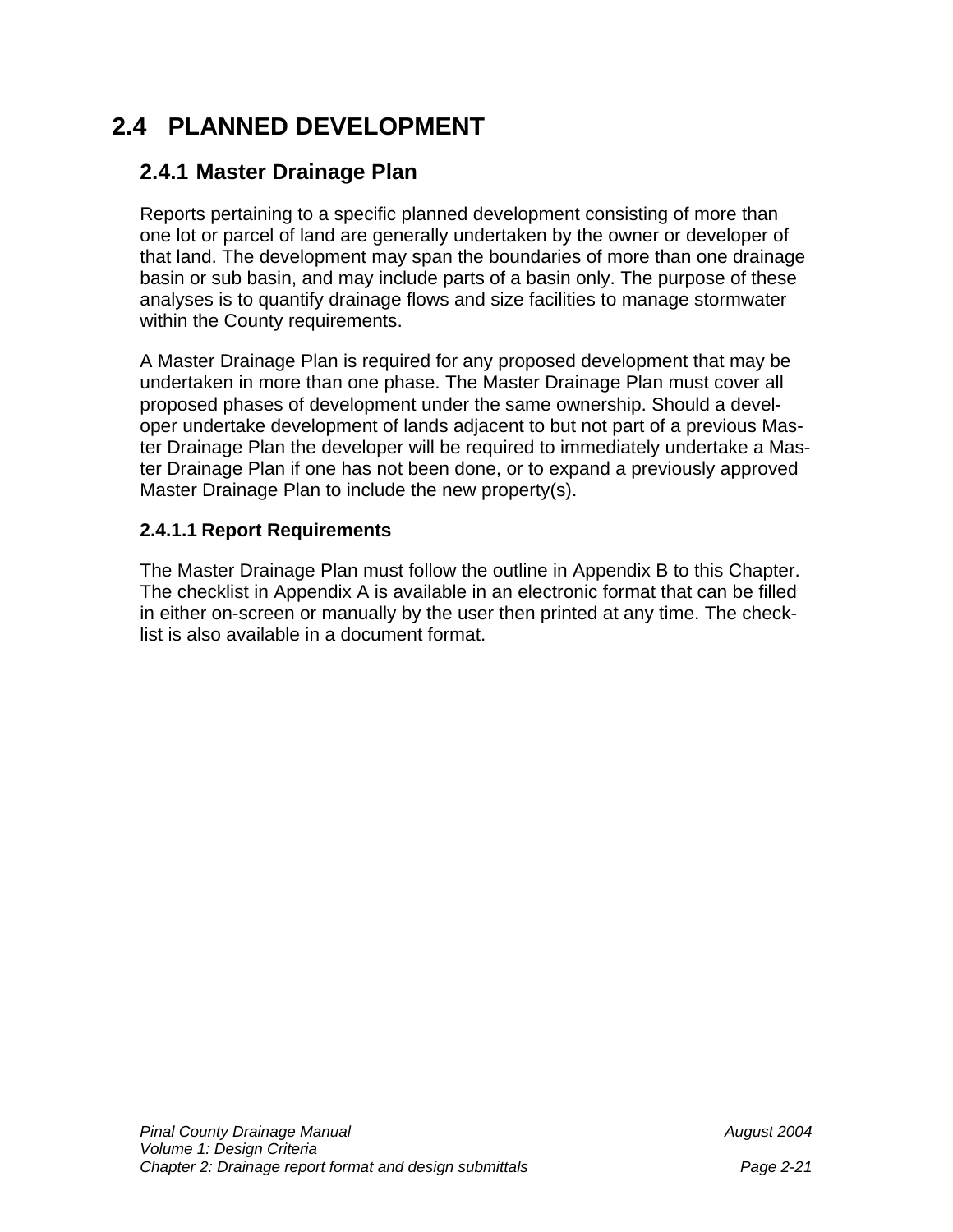# 2.4 PLANNED DEVELOPMENT

## 2.4.1 Master Drainage Plan

Reports pertaining to a specific planned development consisting of more than one lot or parcel of land are generally undertaken by the owner or developer of that land. The development may span the boundaries of more than one drainage basin or sub basin, and may include parts of a basin only. The purpose of these analyses is to quantify drainage flows and size facilities to manage stormwater within the County requirements.

A Master Drainage Plan is required for any proposed development that may be undertaken in more than one phase. The Master Drainage Plan must cover all proposed phases of development under the same ownership. Should a developer undertake development of lands adjacent to but not part of a previous Master Drainage Plan the developer will be required to immediately undertake a Master Drainage Plan if one has not been done, or to expand a previously approved Master Drainage Plan to include the new property(s).

### 2.4.1.1 Report Requirements

The Master Drainage Plan must follow the outline in Appendix B to this Chapter. The checklist in Appendix A is available in an electronic format that can be filled in either on-screen or manually by the user then printed at any time. The checklist is also available in a document format.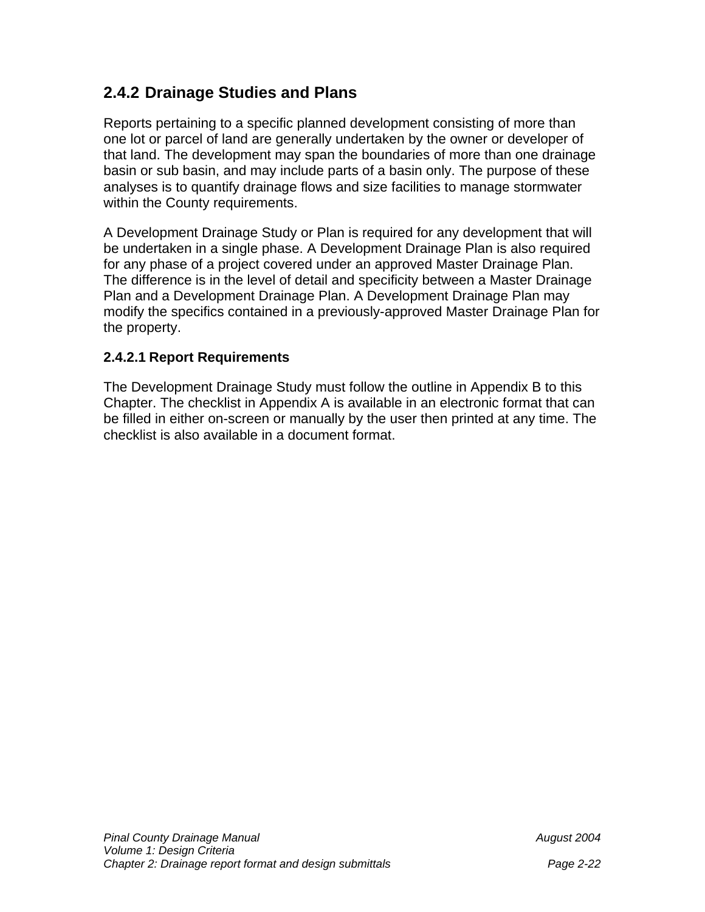## 2.4.2 Drainage Studies and Plans

Reports pertaining to a specific planned development consisting of more than one lot or parcel of land are generally undertaken by the owner or developer of that land. The development may span the boundaries of more than one drainage basin or sub basin, and may include parts of a basin only. The purpose of these analyses is to quantify drainage flows and size facilities to manage stormwater within the County requirements.

A Development Drainage Study or Plan is required for any development that will be undertaken in a single phase. A Development Drainage Plan is also required for any phase of a project covered under an approved Master Drainage Plan. The difference is in the level of detail and specificity between a Master Drainage Plan and a Development Drainage Plan. A Development Drainage Plan may modify the specifics contained in a previously-approved Master Drainage Plan for the property.

### 2.4.2.1 Report Requirements

The Development Drainage Study must follow the outline in Appendix B to this Chapter. The checklist in Appendix A is available in an electronic format that can be filled in either on-screen or manually by the user then printed at any time. The checklist is also available in a document format.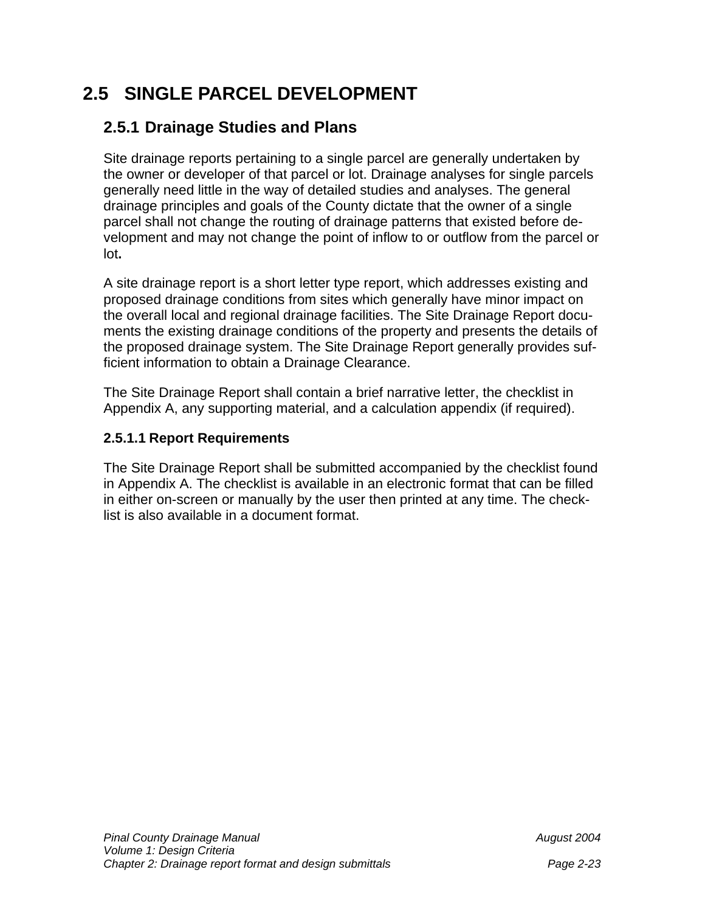# 2.5 SINGLE PARCEL DEVELOPMENT

## 2.5.1 Drainage Studies and Plans

Site drainage reports pertaining to a single parcel are generally undertaken by the owner or developer of that parcel or lot. Drainage analyses for single parcels generally need little in the way of detailed studies and analyses. The general drainage principles and goals of the County dictate that the owner of a single parcel shall not change the routing of drainage patterns that existed before development and may not change the point of inflow to or outflow from the parcel or lot**.**

A site drainage report is a short letter type report, which addresses existing and proposed drainage conditions from sites which generally have minor impact on the overall local and regional drainage facilities. The Site Drainage Report documents the existing drainage conditions of the property and presents the details of the proposed drainage system. The Site Drainage Report generally provides sufficient information to obtain a Drainage Clearance.

The Site Drainage Report shall contain a brief narrative letter, the checklist in Appendix A, any supporting material, and a calculation appendix (if required).

### 2.5.1.1 Report Requirements

The Site Drainage Report shall be submitted accompanied by the checklist found in Appendix A. The checklist is available in an electronic format that can be filled in either on-screen or manually by the user then printed at any time. The checklist is also available in a document format.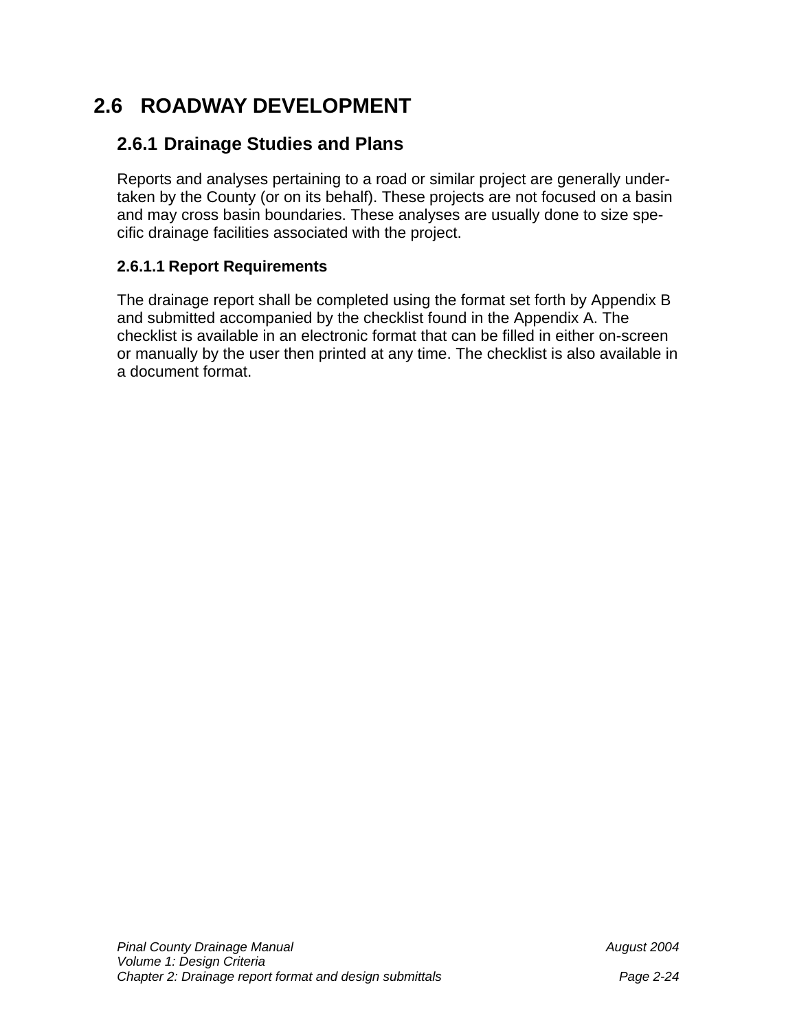## 2.6 ROADWAY DEVELOPMENT

### 2.6.1 Drainage Studies and Plans

Reports and analyses pertaining to a road or similar project are generally undertaken by the County (or on its behalf). These projects are not focused on a basin and may cross basin boundaries. These analyses are usually done to size specific drainage facilities associated with the project.

#### 2.6.1.1 Report Requirements

The drainage report shall be completed using the format set forth by Appendix B and submitted accompanied by the checklist found in the Appendix A. The checklist is available in an electronic format that can be filled in either on-screen or manually by the user then printed at any time. The checklist is also available in a document format.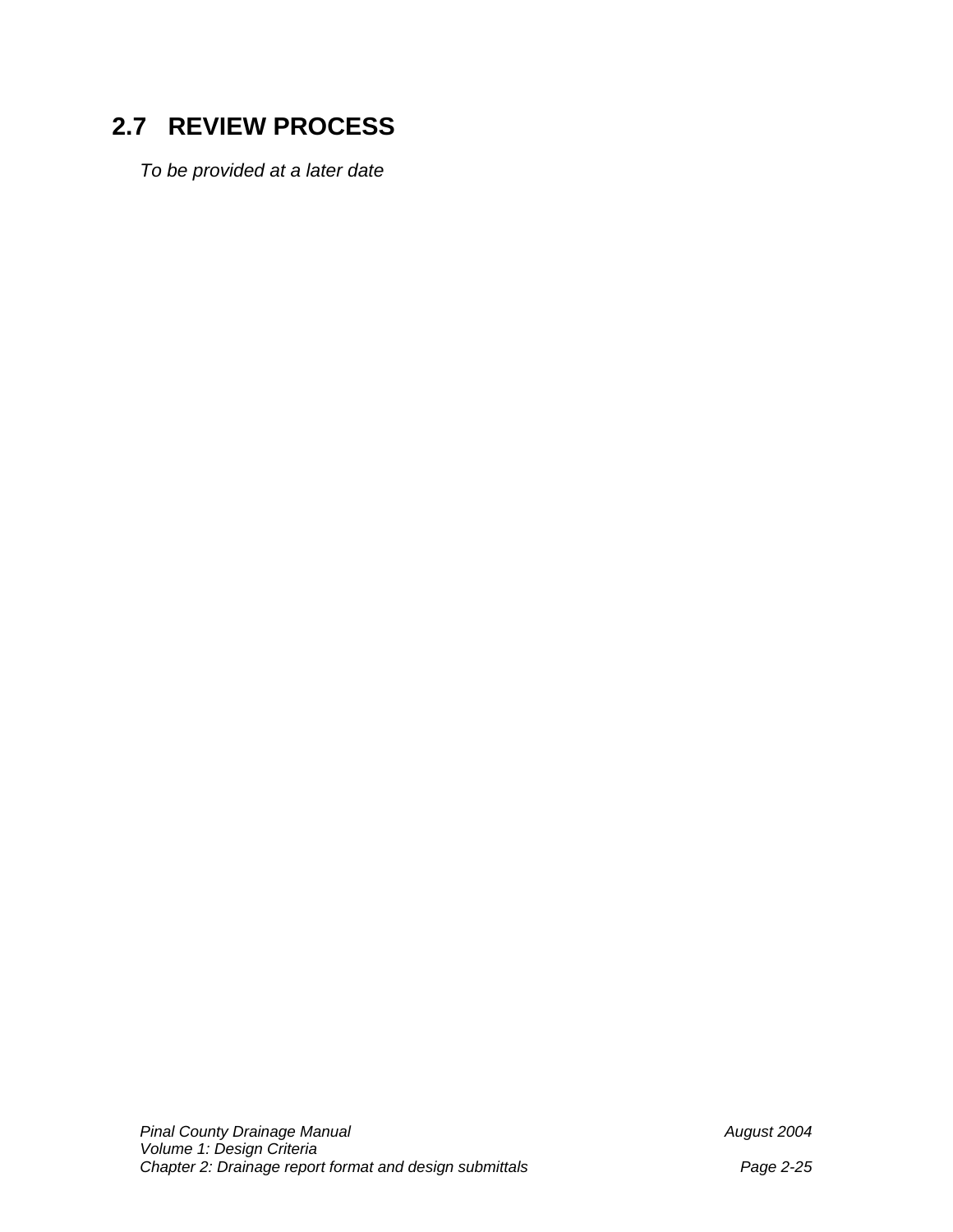## 2.7 REVIEW PROCESS

*To be provided at a later date*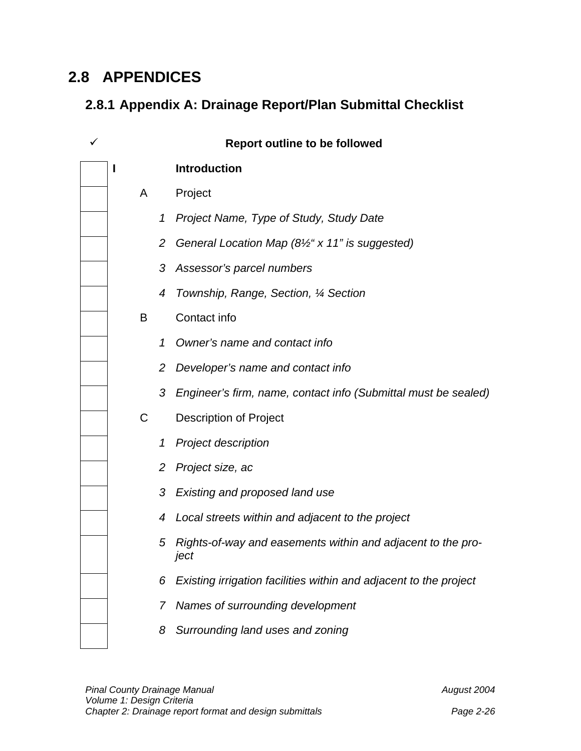## 2.8 APPENDICES

### 2.8.1 Appendix A: Drainage Report/Plan Submittal Checklist

| ✓ | | | Report outline to be followed |
|---|---|---|---|
| | **I** | | **Introduction** |
| | A | | Project |
| | | *1* | *Project Name, Type of Study, Study Date* |
| | | *2* | *General Location Map (8½“ x 11” is suggested)* |
| | | *3* | *Assessor’s parcel numbers* |
| | | *4* | *Township, Range, Section, ¼ Section* |
| | B | | Contact info |
| | | *1* | *Owner’s name and contact info* |
| | | *2* | *Developer’s name and contact info* |
| | | *3* | *Engineer’s firm, name, contact info (Submittal must be sealed)* |
| | C | | Description of Project |
| | | *1* | *Project description* |
| | | *2* | *Project size, ac* |
| | | *3* | *Existing and proposed land use* |
| | | *4* | *Local streets within and adjacent to the project* |
| | | *5* | *Rights-of-way and easements within and adjacent to the project* |
| | | *6* | *Existing irrigation facilities within and adjacent to the project* |
| | | *7* | *Names of surrounding development* |
| | | *8* | *Surrounding land uses and zoning* |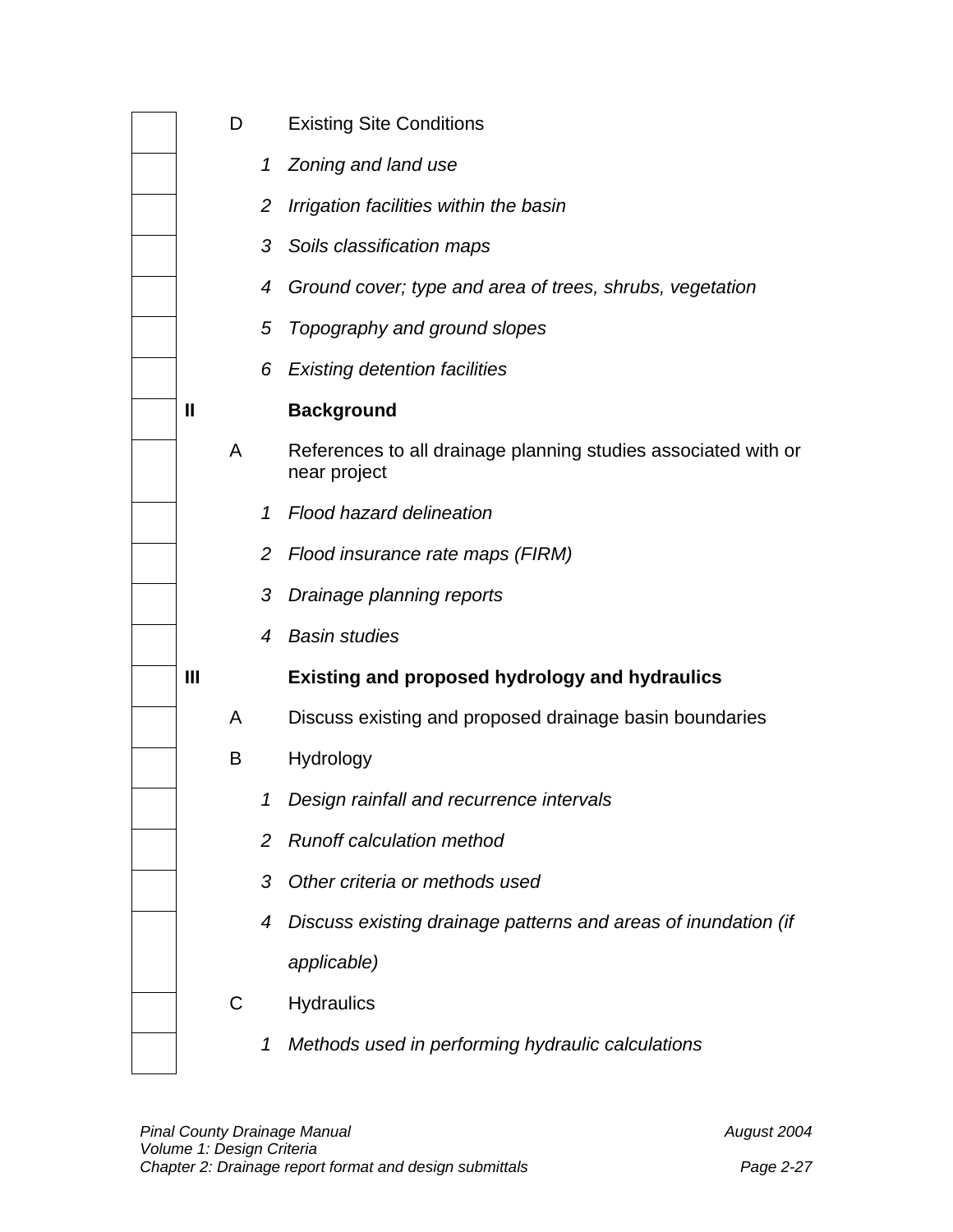| | | | | |
|---|---|---|---|---|
| ☐ | | D | | Existing Site Conditions |
| ☐ | | | 1 | *Zoning and land use* |
| ☐ | | | 2 | *Irrigation facilities within the basin* |
| ☐ | | | 3 | *Soils classification maps* |
| ☐ | | | 4 | *Ground cover; type and area of trees, shrubs, vegetation* |
| ☐ | | | 5 | *Topography and ground slopes* |
| ☐ | | | 6 | *Existing detention facilities* |
| ☐ | **II** | | | **Background** |
| ☐ | | A | | References to all drainage planning studies associated with or near project |
| ☐ | | | 1 | *Flood hazard delineation* |
| ☐ | | | 2 | *Flood insurance rate maps (FIRM)* |
| ☐ | | | 3 | *Drainage planning reports* |
| ☐ | | | 4 | *Basin studies* |
| ☐ | **III** | | | **Existing and proposed hydrology and hydraulics** |
| ☐ | | A | | Discuss existing and proposed drainage basin boundaries |
| ☐ | | B | | Hydrology |
| ☐ | | | 1 | *Design rainfall and recurrence intervals* |
| ☐ | | | 2 | *Runoff calculation method* |
| ☐ | | | 3 | *Other criteria or methods used* |
| ☐ | | | 4 | *Discuss existing drainage patterns and areas of inundation (if applicable)* |
| ☐ | | C | | Hydraulics |
| ☐ | | | 1 | *Methods used in performing hydraulic calculations* |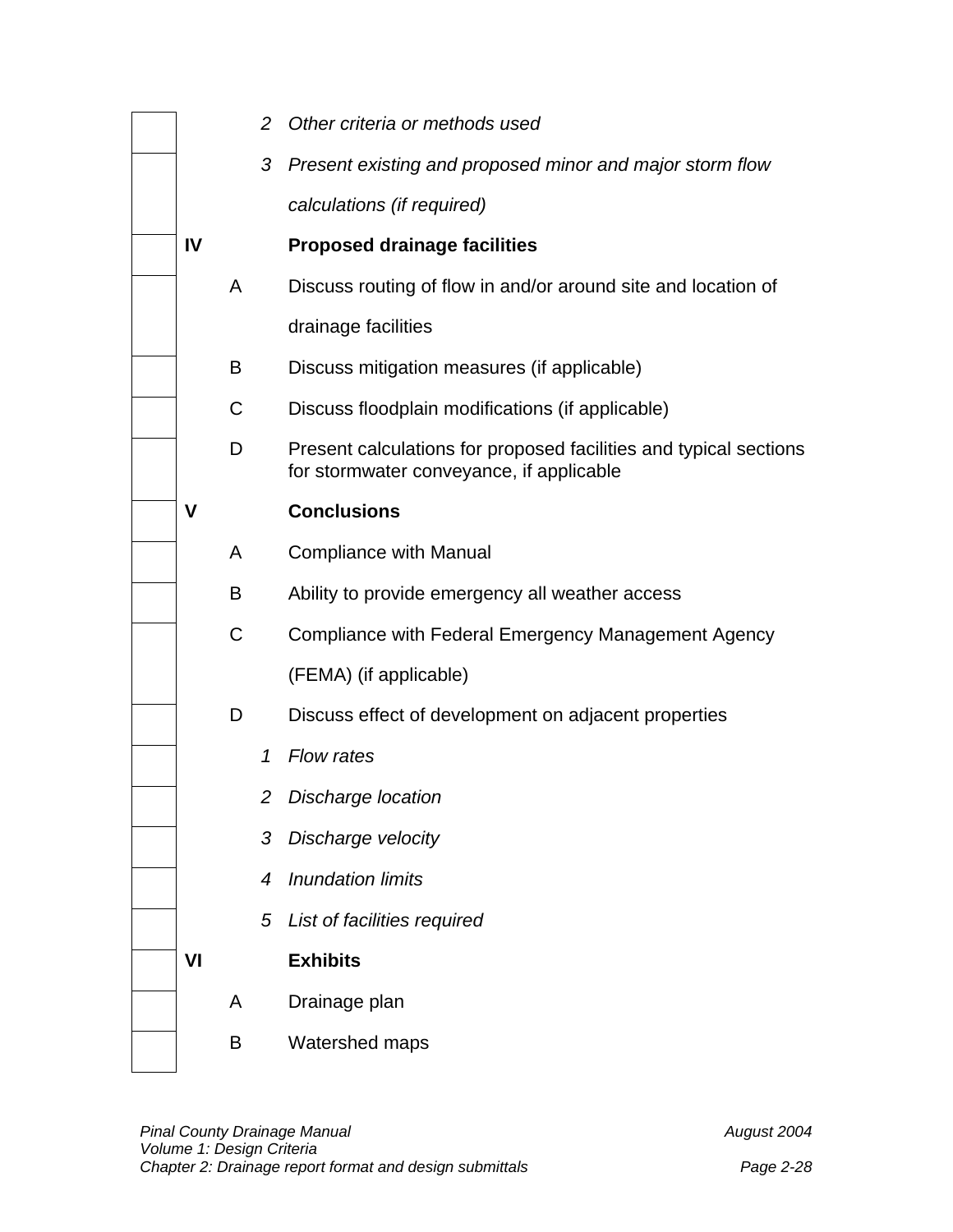| | | | | |
|---|---|---|---|---|
| ☐ | | | *2* | *Other criteria or methods used* |
| ☐ | | | *3* | *Present existing and proposed minor and major storm flow calculations (if required)* |
| ☐ | **IV** | | | **Proposed drainage facilities** |
| ☐ | | A | | Discuss routing of flow in and/or around site and location of drainage facilities |
| ☐ | | B | | Discuss mitigation measures (if applicable) |
| ☐ | | C | | Discuss floodplain modifications (if applicable) |
| ☐ | | D | | Present calculations for proposed facilities and typical sections for stormwater conveyance, if applicable |
| ☐ | **V** | | | **Conclusions** |
| ☐ | | A | | Compliance with Manual |
| ☐ | | B | | Ability to provide emergency all weather access |
| ☐ | | C | | Compliance with Federal Emergency Management Agency (FEMA) (if applicable) |
| ☐ | | D | | Discuss effect of development on adjacent properties |
| ☐ | | | *1* | *Flow rates* |
| ☐ | | | *2* | *Discharge location* |
| ☐ | | | *3* | *Discharge velocity* |
| ☐ | | | *4* | *Inundation limits* |
| ☐ | | | *5* | *List of facilities required* |
| ☐ | **VI** | | | **Exhibits** |
| ☐ | | A | | Drainage plan |
| ☐ | | B | | Watershed maps |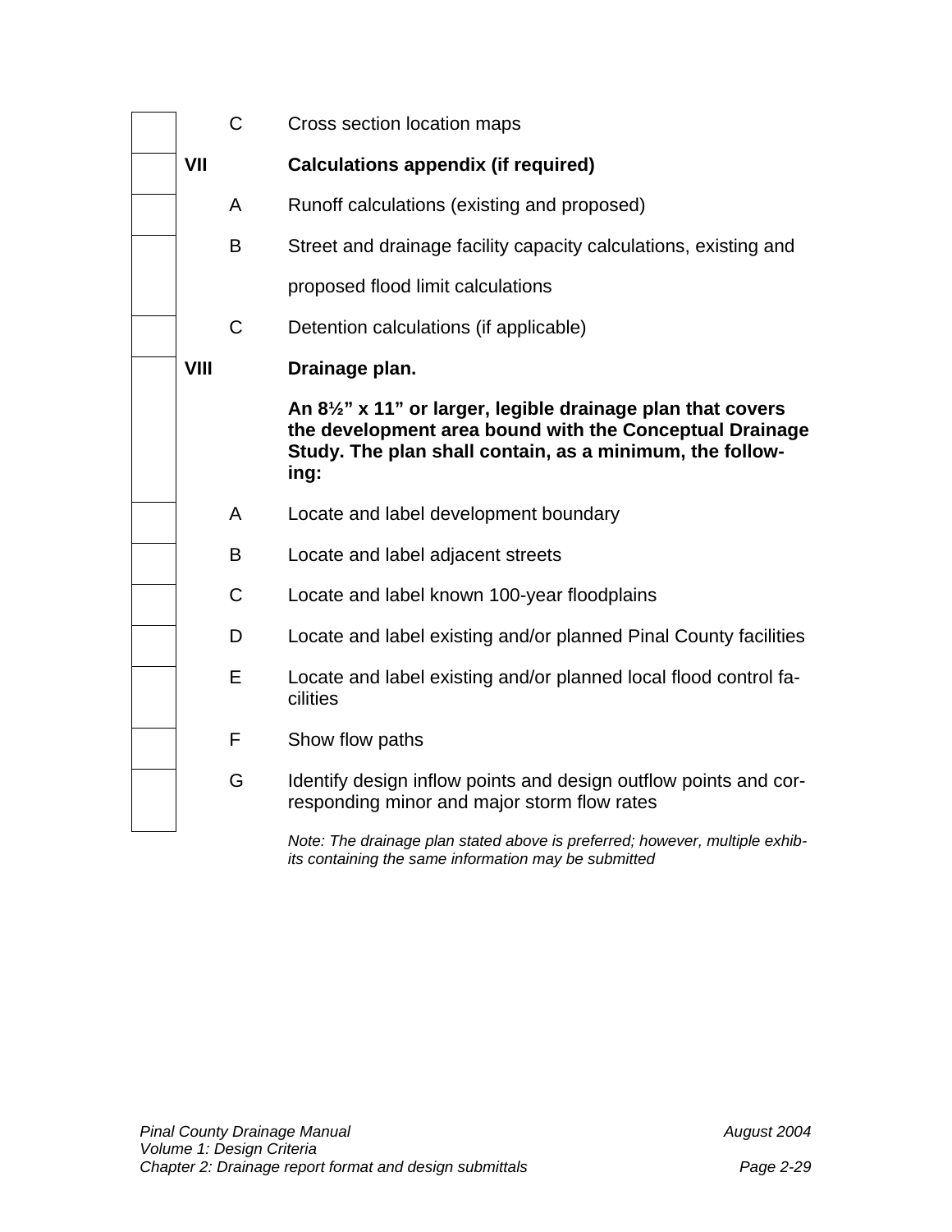| | | | |
|---|---|---|---|
| ☐ | | C | Cross section location maps |
| ☐ | **VII** | | **Calculations appendix (if required)** |
| ☐ | | A | Runoff calculations (existing and proposed) |
| ☐ | | B | Street and drainage facility capacity calculations, existing and proposed flood limit calculations |
| ☐ | | C | Detention calculations (if applicable) |
| ☐ | **VIII** | | **Drainage plan.**<br><br>**An 8½" x 11" or larger, legible drainage plan that covers the development area bound with the Conceptual Drainage Study. The plan shall contain, as a minimum, the following:** |
| ☐ | | A | Locate and label development boundary |
| ☐ | | B | Locate and label adjacent streets |
| ☐ | | C | Locate and label known 100-year floodplains |
| ☐ | | D | Locate and label existing and/or planned Pinal County facilities |
| ☐ | | E | Locate and label existing and/or planned local flood control facilities |
| ☐ | | F | Show flow paths |
| ☐ | | G | Identify design inflow points and design outflow points and corresponding minor and major storm flow rates |

*Note: The drainage plan stated above is preferred; however, multiple exhibits containing the same information may be submitted*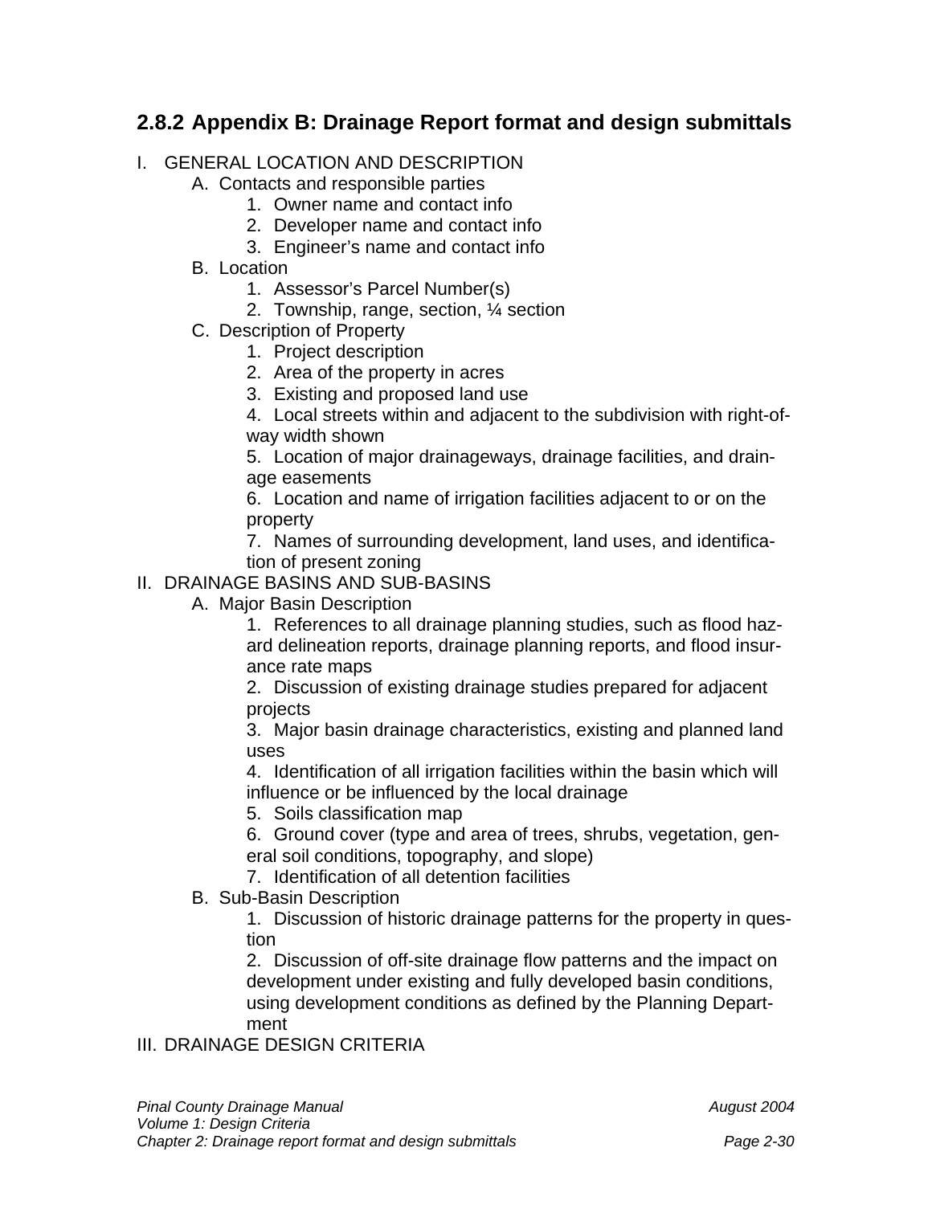### 2.8.2 Appendix B: Drainage Report format and design submittals

I. GENERAL LOCATION AND DESCRIPTION
   - A. Contacts and responsible parties
     1. Owner name and contact info
     2. Developer name and contact info
     3. Engineer's name and contact info
   - B. Location
     1. Assessor's Parcel Number(s)
     2. Township, range, section, ¼ section
   - C. Description of Property
     1. Project description
     2. Area of the property in acres
     3. Existing and proposed land use
     4. Local streets within and adjacent to the subdivision with right-of-way width shown
     5. Location of major drainageways, drainage facilities, and drainage easements
     6. Location and name of irrigation facilities adjacent to or on the property
     7. Names of surrounding development, land uses, and identification of present zoning

II. DRAINAGE BASINS AND SUB-BASINS
   - A. Major Basin Description
     1. References to all drainage planning studies, such as flood hazard delineation reports, drainage planning reports, and flood insurance rate maps
     2. Discussion of existing drainage studies prepared for adjacent projects
     3. Major basin drainage characteristics, existing and planned land uses
     4. Identification of all irrigation facilities within the basin which will influence or be influenced by the local drainage
     5. Soils classification map
     6. Ground cover (type and area of trees, shrubs, vegetation, general soil conditions, topography, and slope)
     7. Identification of all detention facilities
   - B. Sub-Basin Description
     1. Discussion of historic drainage patterns for the property in question
     2. Discussion of off-site drainage flow patterns and the impact on development under existing and fully developed basin conditions, using development conditions as defined by the Planning Department

III. DRAINAGE DESIGN CRITERIA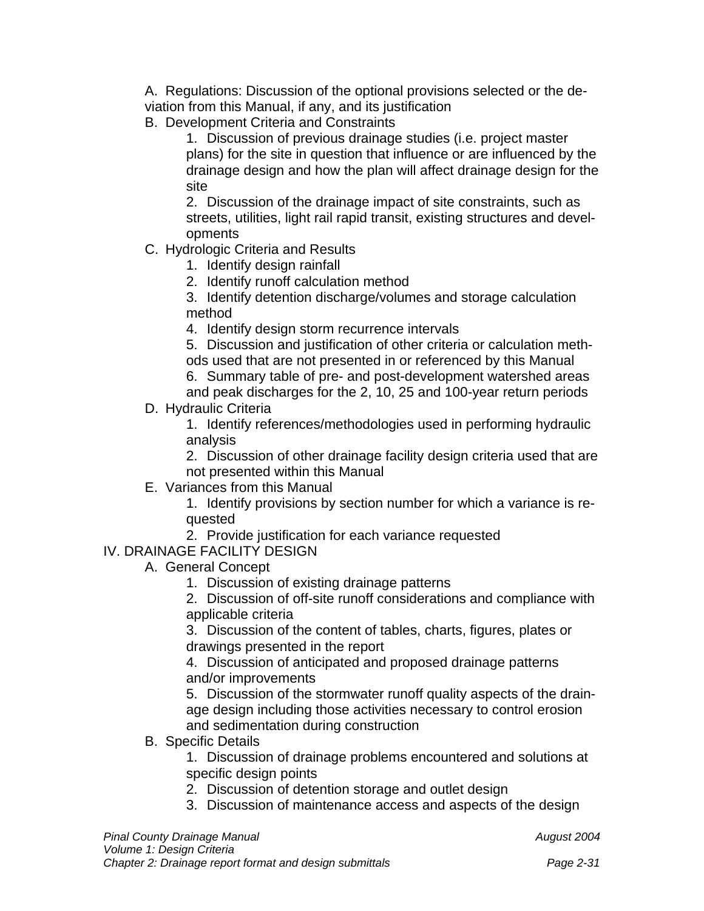A. Regulations: Discussion of the optional provisions selected or the deviation from this Manual, if any, and its justification

B. Development Criteria and Constraints

1. Discussion of previous drainage studies (i.e. project master plans) for the site in question that influence or are influenced by the drainage design and how the plan will affect drainage design for the site
2. Discussion of the drainage impact of site constraints, such as streets, utilities, light rail rapid transit, existing structures and developments

C. Hydrologic Criteria and Results

1. Identify design rainfall
2. Identify runoff calculation method
3. Identify detention discharge/volumes and storage calculation method
4. Identify design storm recurrence intervals
5. Discussion and justification of other criteria or calculation methods used that are not presented in or referenced by this Manual
6. Summary table of pre- and post-development watershed areas and peak discharges for the 2, 10, 25 and 100-year return periods

D. Hydraulic Criteria

1. Identify references/methodologies used in performing hydraulic analysis
2. Discussion of other drainage facility design criteria used that are not presented within this Manual

E. Variances from this Manual

1. Identify provisions by section number for which a variance is requested
2. Provide justification for each variance requested

IV. DRAINAGE FACILITY DESIGN

A. General Concept

1. Discussion of existing drainage patterns
2. Discussion of off-site runoff considerations and compliance with applicable criteria
3. Discussion of the content of tables, charts, figures, plates or drawings presented in the report
4. Discussion of anticipated and proposed drainage patterns and/or improvements
5. Discussion of the stormwater runoff quality aspects of the drainage design including those activities necessary to control erosion and sedimentation during construction

B. Specific Details

1. Discussion of drainage problems encountered and solutions at specific design points
2. Discussion of detention storage and outlet design
3. Discussion of maintenance access and aspects of the design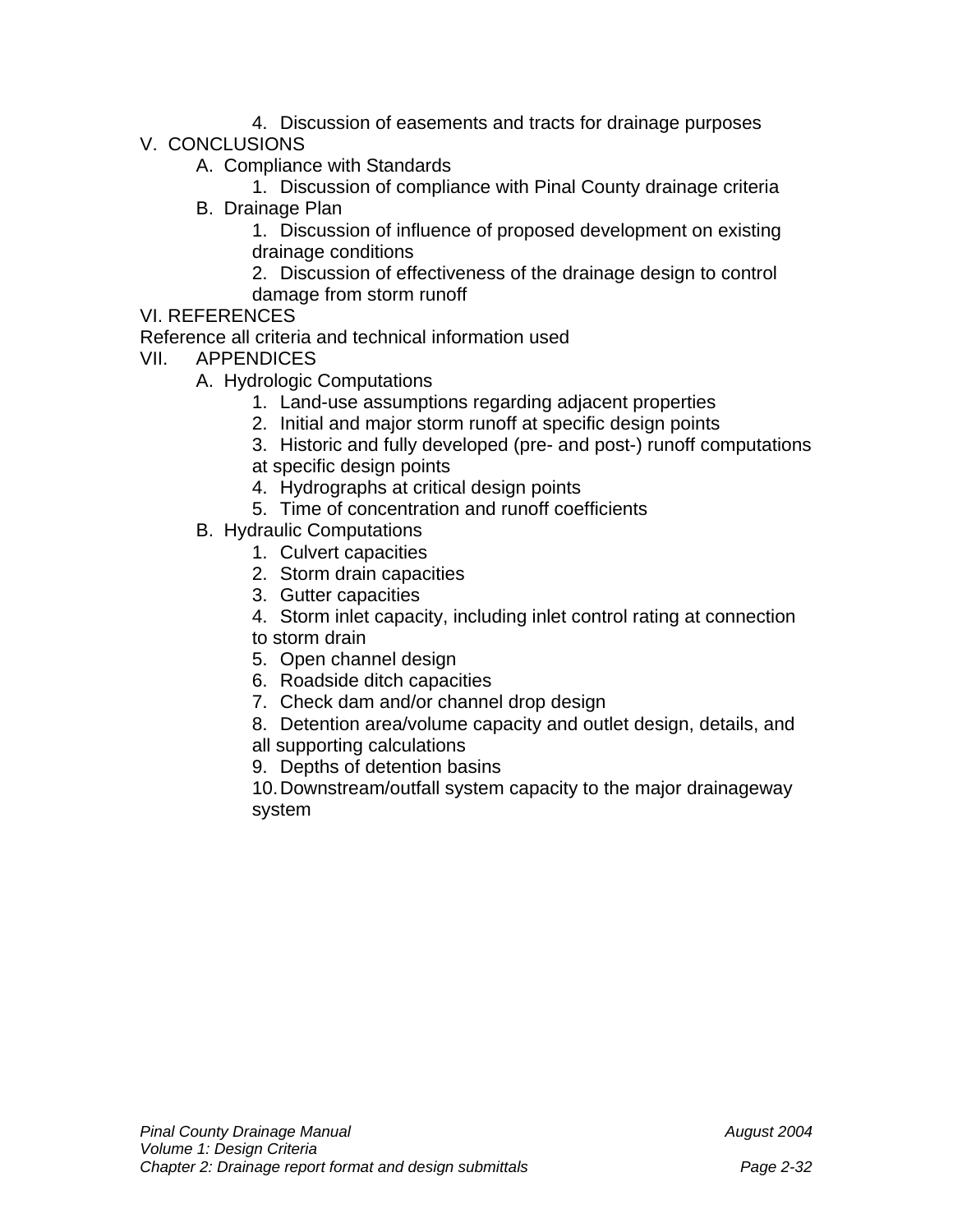4. Discussion of easements and tracts for drainage purposes

V. CONCLUSIONS

A. Compliance with Standards

1. Discussion of compliance with Pinal County drainage criteria

B. Drainage Plan

1. Discussion of influence of proposed development on existing drainage conditions
2. Discussion of effectiveness of the drainage design to control damage from storm runoff

VI. REFERENCES

Reference all criteria and technical information used

VII. APPENDICES

A. Hydrologic Computations

1. Land-use assumptions regarding adjacent properties
2. Initial and major storm runoff at specific design points
3. Historic and fully developed (pre- and post-) runoff computations at specific design points
4. Hydrographs at critical design points
5. Time of concentration and runoff coefficients

B. Hydraulic Computations

1. Culvert capacities
2. Storm drain capacities
3. Gutter capacities
4. Storm inlet capacity, including inlet control rating at connection to storm drain
5. Open channel design
6. Roadside ditch capacities
7. Check dam and/or channel drop design
8. Detention area/volume capacity and outlet design, details, and all supporting calculations
9. Depths of detention basins
10. Downstream/outfall system capacity to the major drainageway system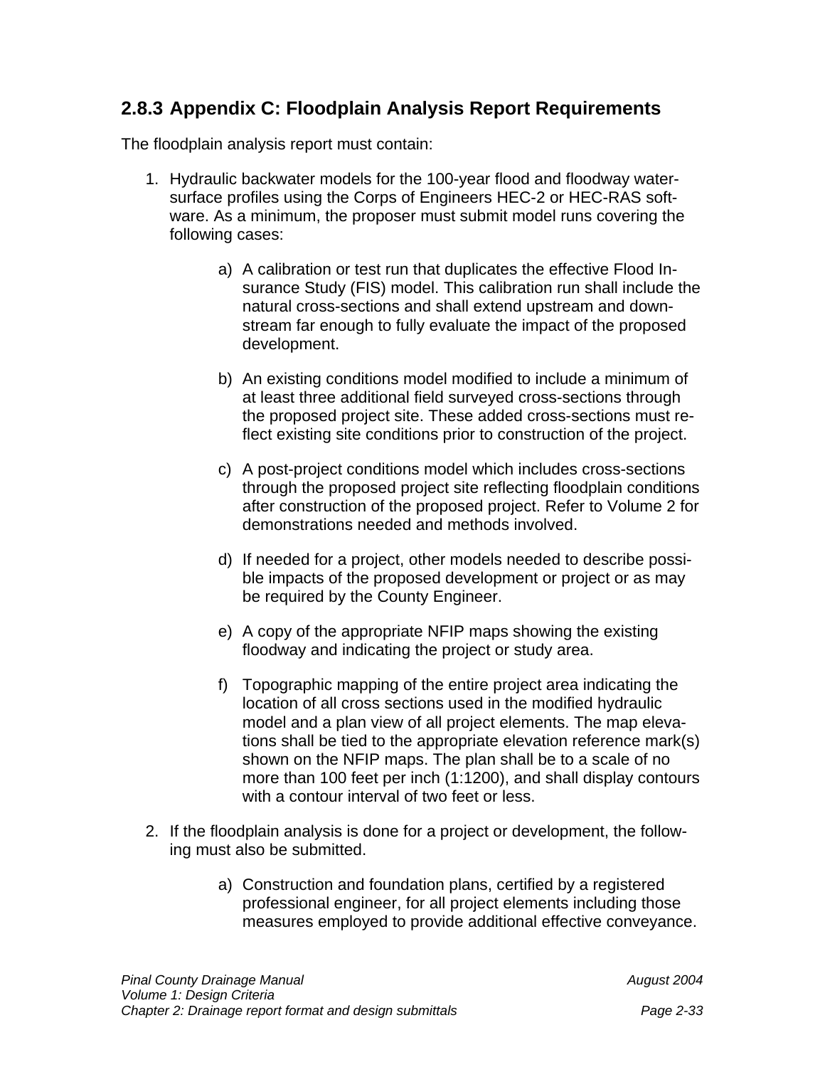### 2.8.3 Appendix C: Floodplain Analysis Report Requirements

The floodplain analysis report must contain:

1. Hydraulic backwater models for the 100-year flood and floodway water-surface profiles using the Corps of Engineers HEC-2 or HEC-RAS software. As a minimum, the proposer must submit model runs covering the following cases:

    a) A calibration or test run that duplicates the effective Flood Insurance Study (FIS) model. This calibration run shall include the natural cross-sections and shall extend upstream and downstream far enough to fully evaluate the impact of the proposed development.

    b) An existing conditions model modified to include a minimum of at least three additional field surveyed cross-sections through the proposed project site. These added cross-sections must reflect existing site conditions prior to construction of the project.

    c) A post-project conditions model which includes cross-sections through the proposed project site reflecting floodplain conditions after construction of the proposed project. Refer to Volume 2 for demonstrations needed and methods involved.

    d) If needed for a project, other models needed to describe possible impacts of the proposed development or project or as may be required by the County Engineer.

    e) A copy of the appropriate NFIP maps showing the existing floodway and indicating the project or study area.

    f) Topographic mapping of the entire project area indicating the location of all cross sections used in the modified hydraulic model and a plan view of all project elements. The map elevations shall be tied to the appropriate elevation reference mark(s) shown on the NFIP maps. The plan shall be to a scale of no more than 100 feet per inch (1:1200), and shall display contours with a contour interval of two feet or less.

2. If the floodplain analysis is done for a project or development, the following must also be submitted.

    a) Construction and foundation plans, certified by a registered professional engineer, for all project elements including those measures employed to provide additional effective conveyance.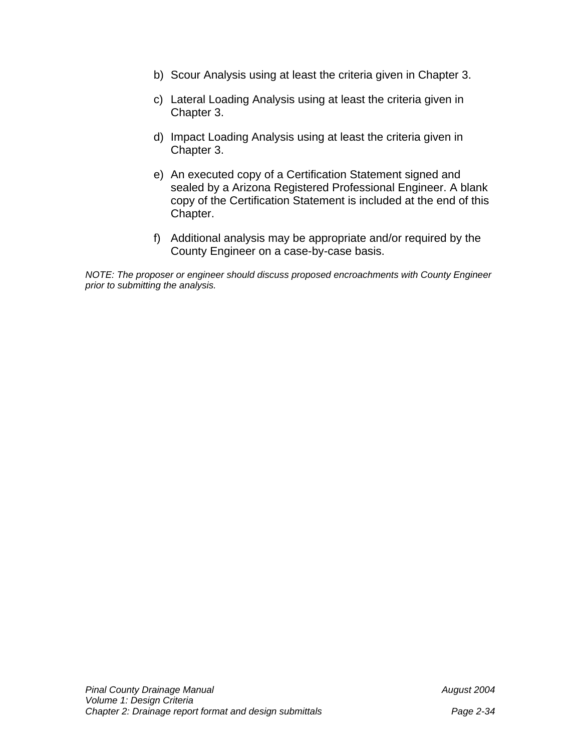b) Scour Analysis using at least the criteria given in Chapter 3.

c) Lateral Loading Analysis using at least the criteria given in Chapter 3.

d) Impact Loading Analysis using at least the criteria given in Chapter 3.

e) An executed copy of a Certification Statement signed and sealed by a Arizona Registered Professional Engineer. A blank copy of the Certification Statement is included at the end of this Chapter.

f) Additional analysis may be appropriate and/or required by the County Engineer on a case-by-case basis.

*NOTE: The proposer or engineer should discuss proposed encroachments with County Engineer prior to submitting the analysis.*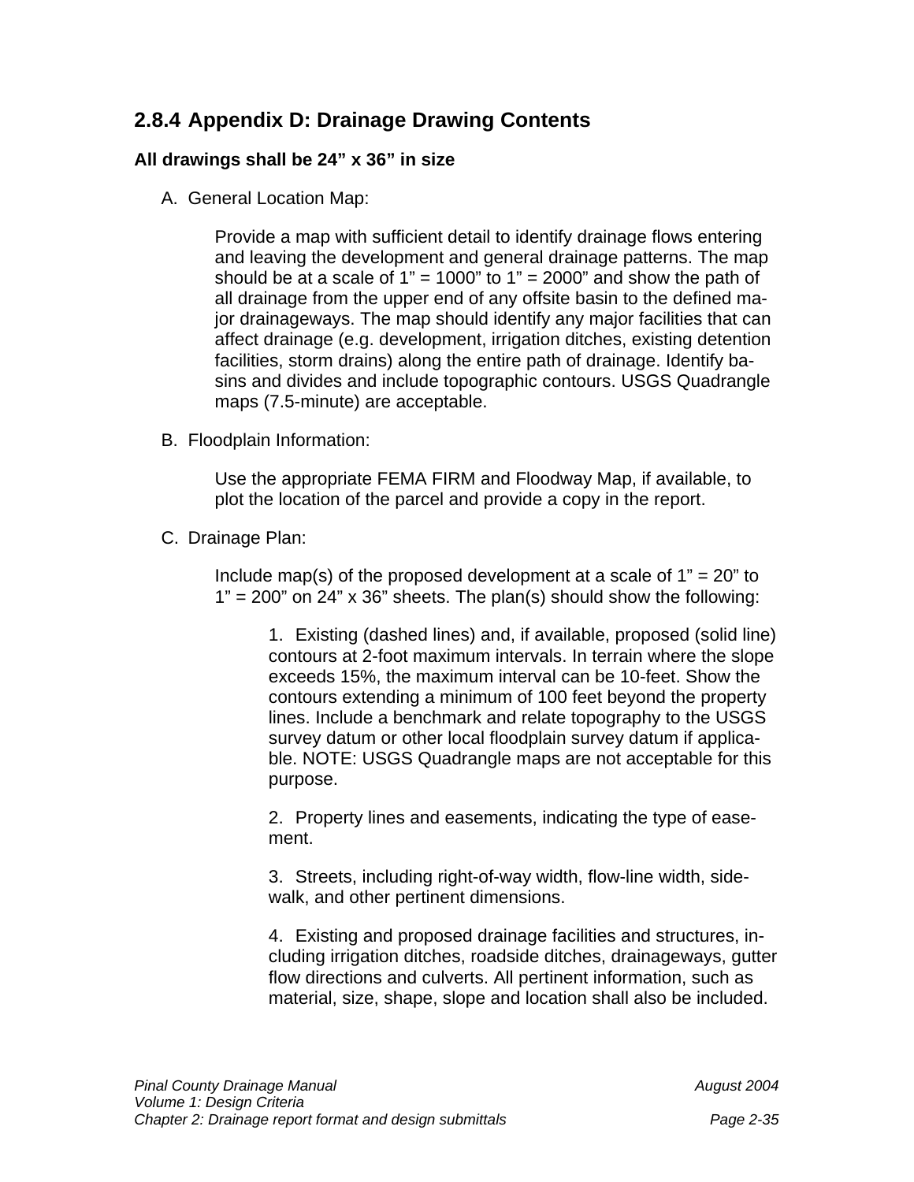### 2.8.4 Appendix D: Drainage Drawing Contents

**All drawings shall be 24” x 36” in size**

A. General Location Map:

Provide a map with sufficient detail to identify drainage flows entering and leaving the development and general drainage patterns. The map should be at a scale of 1” = 1000” to 1” = 2000” and show the path of all drainage from the upper end of any offsite basin to the defined major drainageways. The map should identify any major facilities that can affect drainage (e.g. development, irrigation ditches, existing detention facilities, storm drains) along the entire path of drainage. Identify basins and divides and include topographic contours. USGS Quadrangle maps (7.5-minute) are acceptable.

B. Floodplain Information:

Use the appropriate FEMA FIRM and Floodway Map, if available, to plot the location of the parcel and provide a copy in the report.

C. Drainage Plan:

Include map(s) of the proposed development at a scale of 1” = 20” to 1” = 200” on 24” x 36” sheets. The plan(s) should show the following:

1. Existing (dashed lines) and, if available, proposed (solid line) contours at 2-foot maximum intervals. In terrain where the slope exceeds 15%, the maximum interval can be 10-feet. Show the contours extending a minimum of 100 feet beyond the property lines. Include a benchmark and relate topography to the USGS survey datum or other local floodplain survey datum if applicable. NOTE: USGS Quadrangle maps are not acceptable for this purpose.

2. Property lines and easements, indicating the type of easement.

3. Streets, including right-of-way width, flow-line width, sidewalk, and other pertinent dimensions.

4. Existing and proposed drainage facilities and structures, including irrigation ditches, roadside ditches, drainageways, gutter flow directions and culverts. All pertinent information, such as material, size, shape, slope and location shall also be included.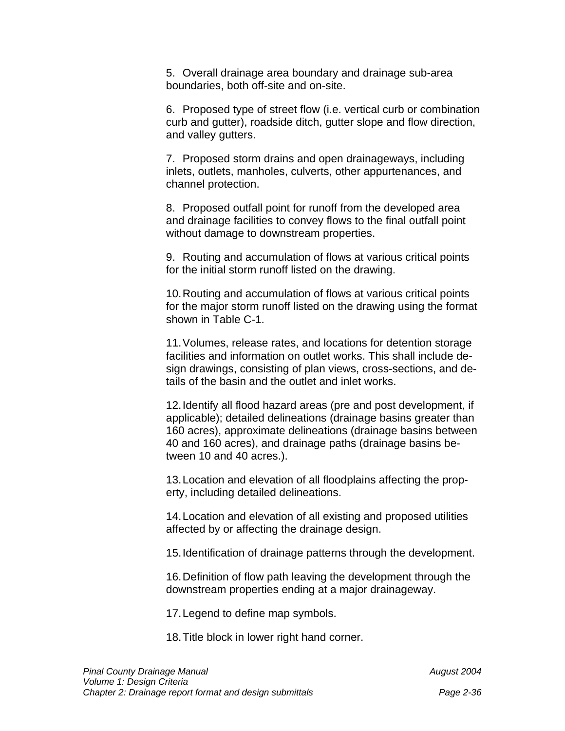5. Overall drainage area boundary and drainage sub-area boundaries, both off-site and on-site.

6. Proposed type of street flow (i.e. vertical curb or combination curb and gutter), roadside ditch, gutter slope and flow direction, and valley gutters.

7. Proposed storm drains and open drainageways, including inlets, outlets, manholes, culverts, other appurtenances, and channel protection.

8. Proposed outfall point for runoff from the developed area and drainage facilities to convey flows to the final outfall point without damage to downstream properties.

9. Routing and accumulation of flows at various critical points for the initial storm runoff listed on the drawing.

10. Routing and accumulation of flows at various critical points for the major storm runoff listed on the drawing using the format shown in Table C-1.

11. Volumes, release rates, and locations for detention storage facilities and information on outlet works. This shall include design drawings, consisting of plan views, cross-sections, and details of the basin and the outlet and inlet works.

12. Identify all flood hazard areas (pre and post development, if applicable); detailed delineations (drainage basins greater than 160 acres), approximate delineations (drainage basins between 40 and 160 acres), and drainage paths (drainage basins between 10 and 40 acres.).

13. Location and elevation of all floodplains affecting the property, including detailed delineations.

14. Location and elevation of all existing and proposed utilities affected by or affecting the drainage design.

15. Identification of drainage patterns through the development.

16. Definition of flow path leaving the development through the downstream properties ending at a major drainageway.

17. Legend to define map symbols.

18. Title block in lower right hand corner.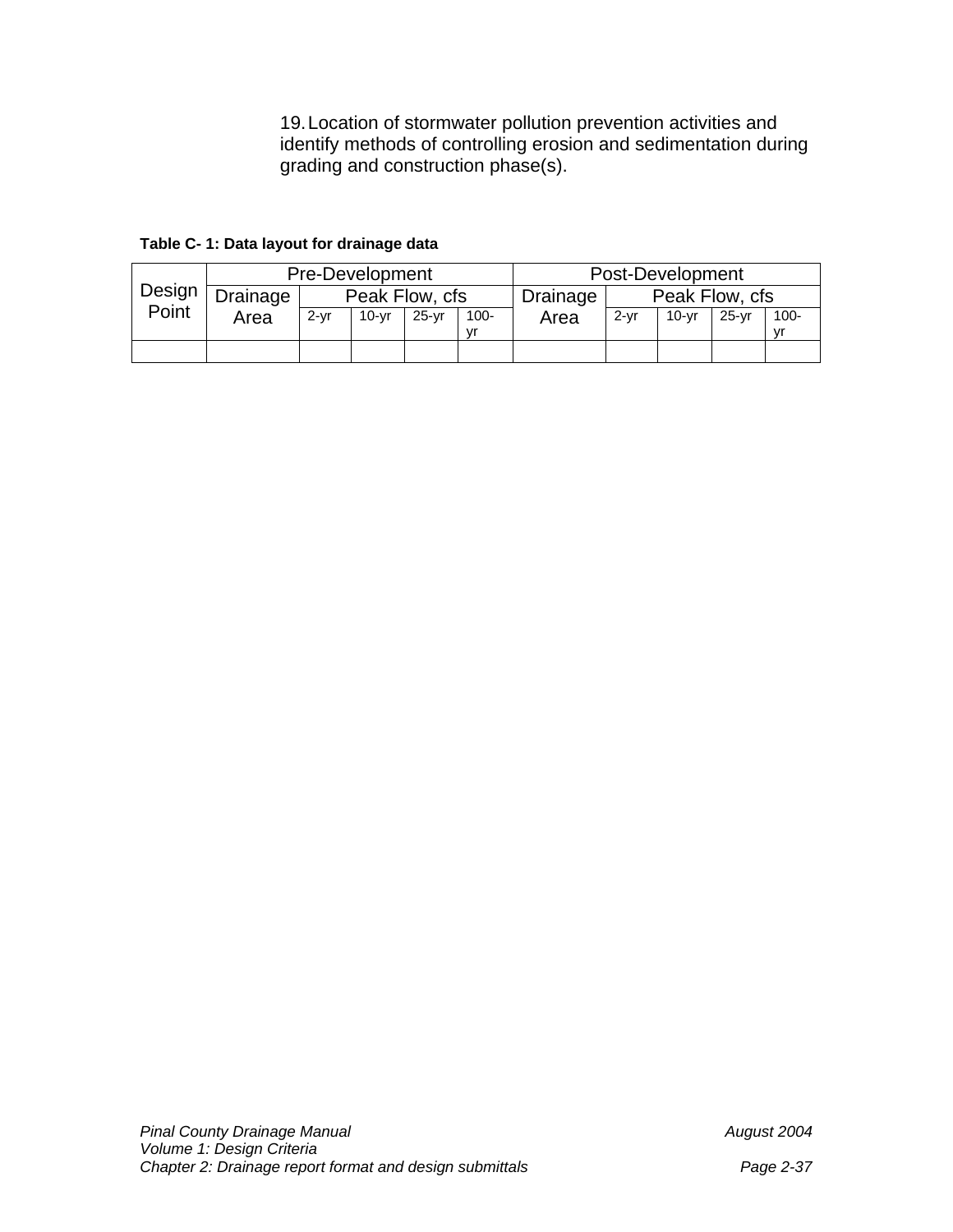19. Location of stormwater pollution prevention activities and identify methods of controlling erosion and sedimentation during grading and construction phase(s).

**Table C- 1: Data layout for drainage data**

| Design Point | Pre-Development | | | | | Post-Development | | | | |
|---|---|---|---|---|---|---|---|---|---|---|
| | Drainage Area | Peak Flow, cfs | | | | Drainage Area | Peak Flow, cfs | | | |
| | | 2-yr | 10-yr | 25-yr | 100-yr | | 2-yr | 10-yr | 25-yr | 100-yr |
| | | | | | | | | | | |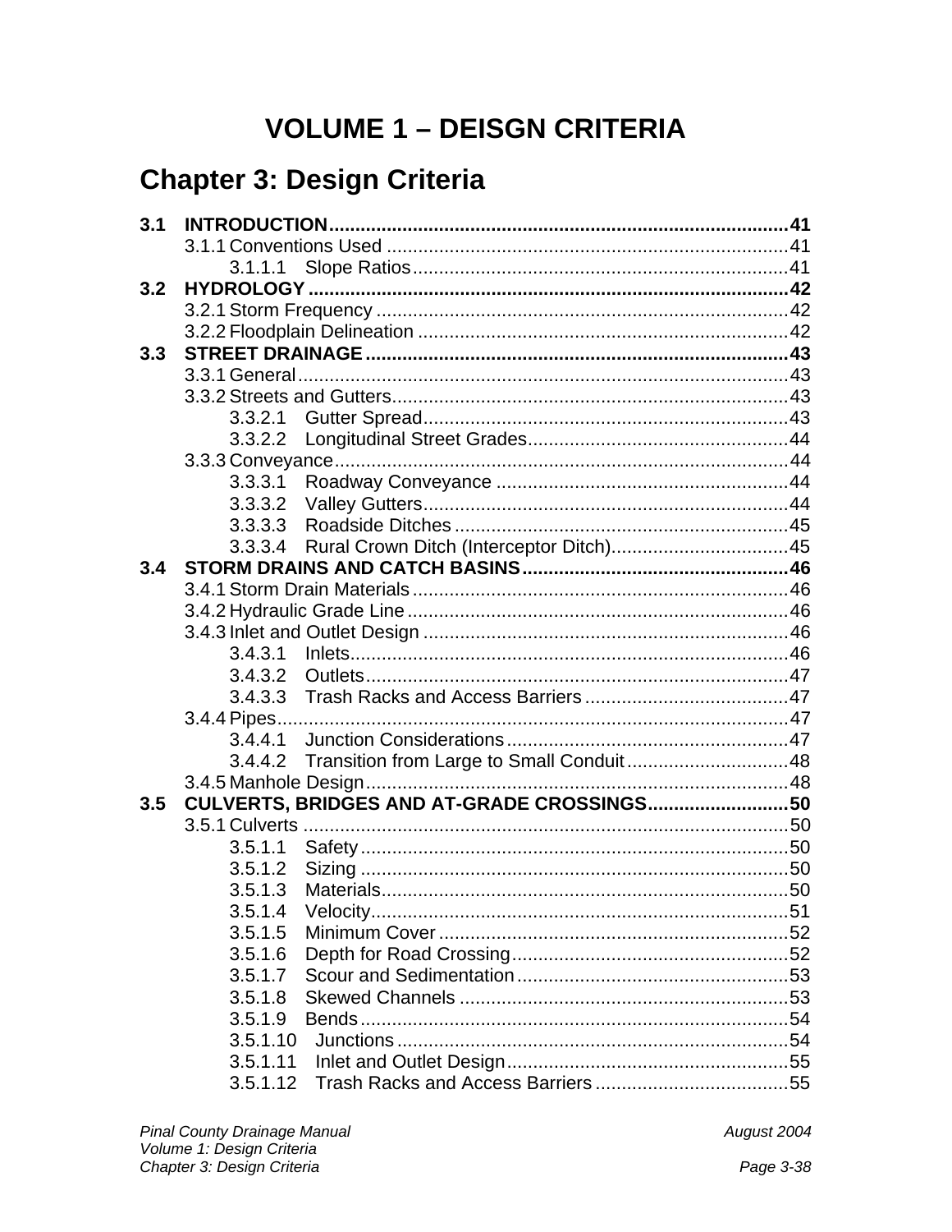# VOLUME 1 – DEISGN CRITERIA

## Chapter 3: Design Criteria

**3.1 INTRODUCTION.......................................................................................41**

- 3.1.1 Conventions Used ............................................................................41
  - 3.1.1.1 Slope Ratios........................................................................41

**3.2 HYDROLOGY ...........................................................................................42**

- 3.2.1 Storm Frequency ..............................................................................42
- 3.2.2 Floodplain Delineation .......................................................................42

**3.3 STREET DRAINAGE ................................................................................43**

- 3.3.1 General..............................................................................................43
- 3.3.2 Streets and Gutters............................................................................43
  - 3.3.2.1 Gutter Spread......................................................................43
  - 3.3.2.2 Longitudinal Street Grades..................................................44
- 3.3.3 Conveyance.......................................................................................44
  - 3.3.3.1 Roadway Conveyance ........................................................44
  - 3.3.3.2 Valley Gutters......................................................................44
  - 3.3.3.3 Roadside Ditches ................................................................45
  - 3.3.3.4 Rural Crown Ditch (Interceptor Ditch)..................................45

**3.4 STORM DRAINS AND CATCH BASINS...................................................46**

- 3.4.1 Storm Drain Materials........................................................................46
- 3.4.2 Hydraulic Grade Line .........................................................................46
- 3.4.3 Inlet and Outlet Design ......................................................................46
  - 3.4.3.1 Inlets....................................................................................46
  - 3.4.3.2 Outlets.................................................................................47
  - 3.4.3.3 Trash Racks and Access Barriers .......................................47
- 3.4.4 Pipes..................................................................................................47
  - 3.4.4.1 Junction Considerations......................................................47
  - 3.4.4.2 Transition from Large to Small Conduit ...............................48
- 3.4.5 Manhole Design.................................................................................48

**3.5 CULVERTS, BRIDGES AND AT-GRADE CROSSINGS..........................50**

- 3.5.1 Culverts .............................................................................................50
  - 3.5.1.1 Safety..................................................................................50
  - 3.5.1.2 Sizing ..................................................................................50
  - 3.5.1.3 Materials..............................................................................50
  - 3.5.1.4 Velocity................................................................................51
  - 3.5.1.5 Minimum Cover ...................................................................52
  - 3.5.1.6 Depth for Road Crossing.....................................................52
  - 3.5.1.7 Scour and Sedimentation....................................................53
  - 3.5.1.8 Skewed Channels ...............................................................53
  - 3.5.1.9 Bends..................................................................................54
  - 3.5.1.10 Junctions ...........................................................................54
  - 3.5.1.11 Inlet and Outlet Design......................................................55
  - 3.5.1.12 Trash Racks and Access Barriers .....................................55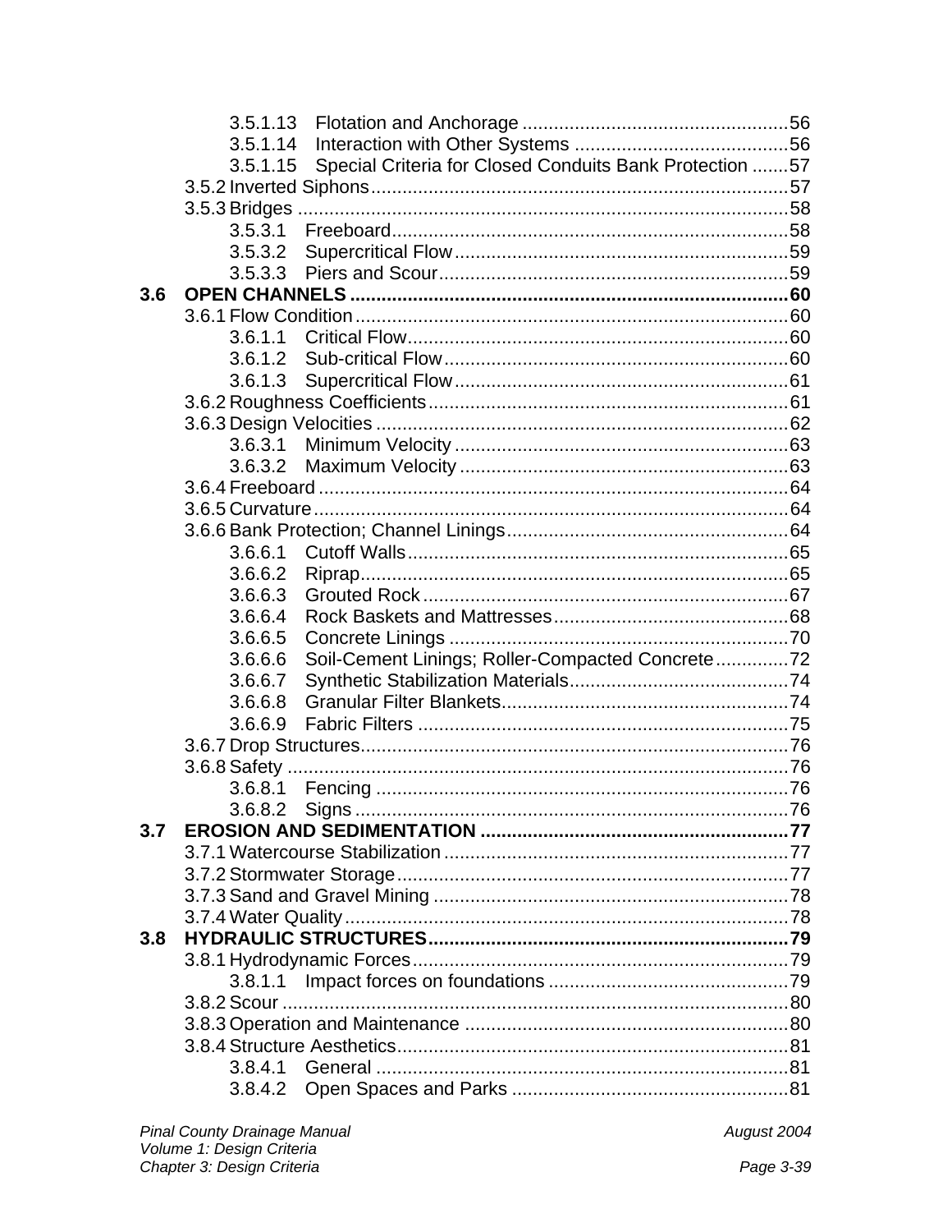3.5.1.13 Flotation and Anchorage ..................................................56
3.5.1.14 Interaction with Other Systems .........................................56
3.5.1.15 Special Criteria for Closed Conduits Bank Protection .......57
3.5.2 Inverted Siphons................................................................................57
3.5.3 Bridges ..............................................................................................58
3.5.3.1 Freeboard............................................................................58
3.5.3.2 Supercritical Flow................................................................59
3.5.3.3 Piers and Scour...................................................................59

**3.6 OPEN CHANNELS ....................................................................................60**

3.6.1 Flow Condition....................................................................................60
3.6.1.1 Critical Flow.........................................................................60
3.6.1.2 Sub-critical Flow..................................................................60
3.6.1.3 Supercritical Flow................................................................61
3.6.2 Roughness Coefficients.....................................................................61
3.6.3 Design Velocities ...............................................................................62
3.6.3.1 Minimum Velocity ................................................................63
3.6.3.2 Maximum Velocity ...............................................................63
3.6.4 Freeboard ..........................................................................................64
3.6.5 Curvature...........................................................................................64
3.6.6 Bank Protection; Channel Linings......................................................64
3.6.6.1 Cutoff Walls.........................................................................65
3.6.6.2 Riprap..................................................................................65
3.6.6.3 Grouted Rock ......................................................................67
3.6.6.4 Rock Baskets and Mattresses.............................................68
3.6.6.5 Concrete Linings .................................................................70
3.6.6.6 Soil-Cement Linings; Roller-Compacted Concrete..............72
3.6.6.7 Synthetic Stabilization Materials..........................................74
3.6.6.8 Granular Filter Blankets.......................................................74
3.6.6.9 Fabric Filters .......................................................................75
3.6.7 Drop Structures..................................................................................76
3.6.8 Safety ................................................................................................76
3.6.8.1 Fencing ...............................................................................76
3.6.8.2 Signs ...................................................................................76

**3.7 EROSION AND SEDIMENTATION ...........................................................77**

3.7.1 Watercourse Stabilization ..................................................................77
3.7.2 Stormwater Storage...........................................................................77
3.7.3 Sand and Gravel Mining ....................................................................78
3.7.4 Water Quality.....................................................................................78

**3.8 HYDRAULIC STRUCTURES.....................................................................79**

3.8.1 Hydrodynamic Forces........................................................................79
3.8.1.1 Impact forces on foundations ..............................................79
3.8.2 Scour .................................................................................................80
3.8.3 Operation and Maintenance ..............................................................80
3.8.4 Structure Aesthetics...........................................................................81
3.8.4.1 General ...............................................................................81
3.8.4.2 Open Spaces and Parks .....................................................81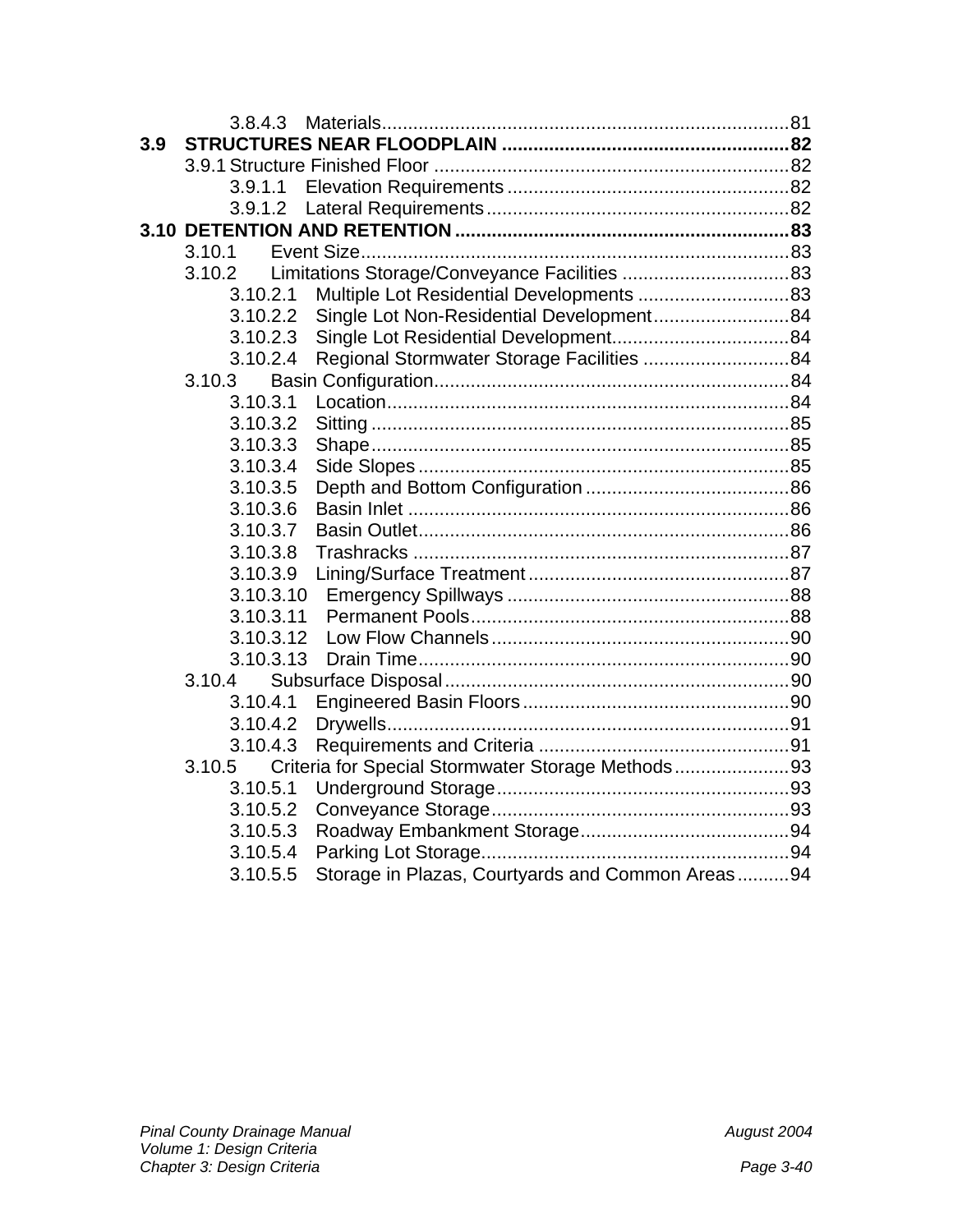3.8.4.3 Materials .......................................................................... 81

**3.9 STRUCTURES NEAR FLOODPLAIN ....................................................... 82**

3.9.1 Structure Finished Floor ..................................................................... 82

3.9.1.1 Elevation Requirements ...................................................... 82

3.9.1.2 Lateral Requirements .......................................................... 82

**3.10 DETENTION AND RETENTION ............................................................... 83**

3.10.1 Event Size .................................................................................. 83

3.10.2 Limitations Storage/Conveyance Facilities ................................. 83

3.10.2.1 Multiple Lot Residential Developments ............................. 83

3.10.2.2 Single Lot Non-Residential Development .......................... 84

3.10.2.3 Single Lot Residential Development .................................. 84

3.10.2.4 Regional Stormwater Storage Facilities ............................ 84

3.10.3 Basin Configuration .................................................................... 84

3.10.3.1 Location ............................................................................ 84

3.10.3.2 Sitting ................................................................................ 85

3.10.3.3 Shape ................................................................................ 85

3.10.3.4 Side Slopes ........................................................................ 85

3.10.3.5 Depth and Bottom Configuration ....................................... 86

3.10.3.6 Basin Inlet .......................................................................... 86

3.10.3.7 Basin Outlet ....................................................................... 86

3.10.3.8 Trashracks ........................................................................ 87

3.10.3.9 Lining/Surface Treatment .................................................. 87

3.10.3.10 Emergency Spillways ...................................................... 88

3.10.3.11 Permanent Pools ............................................................. 88

3.10.3.12 Low Flow Channels ......................................................... 90

3.10.3.13 Drain Time ....................................................................... 90

3.10.4 Subsurface Disposal .................................................................. 90

3.10.4.1 Engineered Basin Floors ................................................... 90

3.10.4.2 Drywells ............................................................................. 91

3.10.4.3 Requirements and Criteria ................................................ 91

3.10.5 Criteria for Special Stormwater Storage Methods ...................... 93

3.10.5.1 Underground Storage ........................................................ 93

3.10.5.2 Conveyance Storage ......................................................... 93

3.10.5.3 Roadway Embankment Storage ........................................ 94

3.10.5.4 Parking Lot Storage ........................................................... 94

3.10.5.5 Storage in Plazas, Courtyards and Common Areas .......... 94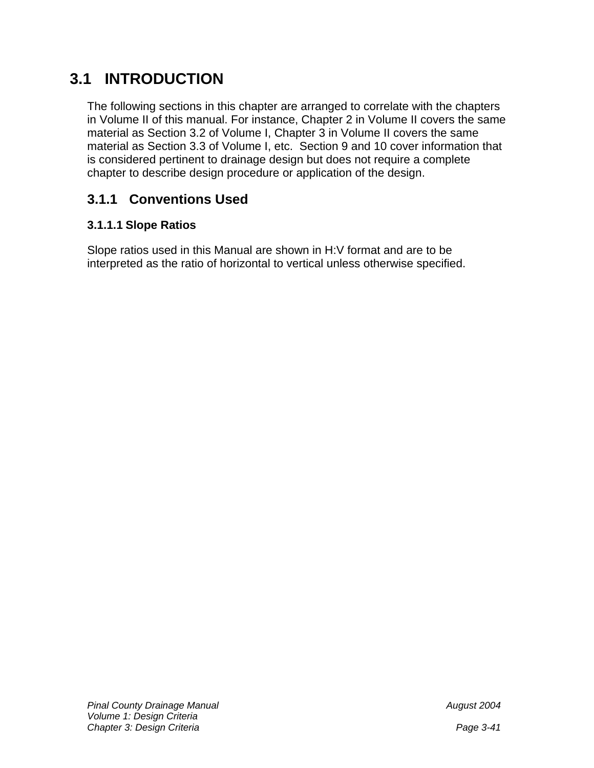# 3.1 INTRODUCTION

The following sections in this chapter are arranged to correlate with the chapters in Volume II of this manual. For instance, Chapter 2 in Volume II covers the same material as Section 3.2 of Volume I, Chapter 3 in Volume II covers the same material as Section 3.3 of Volume I, etc.  Section 9 and 10 cover information that is considered pertinent to drainage design but does not require a complete chapter to describe design procedure or application of the design.

## 3.1.1 Conventions Used

### 3.1.1.1 Slope Ratios

Slope ratios used in this Manual are shown in H:V format and are to be interpreted as the ratio of horizontal to vertical unless otherwise specified.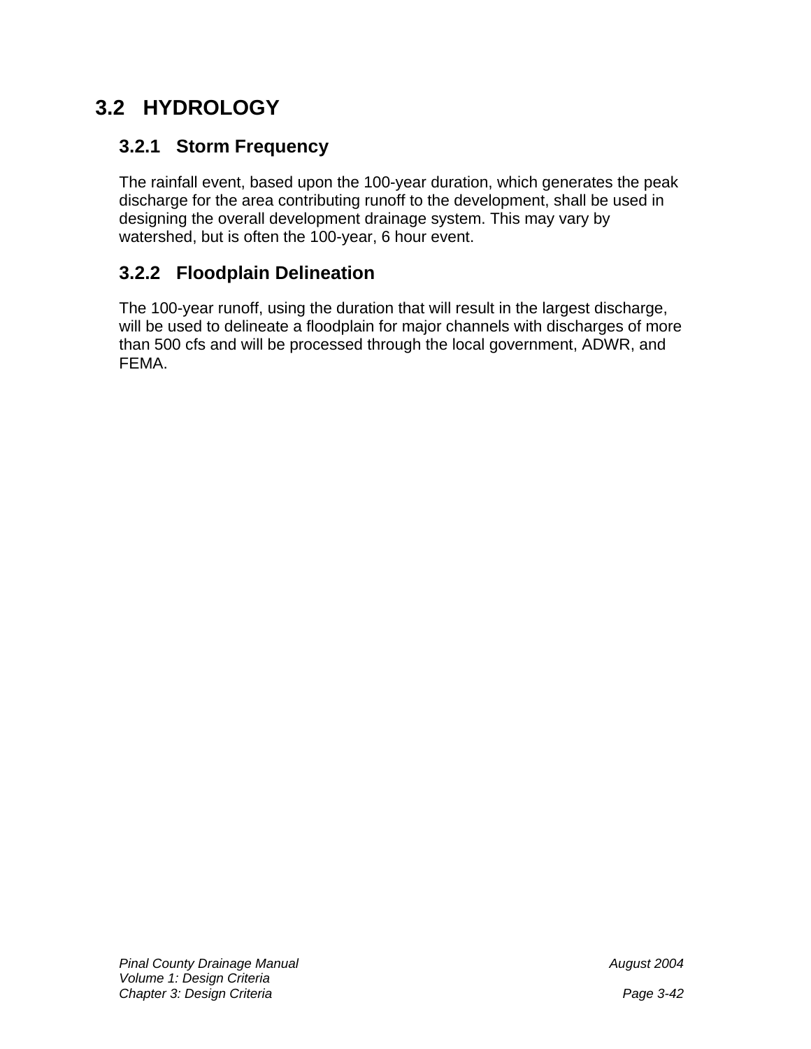## 3.2 HYDROLOGY

### 3.2.1 Storm Frequency

The rainfall event, based upon the 100-year duration, which generates the peak discharge for the area contributing runoff to the development, shall be used in designing the overall development drainage system. This may vary by watershed, but is often the 100-year, 6 hour event.

### 3.2.2 Floodplain Delineation

The 100-year runoff, using the duration that will result in the largest discharge, will be used to delineate a floodplain for major channels with discharges of more than 500 cfs and will be processed through the local government, ADWR, and FEMA.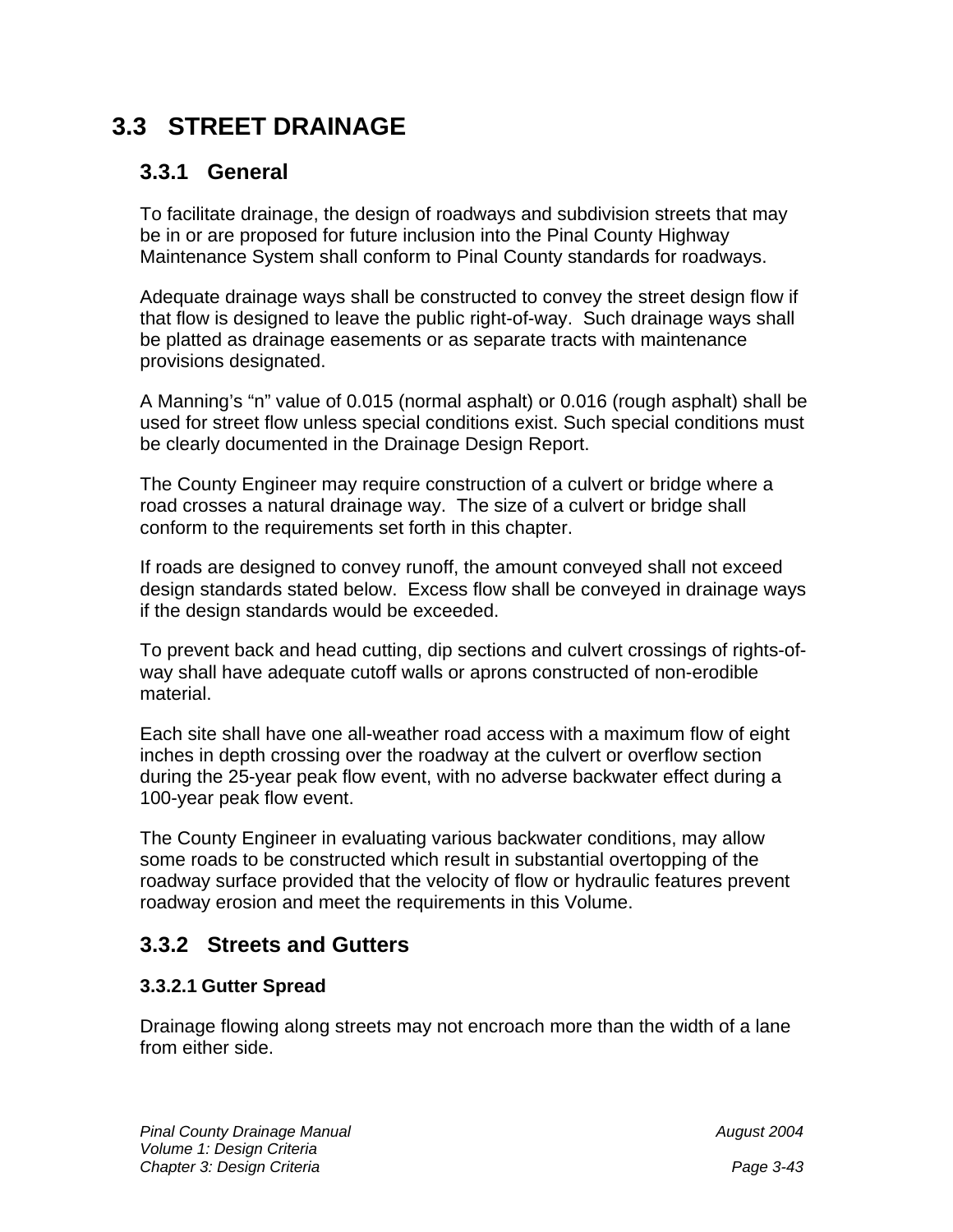## 3.3 STREET DRAINAGE

### 3.3.1 General

To facilitate drainage, the design of roadways and subdivision streets that may be in or are proposed for future inclusion into the Pinal County Highway Maintenance System shall conform to Pinal County standards for roadways.

Adequate drainage ways shall be constructed to convey the street design flow if that flow is designed to leave the public right-of-way. Such drainage ways shall be platted as drainage easements or as separate tracts with maintenance provisions designated.

A Manning's "n" value of 0.015 (normal asphalt) or 0.016 (rough asphalt) shall be used for street flow unless special conditions exist. Such special conditions must be clearly documented in the Drainage Design Report.

The County Engineer may require construction of a culvert or bridge where a road crosses a natural drainage way. The size of a culvert or bridge shall conform to the requirements set forth in this chapter.

If roads are designed to convey runoff, the amount conveyed shall not exceed design standards stated below. Excess flow shall be conveyed in drainage ways if the design standards would be exceeded.

To prevent back and head cutting, dip sections and culvert crossings of rights-of-way shall have adequate cutoff walls or aprons constructed of non-erodible material.

Each site shall have one all-weather road access with a maximum flow of eight inches in depth crossing over the roadway at the culvert or overflow section during the 25-year peak flow event, with no adverse backwater effect during a 100-year peak flow event.

The County Engineer in evaluating various backwater conditions, may allow some roads to be constructed which result in substantial overtopping of the roadway surface provided that the velocity of flow or hydraulic features prevent roadway erosion and meet the requirements in this Volume.

### 3.3.2 Streets and Gutters

#### 3.3.2.1 Gutter Spread

Drainage flowing along streets may not encroach more than the width of a lane from either side.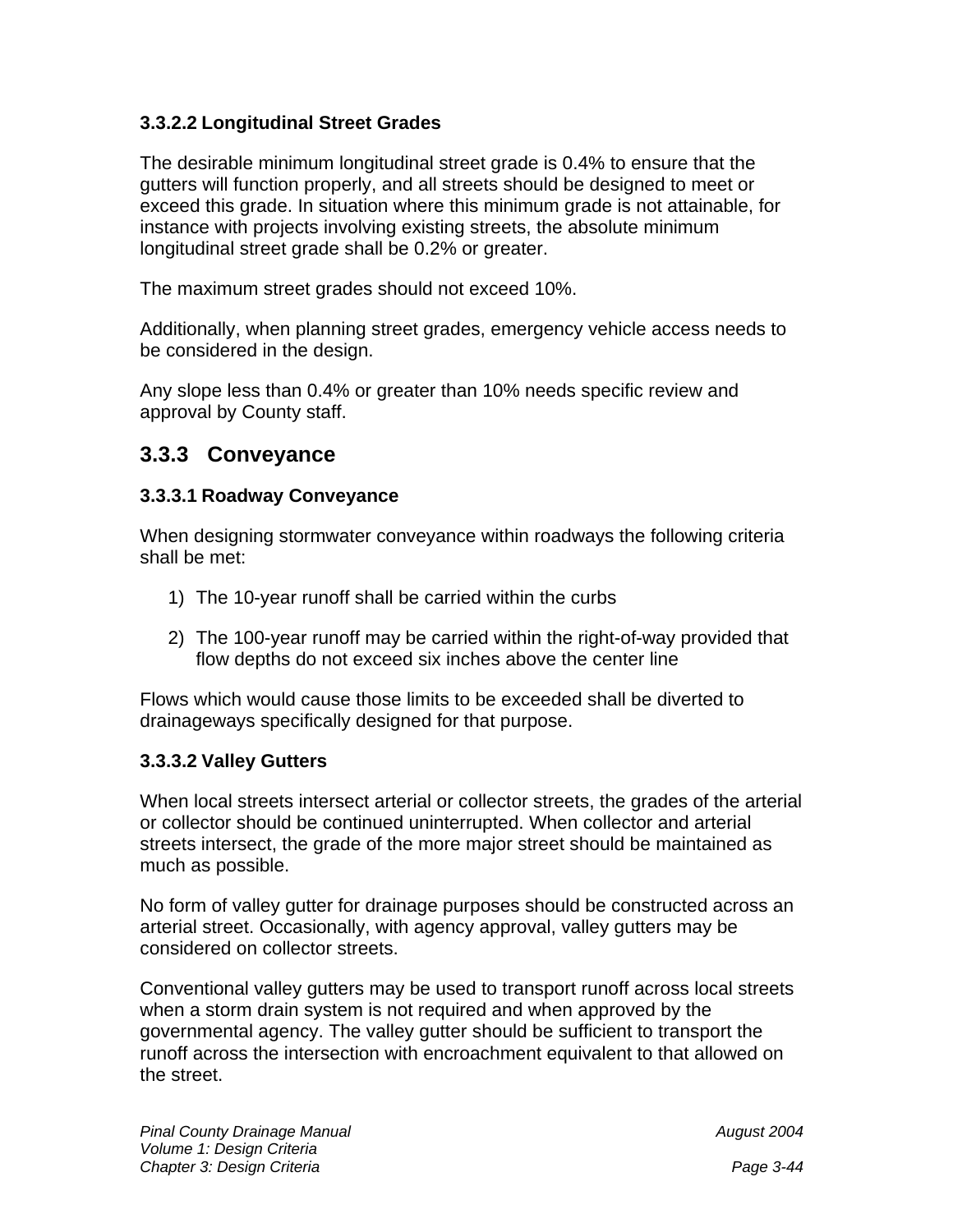#### 3.3.2.2 Longitudinal Street Grades

The desirable minimum longitudinal street grade is 0.4% to ensure that the gutters will function properly, and all streets should be designed to meet or exceed this grade. In situation where this minimum grade is not attainable, for instance with projects involving existing streets, the absolute minimum longitudinal street grade shall be 0.2% or greater.

The maximum street grades should not exceed 10%.

Additionally, when planning street grades, emergency vehicle access needs to be considered in the design.

Any slope less than 0.4% or greater than 10% needs specific review and approval by County staff.

### 3.3.3 Conveyance

#### 3.3.3.1 Roadway Conveyance

When designing stormwater conveyance within roadways the following criteria shall be met:

1) The 10-year runoff shall be carried within the curbs

2) The 100-year runoff may be carried within the right-of-way provided that flow depths do not exceed six inches above the center line

Flows which would cause those limits to be exceeded shall be diverted to drainageways specifically designed for that purpose.

#### 3.3.3.2 Valley Gutters

When local streets intersect arterial or collector streets, the grades of the arterial or collector should be continued uninterrupted. When collector and arterial streets intersect, the grade of the more major street should be maintained as much as possible.

No form of valley gutter for drainage purposes should be constructed across an arterial street. Occasionally, with agency approval, valley gutters may be considered on collector streets.

Conventional valley gutters may be used to transport runoff across local streets when a storm drain system is not required and when approved by the governmental agency. The valley gutter should be sufficient to transport the runoff across the intersection with encroachment equivalent to that allowed on the street.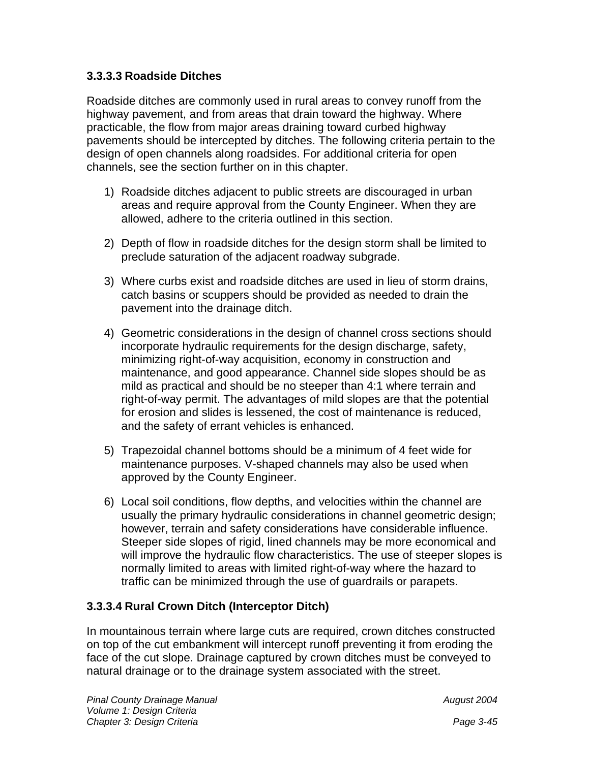#### 3.3.3.3 Roadside Ditches

Roadside ditches are commonly used in rural areas to convey runoff from the highway pavement, and from areas that drain toward the highway. Where practicable, the flow from major areas draining toward curbed highway pavements should be intercepted by ditches. The following criteria pertain to the design of open channels along roadsides. For additional criteria for open channels, see the section further on in this chapter.

1) Roadside ditches adjacent to public streets are discouraged in urban areas and require approval from the County Engineer. When they are allowed, adhere to the criteria outlined in this section.

2) Depth of flow in roadside ditches for the design storm shall be limited to preclude saturation of the adjacent roadway subgrade.

3) Where curbs exist and roadside ditches are used in lieu of storm drains, catch basins or scuppers should be provided as needed to drain the pavement into the drainage ditch.

4) Geometric considerations in the design of channel cross sections should incorporate hydraulic requirements for the design discharge, safety, minimizing right-of-way acquisition, economy in construction and maintenance, and good appearance. Channel side slopes should be as mild as practical and should be no steeper than 4:1 where terrain and right-of-way permit. The advantages of mild slopes are that the potential for erosion and slides is lessened, the cost of maintenance is reduced, and the safety of errant vehicles is enhanced.

5) Trapezoidal channel bottoms should be a minimum of 4 feet wide for maintenance purposes. V-shaped channels may also be used when approved by the County Engineer.

6) Local soil conditions, flow depths, and velocities within the channel are usually the primary hydraulic considerations in channel geometric design; however, terrain and safety considerations have considerable influence. Steeper side slopes of rigid, lined channels may be more economical and will improve the hydraulic flow characteristics. The use of steeper slopes is normally limited to areas with limited right-of-way where the hazard to traffic can be minimized through the use of guardrails or parapets.

#### 3.3.3.4 Rural Crown Ditch (Interceptor Ditch)

In mountainous terrain where large cuts are required, crown ditches constructed on top of the cut embankment will intercept runoff preventing it from eroding the face of the cut slope. Drainage captured by crown ditches must be conveyed to natural drainage or to the drainage system associated with the street.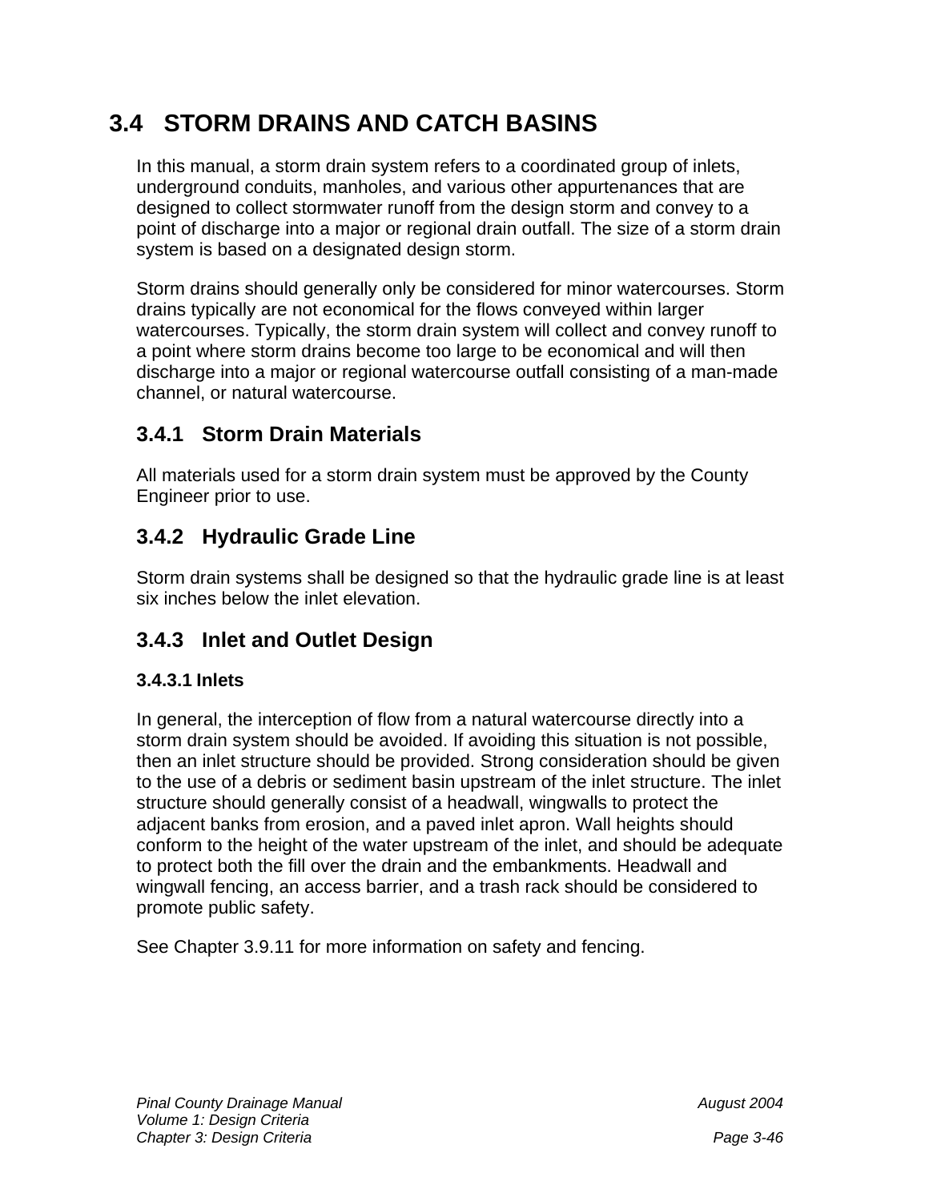## 3.4 STORM DRAINS AND CATCH BASINS

In this manual, a storm drain system refers to a coordinated group of inlets, underground conduits, manholes, and various other appurtenances that are designed to collect stormwater runoff from the design storm and convey to a point of discharge into a major or regional drain outfall. The size of a storm drain system is based on a designated design storm.

Storm drains should generally only be considered for minor watercourses. Storm drains typically are not economical for the flows conveyed within larger watercourses. Typically, the storm drain system will collect and convey runoff to a point where storm drains become too large to be economical and will then discharge into a major or regional watercourse outfall consisting of a man-made channel, or natural watercourse.

### 3.4.1 Storm Drain Materials

All materials used for a storm drain system must be approved by the County Engineer prior to use.

### 3.4.2 Hydraulic Grade Line

Storm drain systems shall be designed so that the hydraulic grade line is at least six inches below the inlet elevation.

### 3.4.3 Inlet and Outlet Design

#### 3.4.3.1 Inlets

In general, the interception of flow from a natural watercourse directly into a storm drain system should be avoided. If avoiding this situation is not possible, then an inlet structure should be provided. Strong consideration should be given to the use of a debris or sediment basin upstream of the inlet structure. The inlet structure should generally consist of a headwall, wingwalls to protect the adjacent banks from erosion, and a paved inlet apron. Wall heights should conform to the height of the water upstream of the inlet, and should be adequate to protect both the fill over the drain and the embankments. Headwall and wingwall fencing, an access barrier, and a trash rack should be considered to promote public safety.

See Chapter 3.9.11 for more information on safety and fencing.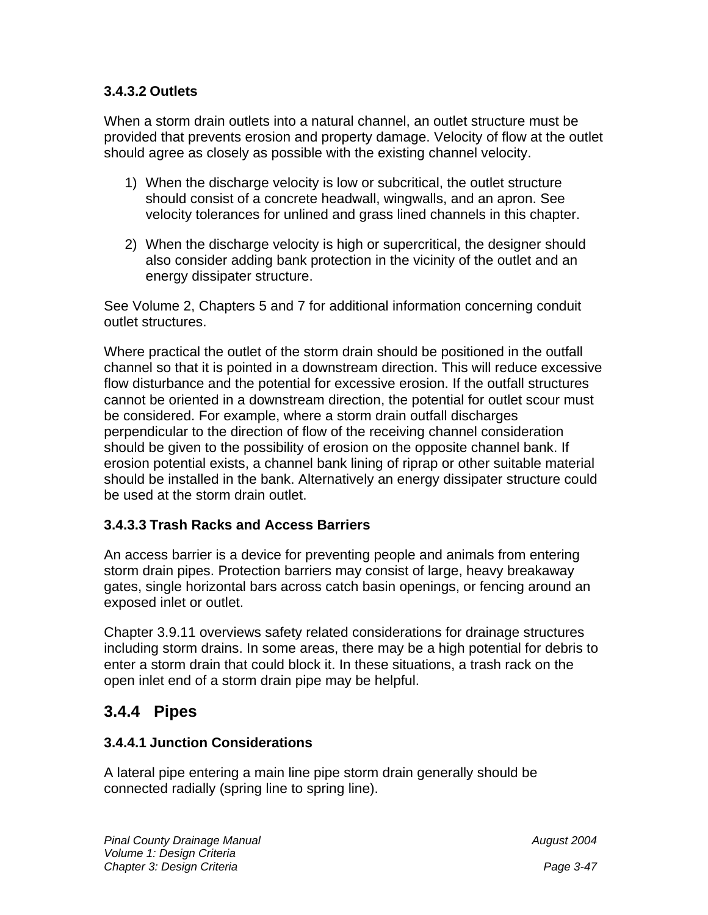#### 3.4.3.2 Outlets

When a storm drain outlets into a natural channel, an outlet structure must be provided that prevents erosion and property damage. Velocity of flow at the outlet should agree as closely as possible with the existing channel velocity.

1) When the discharge velocity is low or subcritical, the outlet structure should consist of a concrete headwall, wingwalls, and an apron. See velocity tolerances for unlined and grass lined channels in this chapter.

2) When the discharge velocity is high or supercritical, the designer should also consider adding bank protection in the vicinity of the outlet and an energy dissipater structure.

See Volume 2, Chapters 5 and 7 for additional information concerning conduit outlet structures.

Where practical the outlet of the storm drain should be positioned in the outfall channel so that it is pointed in a downstream direction. This will reduce excessive flow disturbance and the potential for excessive erosion. If the outfall structures cannot be oriented in a downstream direction, the potential for outlet scour must be considered. For example, where a storm drain outfall discharges perpendicular to the direction of flow of the receiving channel consideration should be given to the possibility of erosion on the opposite channel bank. If erosion potential exists, a channel bank lining of riprap or other suitable material should be installed in the bank. Alternatively an energy dissipater structure could be used at the storm drain outlet.

#### 3.4.3.3 Trash Racks and Access Barriers

An access barrier is a device for preventing people and animals from entering storm drain pipes. Protection barriers may consist of large, heavy breakaway gates, single horizontal bars across catch basin openings, or fencing around an exposed inlet or outlet.

Chapter 3.9.11 overviews safety related considerations for drainage structures including storm drains. In some areas, there may be a high potential for debris to enter a storm drain that could block it. In these situations, a trash rack on the open inlet end of a storm drain pipe may be helpful.

### 3.4.4 Pipes

#### 3.4.4.1 Junction Considerations

A lateral pipe entering a main line pipe storm drain generally should be connected radially (spring line to spring line).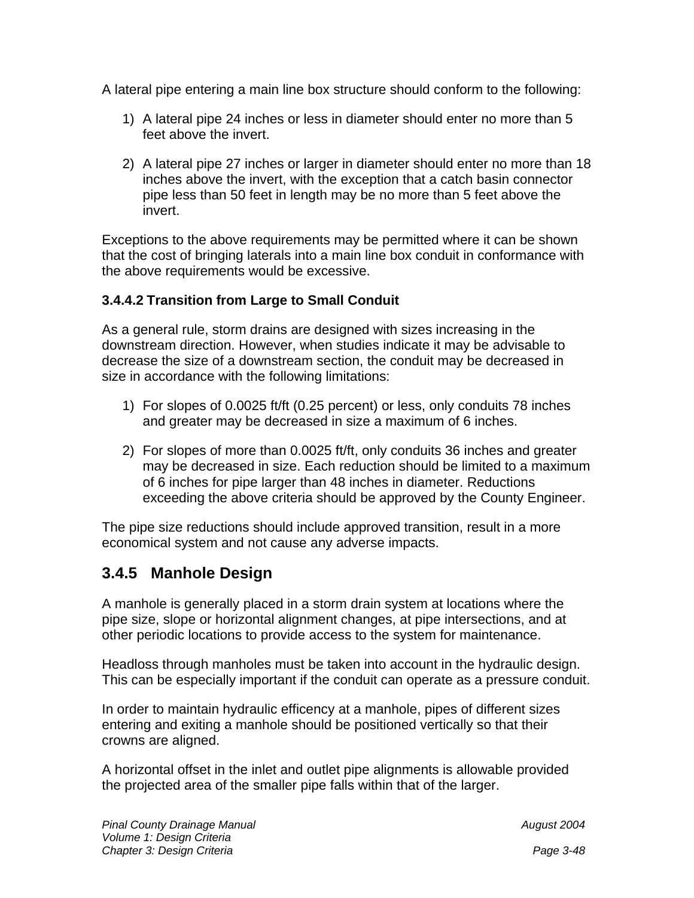A lateral pipe entering a main line box structure should conform to the following:

1) A lateral pipe 24 inches or less in diameter should enter no more than 5 feet above the invert.

2) A lateral pipe 27 inches or larger in diameter should enter no more than 18 inches above the invert, with the exception that a catch basin connector pipe less than 50 feet in length may be no more than 5 feet above the invert.

Exceptions to the above requirements may be permitted where it can be shown that the cost of bringing laterals into a main line box conduit in conformance with the above requirements would be excessive.

#### 3.4.4.2 Transition from Large to Small Conduit

As a general rule, storm drains are designed with sizes increasing in the downstream direction. However, when studies indicate it may be advisable to decrease the size of a downstream section, the conduit may be decreased in size in accordance with the following limitations:

1) For slopes of 0.0025 ft/ft (0.25 percent) or less, only conduits 78 inches and greater may be decreased in size a maximum of 6 inches.

2) For slopes of more than 0.0025 ft/ft, only conduits 36 inches and greater may be decreased in size. Each reduction should be limited to a maximum of 6 inches for pipe larger than 48 inches in diameter. Reductions exceeding the above criteria should be approved by the County Engineer.

The pipe size reductions should include approved transition, result in a more economical system and not cause any adverse impacts.

### 3.4.5 Manhole Design

A manhole is generally placed in a storm drain system at locations where the pipe size, slope or horizontal alignment changes, at pipe intersections, and at other periodic locations to provide access to the system for maintenance.

Headloss through manholes must be taken into account in the hydraulic design. This can be especially important if the conduit can operate as a pressure conduit.

In order to maintain hydraulic efficency at a manhole, pipes of different sizes entering and exiting a manhole should be positioned vertically so that their crowns are aligned.

A horizontal offset in the inlet and outlet pipe alignments is allowable provided the projected area of the smaller pipe falls within that of the larger.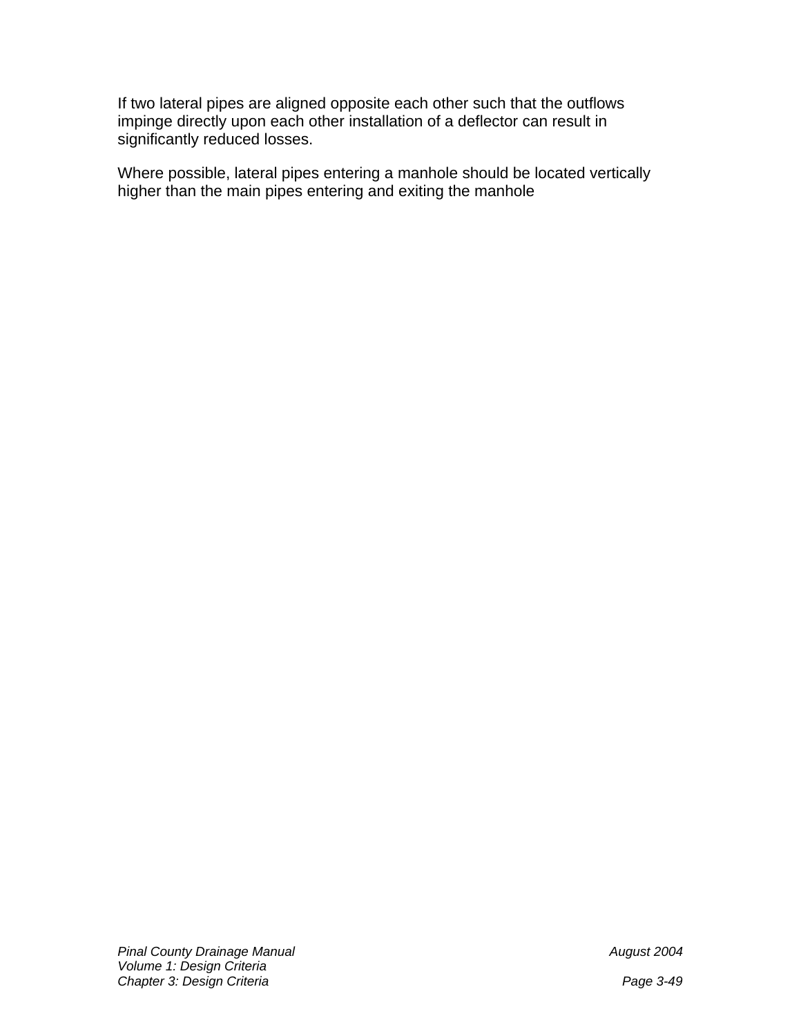If two lateral pipes are aligned opposite each other such that the outflows impinge directly upon each other installation of a deflector can result in significantly reduced losses.

Where possible, lateral pipes entering a manhole should be located vertically higher than the main pipes entering and exiting the manhole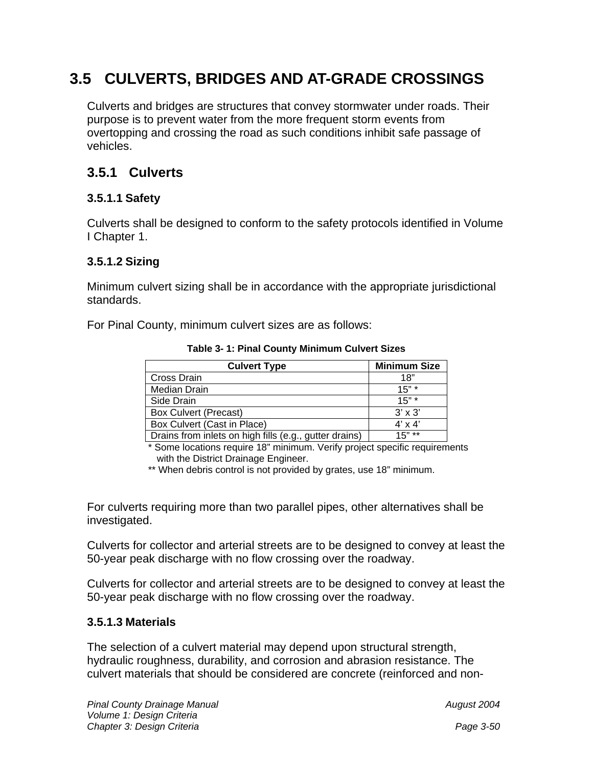# 3.5 CULVERTS, BRIDGES AND AT-GRADE CROSSINGS

Culverts and bridges are structures that convey stormwater under roads. Their purpose is to prevent water from the more frequent storm events from overtopping and crossing the road as such conditions inhibit safe passage of vehicles.

## 3.5.1 Culverts

### 3.5.1.1 Safety

Culverts shall be designed to conform to the safety protocols identified in Volume I Chapter 1.

### 3.5.1.2 Sizing

Minimum culvert sizing shall be in accordance with the appropriate jurisdictional standards.

For Pinal County, minimum culvert sizes are as follows:

**Table 3- 1: Pinal County Minimum Culvert Sizes**

| Culvert Type | Minimum Size |
|---|---|
| Cross Drain | 18” |
| Median Drain | 15” * |
| Side Drain | 15” * |
| Box Culvert (Precast) | 3’ x 3’ |
| Box Culvert (Cast in Place) | 4’ x 4’ |
| Drains from inlets on high fills (e.g., gutter drains) | 15” ** |

\* Some locations require 18” minimum. Verify project specific requirements with the District Drainage Engineer.

\** When debris control is not provided by grates, use 18” minimum.

For culverts requiring more than two parallel pipes, other alternatives shall be investigated.

Culverts for collector and arterial streets are to be designed to convey at least the 50-year peak discharge with no flow crossing over the roadway.

Culverts for collector and arterial streets are to be designed to convey at least the 50-year peak discharge with no flow crossing over the roadway.

### 3.5.1.3 Materials

The selection of a culvert material may depend upon structural strength, hydraulic roughness, durability, and corrosion and abrasion resistance. The culvert materials that should be considered are concrete (reinforced and non-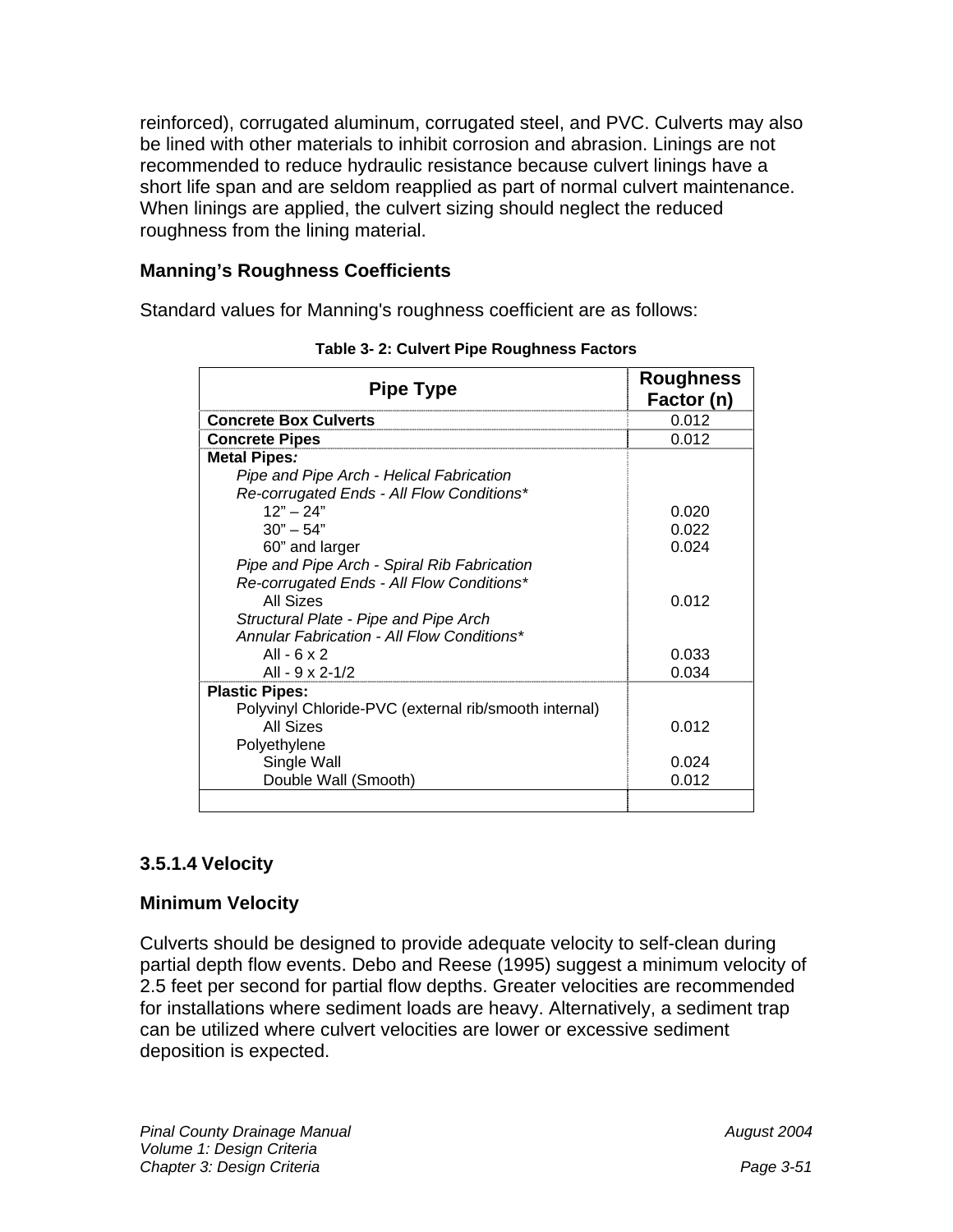reinforced), corrugated aluminum, corrugated steel, and PVC. Culverts may also be lined with other materials to inhibit corrosion and abrasion. Linings are not recommended to reduce hydraulic resistance because culvert linings have a short life span and are seldom reapplied as part of normal culvert maintenance. When linings are applied, the culvert sizing should neglect the reduced roughness from the lining material.

### Manning's Roughness Coefficients

Standard values for Manning's roughness coefficient are as follows:

**Table 3- 2: Culvert Pipe Roughness Factors**

| Pipe Type | Roughness Factor (n) |
|---|---|
| **Concrete Box Culverts** | 0.012 |
| **Concrete Pipes** | 0.012 |
| **Metal Pipes:** | |
| *Pipe and Pipe Arch - Helical Fabrication* | |
| *Re-corrugated Ends - All Flow Conditions** | |
| 12" – 24" | 0.020 |
| 30" – 54" | 0.022 |
| 60" and larger | 0.024 |
| *Pipe and Pipe Arch - Spiral Rib Fabrication* | |
| *Re-corrugated Ends - All Flow Conditions** | |
| All Sizes | 0.012 |
| *Structural Plate - Pipe and Pipe Arch* | |
| *Annular Fabrication - All Flow Conditions** | |
| All - 6 x 2 | 0.033 |
| All - 9 x 2-1/2 | 0.034 |
| **Plastic Pipes:** | |
| Polyvinyl Chloride-PVC (external rib/smooth internal) | |
| All Sizes | 0.012 |
| Polyethylene | |
| Single Wall | 0.024 |
| Double Wall (Smooth) | 0.012 |

### 3.5.1.4 Velocity

### Minimum Velocity

Culverts should be designed to provide adequate velocity to self-clean during partial depth flow events. Debo and Reese (1995) suggest a minimum velocity of 2.5 feet per second for partial flow depths. Greater velocities are recommended for installations where sediment loads are heavy. Alternatively, a sediment trap can be utilized where culvert velocities are lower or excessive sediment deposition is expected.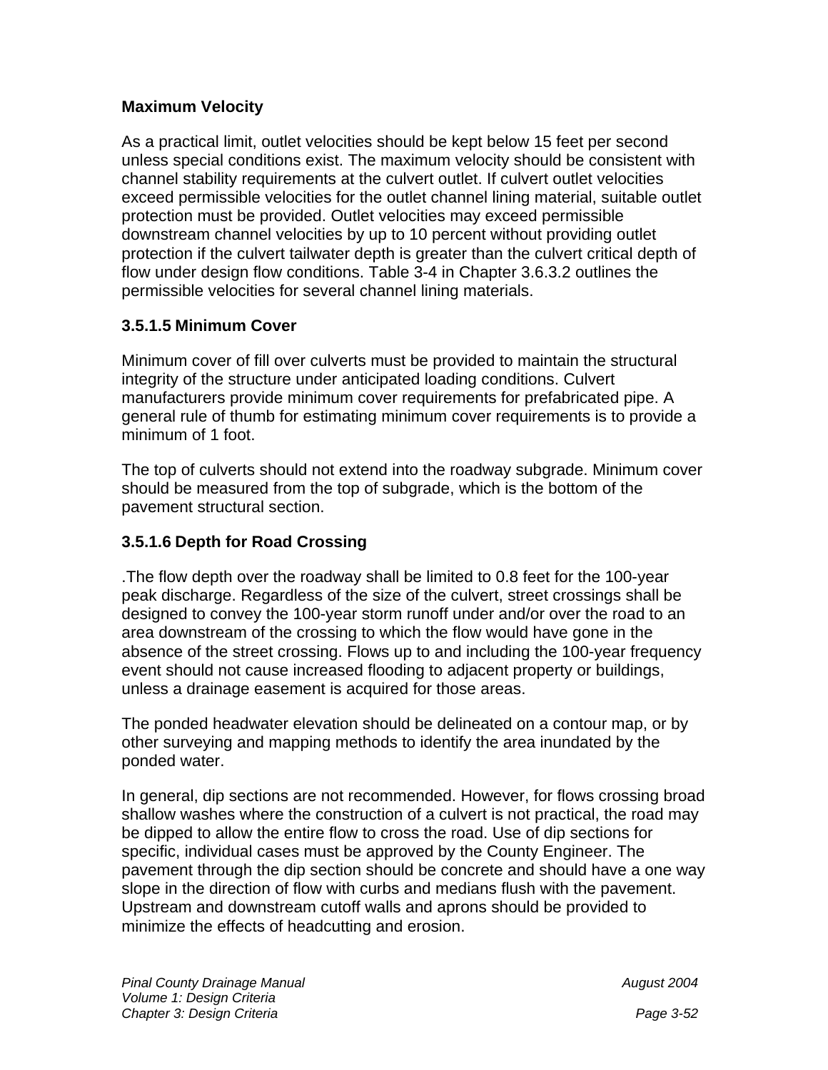**Maximum Velocity**

As a practical limit, outlet velocities should be kept below 15 feet per second unless special conditions exist. The maximum velocity should be consistent with channel stability requirements at the culvert outlet. If culvert outlet velocities exceed permissible velocities for the outlet channel lining material, suitable outlet protection must be provided. Outlet velocities may exceed permissible downstream channel velocities by up to 10 percent without providing outlet protection if the culvert tailwater depth is greater than the culvert critical depth of flow under design flow conditions. Table 3-4 in Chapter 3.6.3.2 outlines the permissible velocities for several channel lining materials.

### 3.5.1.5 Minimum Cover

Minimum cover of fill over culverts must be provided to maintain the structural integrity of the structure under anticipated loading conditions. Culvert manufacturers provide minimum cover requirements for prefabricated pipe. A general rule of thumb for estimating minimum cover requirements is to provide a minimum of 1 foot.

The top of culverts should not extend into the roadway subgrade. Minimum cover should be measured from the top of subgrade, which is the bottom of the pavement structural section.

### 3.5.1.6 Depth for Road Crossing

.The flow depth over the roadway shall be limited to 0.8 feet for the 100-year peak discharge. Regardless of the size of the culvert, street crossings shall be designed to convey the 100-year storm runoff under and/or over the road to an area downstream of the crossing to which the flow would have gone in the absence of the street crossing. Flows up to and including the 100-year frequency event should not cause increased flooding to adjacent property or buildings, unless a drainage easement is acquired for those areas.

The ponded headwater elevation should be delineated on a contour map, or by other surveying and mapping methods to identify the area inundated by the ponded water.

In general, dip sections are not recommended. However, for flows crossing broad shallow washes where the construction of a culvert is not practical, the road may be dipped to allow the entire flow to cross the road. Use of dip sections for specific, individual cases must be approved by the County Engineer. The pavement through the dip section should be concrete and should have a one way slope in the direction of flow with curbs and medians flush with the pavement. Upstream and downstream cutoff walls and aprons should be provided to minimize the effects of headcutting and erosion.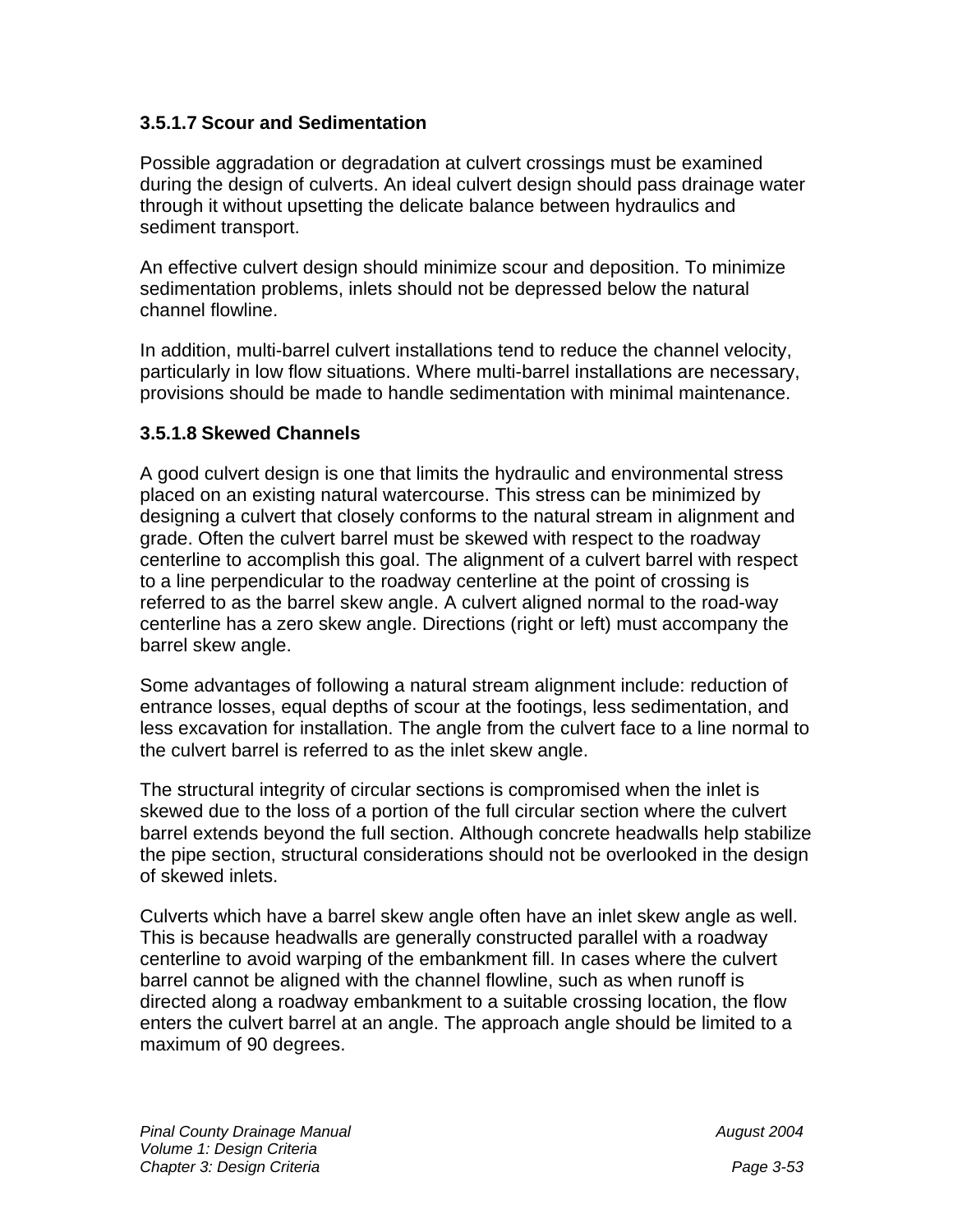### 3.5.1.7 Scour and Sedimentation

Possible aggradation or degradation at culvert crossings must be examined during the design of culverts. An ideal culvert design should pass drainage water through it without upsetting the delicate balance between hydraulics and sediment transport.

An effective culvert design should minimize scour and deposition. To minimize sedimentation problems, inlets should not be depressed below the natural channel flowline.

In addition, multi-barrel culvert installations tend to reduce the channel velocity, particularly in low flow situations. Where multi-barrel installations are necessary, provisions should be made to handle sedimentation with minimal maintenance.

### 3.5.1.8 Skewed Channels

A good culvert design is one that limits the hydraulic and environmental stress placed on an existing natural watercourse. This stress can be minimized by designing a culvert that closely conforms to the natural stream in alignment and grade. Often the culvert barrel must be skewed with respect to the roadway centerline to accomplish this goal. The alignment of a culvert barrel with respect to a line perpendicular to the roadway centerline at the point of crossing is referred to as the barrel skew angle. A culvert aligned normal to the road-way centerline has a zero skew angle. Directions (right or left) must accompany the barrel skew angle.

Some advantages of following a natural stream alignment include: reduction of entrance losses, equal depths of scour at the footings, less sedimentation, and less excavation for installation. The angle from the culvert face to a line normal to the culvert barrel is referred to as the inlet skew angle.

The structural integrity of circular sections is compromised when the inlet is skewed due to the loss of a portion of the full circular section where the culvert barrel extends beyond the full section. Although concrete headwalls help stabilize the pipe section, structural considerations should not be overlooked in the design of skewed inlets.

Culverts which have a barrel skew angle often have an inlet skew angle as well. This is because headwalls are generally constructed parallel with a roadway centerline to avoid warping of the embankment fill. In cases where the culvert barrel cannot be aligned with the channel flowline, such as when runoff is directed along a roadway embankment to a suitable crossing location, the flow enters the culvert barrel at an angle. The approach angle should be limited to a maximum of 90 degrees.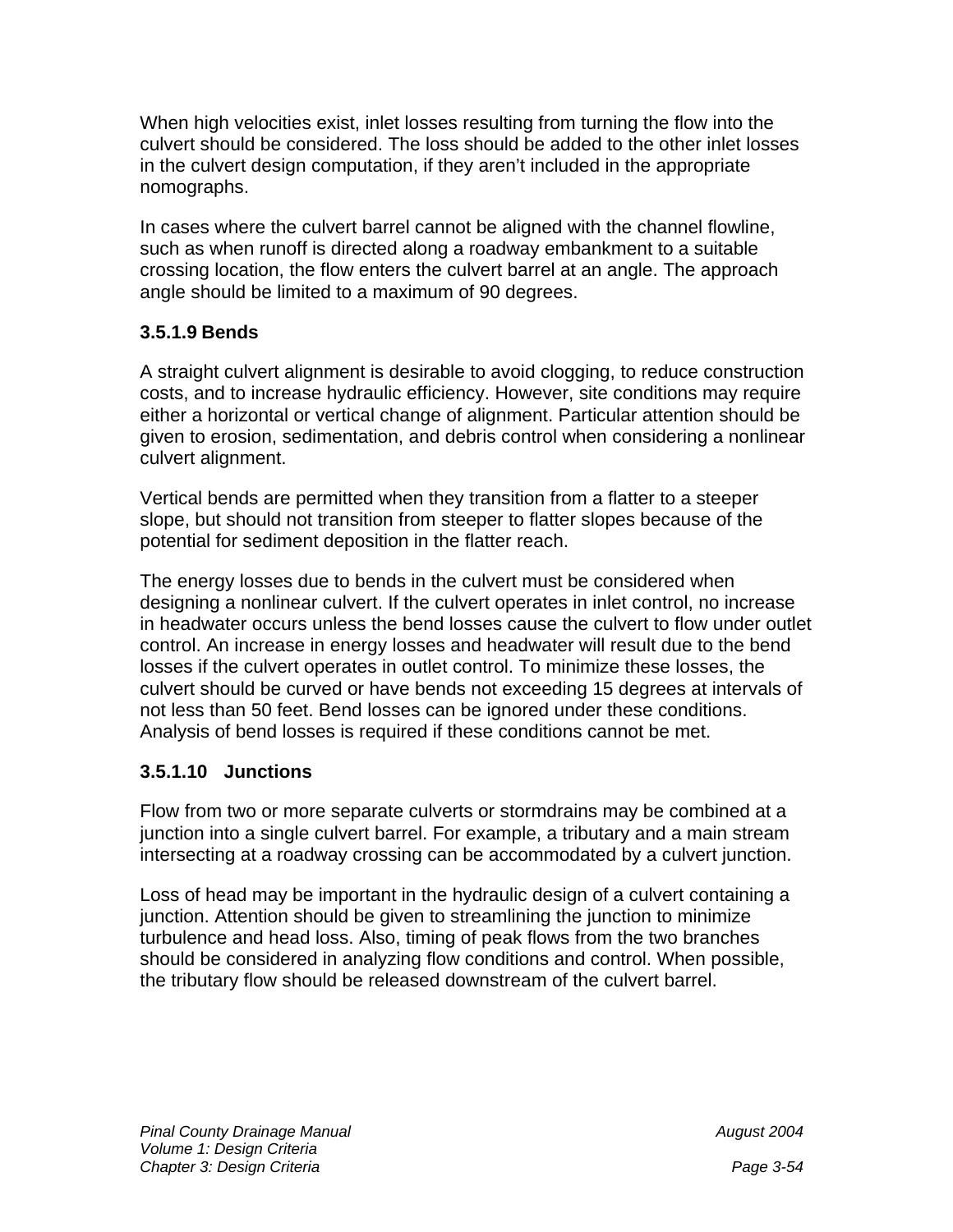When high velocities exist, inlet losses resulting from turning the flow into the culvert should be considered. The loss should be added to the other inlet losses in the culvert design computation, if they aren't included in the appropriate nomographs.

In cases where the culvert barrel cannot be aligned with the channel flowline, such as when runoff is directed along a roadway embankment to a suitable crossing location, the flow enters the culvert barrel at an angle. The approach angle should be limited to a maximum of 90 degrees.

### 3.5.1.9 Bends

A straight culvert alignment is desirable to avoid clogging, to reduce construction costs, and to increase hydraulic efficiency. However, site conditions may require either a horizontal or vertical change of alignment. Particular attention should be given to erosion, sedimentation, and debris control when considering a nonlinear culvert alignment.

Vertical bends are permitted when they transition from a flatter to a steeper slope, but should not transition from steeper to flatter slopes because of the potential for sediment deposition in the flatter reach.

The energy losses due to bends in the culvert must be considered when designing a nonlinear culvert. If the culvert operates in inlet control, no increase in headwater occurs unless the bend losses cause the culvert to flow under outlet control. An increase in energy losses and headwater will result due to the bend losses if the culvert operates in outlet control. To minimize these losses, the culvert should be curved or have bends not exceeding 15 degrees at intervals of not less than 50 feet. Bend losses can be ignored under these conditions. Analysis of bend losses is required if these conditions cannot be met.

### 3.5.1.10 Junctions

Flow from two or more separate culverts or stormdrains may be combined at a junction into a single culvert barrel. For example, a tributary and a main stream intersecting at a roadway crossing can be accommodated by a culvert junction.

Loss of head may be important in the hydraulic design of a culvert containing a junction. Attention should be given to streamlining the junction to minimize turbulence and head loss. Also, timing of peak flows from the two branches should be considered in analyzing flow conditions and control. When possible, the tributary flow should be released downstream of the culvert barrel.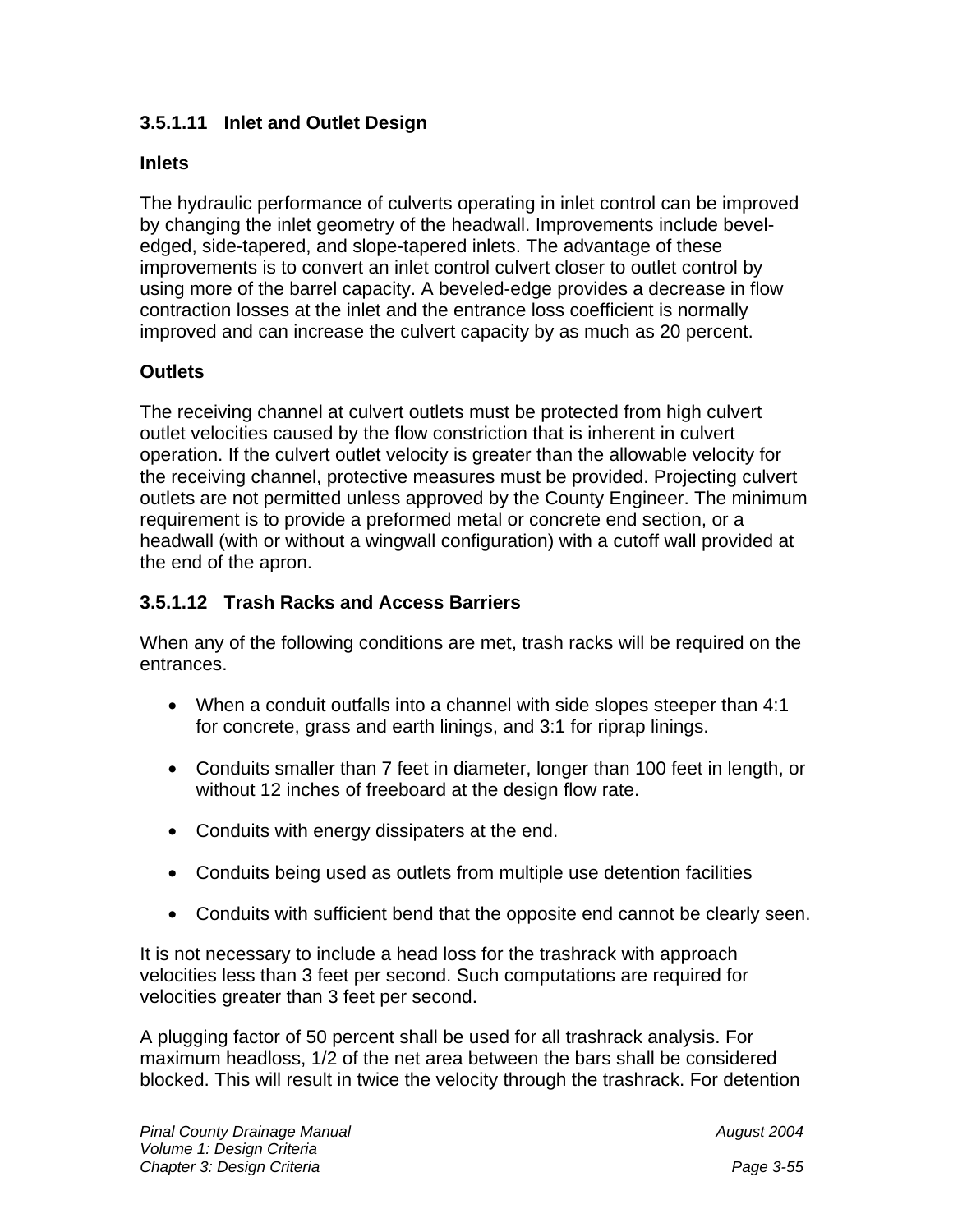### 3.5.1.11 Inlet and Outlet Design

**Inlets**

The hydraulic performance of culverts operating in inlet control can be improved by changing the inlet geometry of the headwall. Improvements include bevel-edged, side-tapered, and slope-tapered inlets. The advantage of these improvements is to convert an inlet control culvert closer to outlet control by using more of the barrel capacity. A beveled-edge provides a decrease in flow contraction losses at the inlet and the entrance loss coefficient is normally improved and can increase the culvert capacity by as much as 20 percent.

**Outlets**

The receiving channel at culvert outlets must be protected from high culvert outlet velocities caused by the flow constriction that is inherent in culvert operation. If the culvert outlet velocity is greater than the allowable velocity for the receiving channel, protective measures must be provided. Projecting culvert outlets are not permitted unless approved by the County Engineer. The minimum requirement is to provide a preformed metal or concrete end section, or a headwall (with or without a wingwall configuration) with a cutoff wall provided at the end of the apron.

### 3.5.1.12 Trash Racks and Access Barriers

When any of the following conditions are met, trash racks will be required on the entrances.

- When a conduit outfalls into a channel with side slopes steeper than 4:1 for concrete, grass and earth linings, and 3:1 for riprap linings.
- Conduits smaller than 7 feet in diameter, longer than 100 feet in length, or without 12 inches of freeboard at the design flow rate.
- Conduits with energy dissipaters at the end.
- Conduits being used as outlets from multiple use detention facilities
- Conduits with sufficient bend that the opposite end cannot be clearly seen.

It is not necessary to include a head loss for the trashrack with approach velocities less than 3 feet per second. Such computations are required for velocities greater than 3 feet per second.

A plugging factor of 50 percent shall be used for all trashrack analysis. For maximum headloss, 1/2 of the net area between the bars shall be considered blocked. This will result in twice the velocity through the trashrack. For detention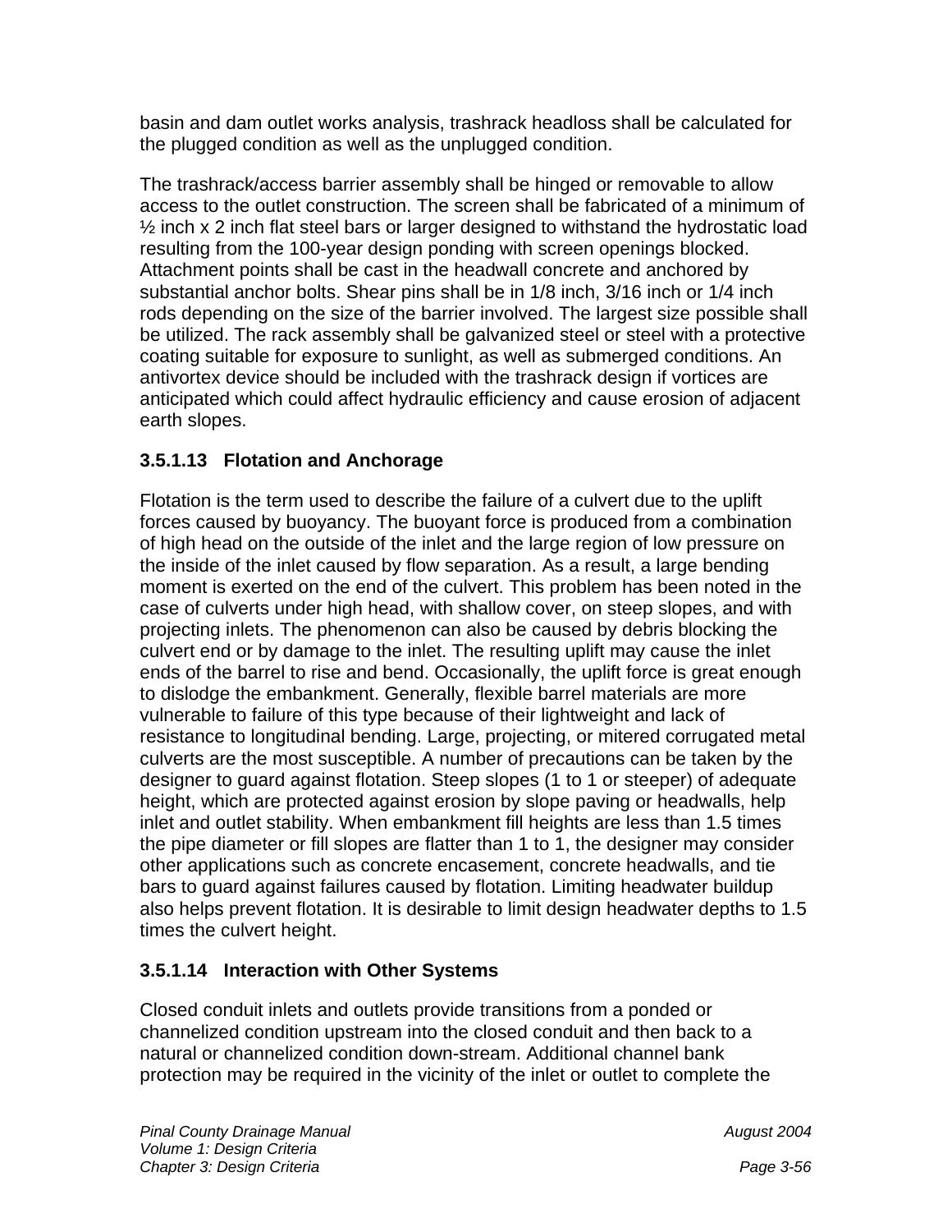basin and dam outlet works analysis, trashrack headloss shall be calculated for the plugged condition as well as the unplugged condition.

The trashrack/access barrier assembly shall be hinged or removable to allow access to the outlet construction. The screen shall be fabricated of a minimum of ½ inch x 2 inch flat steel bars or larger designed to withstand the hydrostatic load resulting from the 100-year design ponding with screen openings blocked. Attachment points shall be cast in the headwall concrete and anchored by substantial anchor bolts. Shear pins shall be in 1/8 inch, 3/16 inch or 1/4 inch rods depending on the size of the barrier involved. The largest size possible shall be utilized. The rack assembly shall be galvanized steel or steel with a protective coating suitable for exposure to sunlight, as well as submerged conditions. An antivortex device should be included with the trashrack design if vortices are anticipated which could affect hydraulic efficiency and cause erosion of adjacent earth slopes.

### 3.5.1.13 Flotation and Anchorage

Flotation is the term used to describe the failure of a culvert due to the uplift forces caused by buoyancy. The buoyant force is produced from a combination of high head on the outside of the inlet and the large region of low pressure on the inside of the inlet caused by flow separation. As a result, a large bending moment is exerted on the end of the culvert. This problem has been noted in the case of culverts under high head, with shallow cover, on steep slopes, and with projecting inlets. The phenomenon can also be caused by debris blocking the culvert end or by damage to the inlet. The resulting uplift may cause the inlet ends of the barrel to rise and bend. Occasionally, the uplift force is great enough to dislodge the embankment. Generally, flexible barrel materials are more vulnerable to failure of this type because of their lightweight and lack of resistance to longitudinal bending. Large, projecting, or mitered corrugated metal culverts are the most susceptible. A number of precautions can be taken by the designer to guard against flotation. Steep slopes (1 to 1 or steeper) of adequate height, which are protected against erosion by slope paving or headwalls, help inlet and outlet stability. When embankment fill heights are less than 1.5 times the pipe diameter or fill slopes are flatter than 1 to 1, the designer may consider other applications such as concrete encasement, concrete headwalls, and tie bars to guard against failures caused by flotation. Limiting headwater buildup also helps prevent flotation. It is desirable to limit design headwater depths to 1.5 times the culvert height.

### 3.5.1.14 Interaction with Other Systems

Closed conduit inlets and outlets provide transitions from a ponded or channelized condition upstream into the closed conduit and then back to a natural or channelized condition down-stream. Additional channel bank protection may be required in the vicinity of the inlet or outlet to complete the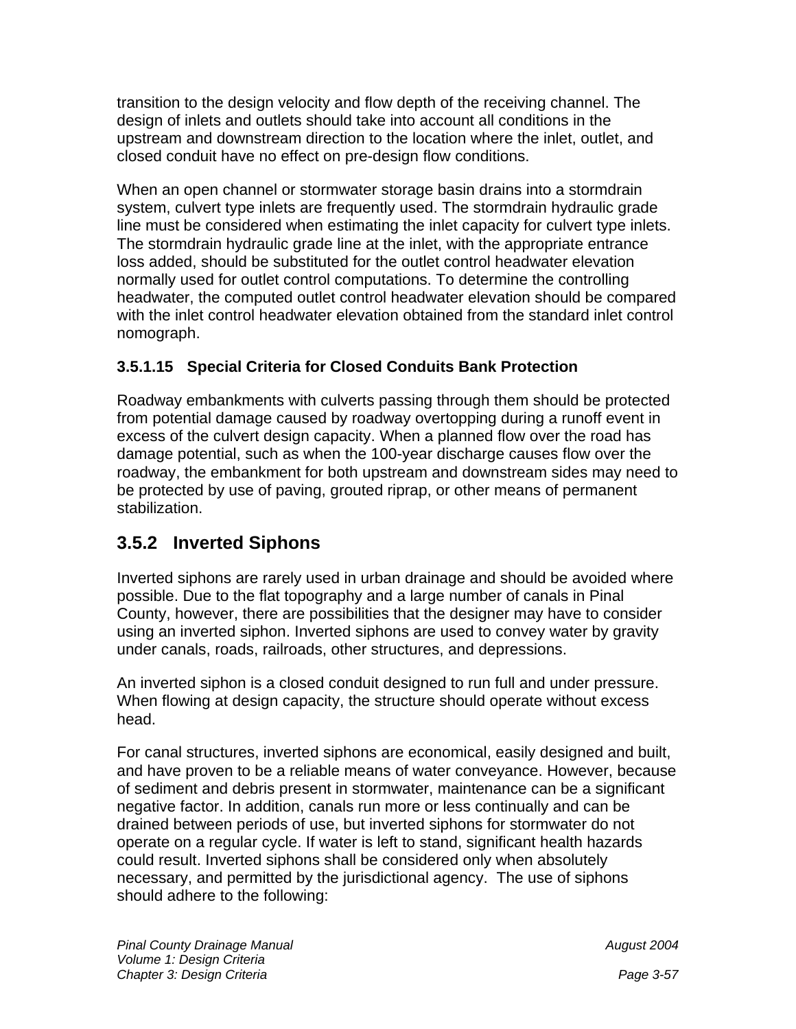transition to the design velocity and flow depth of the receiving channel. The design of inlets and outlets should take into account all conditions in the upstream and downstream direction to the location where the inlet, outlet, and closed conduit have no effect on pre-design flow conditions.

When an open channel or stormwater storage basin drains into a stormdrain system, culvert type inlets are frequently used. The stormdrain hydraulic grade line must be considered when estimating the inlet capacity for culvert type inlets. The stormdrain hydraulic grade line at the inlet, with the appropriate entrance loss added, should be substituted for the outlet control headwater elevation normally used for outlet control computations. To determine the controlling headwater, the computed outlet control headwater elevation should be compared with the inlet control headwater elevation obtained from the standard inlet control nomograph.

#### 3.5.1.15 Special Criteria for Closed Conduits Bank Protection

Roadway embankments with culverts passing through them should be protected from potential damage caused by roadway overtopping during a runoff event in excess of the culvert design capacity. When a planned flow over the road has damage potential, such as when the 100-year discharge causes flow over the roadway, the embankment for both upstream and downstream sides may need to be protected by use of paving, grouted riprap, or other means of permanent stabilization.

## 3.5.2 Inverted Siphons

Inverted siphons are rarely used in urban drainage and should be avoided where possible. Due to the flat topography and a large number of canals in Pinal County, however, there are possibilities that the designer may have to consider using an inverted siphon. Inverted siphons are used to convey water by gravity under canals, roads, railroads, other structures, and depressions.

An inverted siphon is a closed conduit designed to run full and under pressure. When flowing at design capacity, the structure should operate without excess head.

For canal structures, inverted siphons are economical, easily designed and built, and have proven to be a reliable means of water conveyance. However, because of sediment and debris present in stormwater, maintenance can be a significant negative factor. In addition, canals run more or less continually and can be drained between periods of use, but inverted siphons for stormwater do not operate on a regular cycle. If water is left to stand, significant health hazards could result. Inverted siphons shall be considered only when absolutely necessary, and permitted by the jurisdictional agency. The use of siphons should adhere to the following: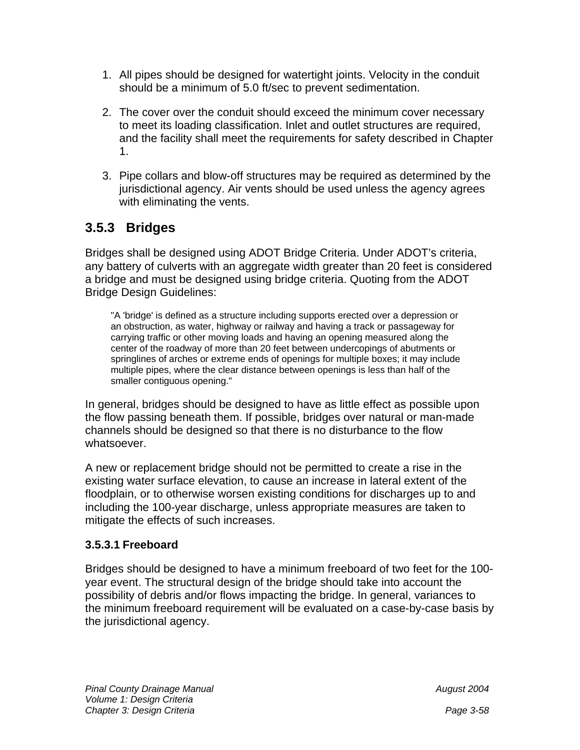1. All pipes should be designed for watertight joints. Velocity in the conduit should be a minimum of 5.0 ft/sec to prevent sedimentation.

2. The cover over the conduit should exceed the minimum cover necessary to meet its loading classification. Inlet and outlet structures are required, and the facility shall meet the requirements for safety described in Chapter 1.

3. Pipe collars and blow-off structures may be required as determined by the jurisdictional agency. Air vents should be used unless the agency agrees with eliminating the vents.

## 3.5.3 Bridges

Bridges shall be designed using ADOT Bridge Criteria. Under ADOT's criteria, any battery of culverts with an aggregate width greater than 20 feet is considered a bridge and must be designed using bridge criteria. Quoting from the ADOT Bridge Design Guidelines:

> "A 'bridge' is defined as a structure including supports erected over a depression or an obstruction, as water, highway or railway and having a track or passageway for carrying traffic or other moving loads and having an opening measured along the center of the roadway of more than 20 feet between undercopings of abutments or springlines of arches or extreme ends of openings for multiple boxes; it may include multiple pipes, where the clear distance between openings is less than half of the smaller contiguous opening."

In general, bridges should be designed to have as little effect as possible upon the flow passing beneath them. If possible, bridges over natural or man-made channels should be designed so that there is no disturbance to the flow whatsoever.

A new or replacement bridge should not be permitted to create a rise in the existing water surface elevation, to cause an increase in lateral extent of the floodplain, or to otherwise worsen existing conditions for discharges up to and including the 100-year discharge, unless appropriate measures are taken to mitigate the effects of such increases.

### 3.5.3.1 Freeboard

Bridges should be designed to have a minimum freeboard of two feet for the 100-year event. The structural design of the bridge should take into account the possibility of debris and/or flows impacting the bridge. In general, variances to the minimum freeboard requirement will be evaluated on a case-by-case basis by the jurisdictional agency.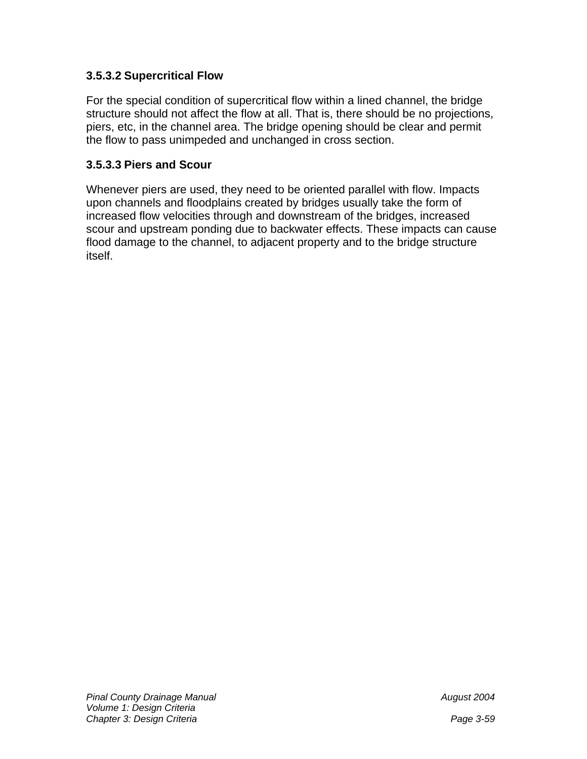#### 3.5.3.2 Supercritical Flow

For the special condition of supercritical flow within a lined channel, the bridge structure should not affect the flow at all. That is, there should be no projections, piers, etc, in the channel area. The bridge opening should be clear and permit the flow to pass unimpeded and unchanged in cross section.

#### 3.5.3.3 Piers and Scour

Whenever piers are used, they need to be oriented parallel with flow. Impacts upon channels and floodplains created by bridges usually take the form of increased flow velocities through and downstream of the bridges, increased scour and upstream ponding due to backwater effects. These impacts can cause flood damage to the channel, to adjacent property and to the bridge structure itself.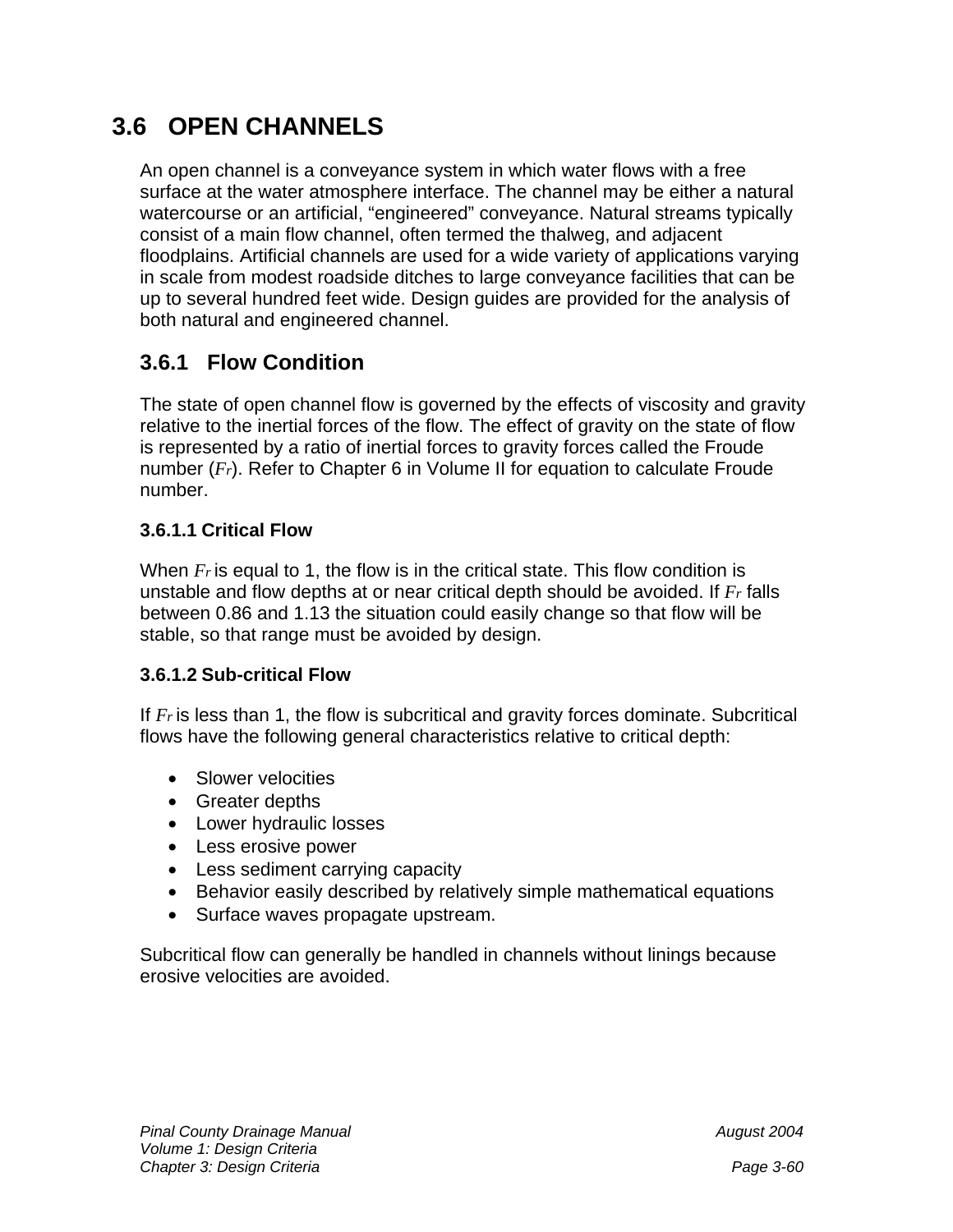## 3.6 OPEN CHANNELS

An open channel is a conveyance system in which water flows with a free surface at the water atmosphere interface. The channel may be either a natural watercourse or an artificial, “engineered” conveyance. Natural streams typically consist of a main flow channel, often termed the thalweg, and adjacent floodplains. Artificial channels are used for a wide variety of applications varying in scale from modest roadside ditches to large conveyance facilities that can be up to several hundred feet wide. Design guides are provided for the analysis of both natural and engineered channel.

### 3.6.1 Flow Condition

The state of open channel flow is governed by the effects of viscosity and gravity relative to the inertial forces of the flow. The effect of gravity on the state of flow is represented by a ratio of inertial forces to gravity forces called the Froude number ($F_r$). Refer to Chapter 6 in Volume II for equation to calculate Froude number.

#### 3.6.1.1 Critical Flow

When $F_r$ is equal to 1, the flow is in the critical state. This flow condition is unstable and flow depths at or near critical depth should be avoided. If $F_r$ falls between 0.86 and 1.13 the situation could easily change so that flow will be stable, so that range must be avoided by design.

#### 3.6.1.2 Sub-critical Flow

If $F_r$ is less than 1, the flow is subcritical and gravity forces dominate. Subcritical flows have the following general characteristics relative to critical depth:

- Slower velocities
- Greater depths
- Lower hydraulic losses
- Less erosive power
- Less sediment carrying capacity
- Behavior easily described by relatively simple mathematical equations
- Surface waves propagate upstream.

Subcritical flow can generally be handled in channels without linings because erosive velocities are avoided.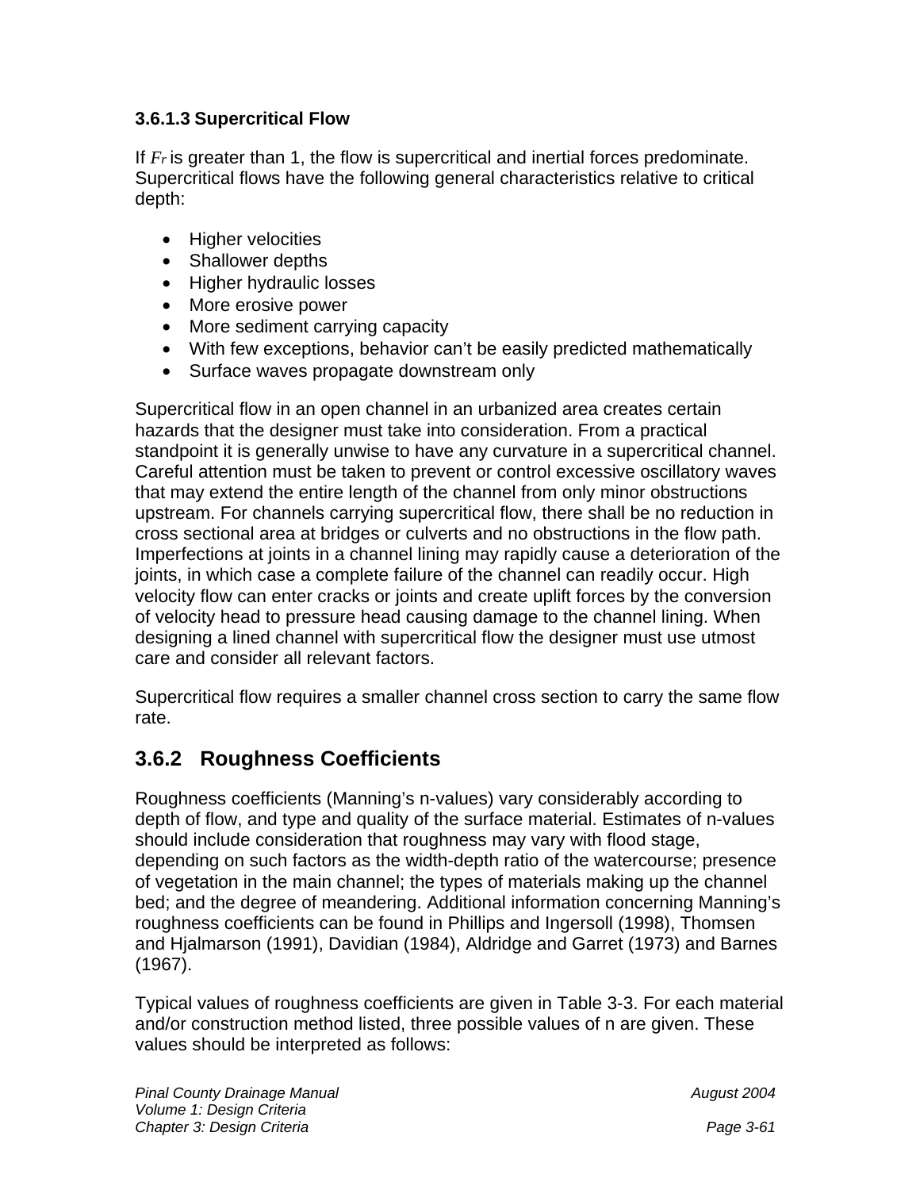#### 3.6.1.3 Supercritical Flow

If $F_r$ is greater than 1, the flow is supercritical and inertial forces predominate. Supercritical flows have the following general characteristics relative to critical depth:

- Higher velocities
- Shallower depths
- Higher hydraulic losses
- More erosive power
- More sediment carrying capacity
- With few exceptions, behavior can't be easily predicted mathematically
- Surface waves propagate downstream only

Supercritical flow in an open channel in an urbanized area creates certain hazards that the designer must take into consideration. From a practical standpoint it is generally unwise to have any curvature in a supercritical channel. Careful attention must be taken to prevent or control excessive oscillatory waves that may extend the entire length of the channel from only minor obstructions upstream. For channels carrying supercritical flow, there shall be no reduction in cross sectional area at bridges or culverts and no obstructions in the flow path. Imperfections at joints in a channel lining may rapidly cause a deterioration of the joints, in which case a complete failure of the channel can readily occur. High velocity flow can enter cracks or joints and create uplift forces by the conversion of velocity head to pressure head causing damage to the channel lining. When designing a lined channel with supercritical flow the designer must use utmost care and consider all relevant factors.

Supercritical flow requires a smaller channel cross section to carry the same flow rate.

## 3.6.2 Roughness Coefficients

Roughness coefficients (Manning's n-values) vary considerably according to depth of flow, and type and quality of the surface material. Estimates of n-values should include consideration that roughness may vary with flood stage, depending on such factors as the width-depth ratio of the watercourse; presence of vegetation in the main channel; the types of materials making up the channel bed; and the degree of meandering. Additional information concerning Manning's roughness coefficients can be found in Phillips and Ingersoll (1998), Thomsen and Hjalmarson (1991), Davidian (1984), Aldridge and Garret (1973) and Barnes (1967).

Typical values of roughness coefficients are given in Table 3-3. For each material and/or construction method listed, three possible values of n are given. These values should be interpreted as follows: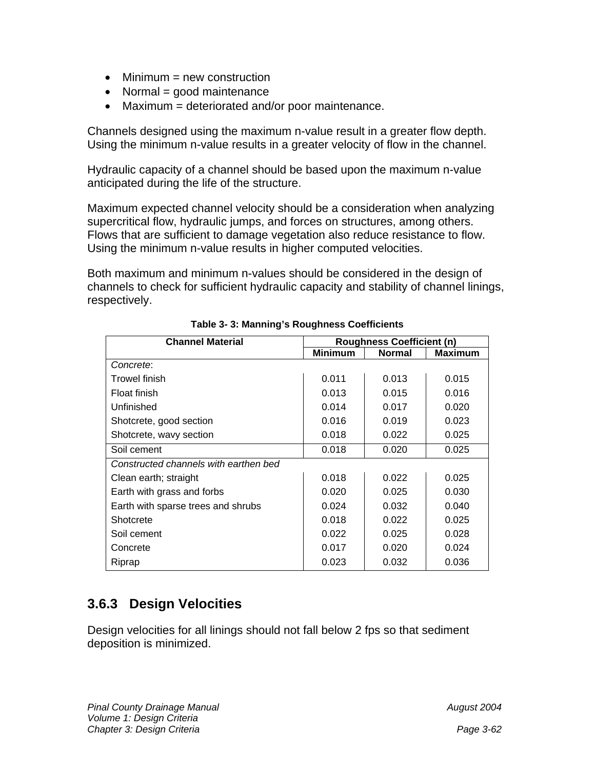- Minimum = new construction
- Normal = good maintenance
- Maximum = deteriorated and/or poor maintenance.

Channels designed using the maximum n-value result in a greater flow depth. Using the minimum n-value results in a greater velocity of flow in the channel.

Hydraulic capacity of a channel should be based upon the maximum n-value anticipated during the life of the structure.

Maximum expected channel velocity should be a consideration when analyzing supercritical flow, hydraulic jumps, and forces on structures, among others. Flows that are sufficient to damage vegetation also reduce resistance to flow. Using the minimum n-value results in higher computed velocities.

Both maximum and minimum n-values should be considered in the design of channels to check for sufficient hydraulic capacity and stability of channel linings, respectively.

**Table 3- 3: Manning's Roughness Coefficients**

| Channel Material | Roughness Coefficient (n) | | |
|---|---|---|---|
| | Minimum | Normal | Maximum |
| *Concrete*: | | | |
| Trowel finish | 0.011 | 0.013 | 0.015 |
| Float finish | 0.013 | 0.015 | 0.016 |
| Unfinished | 0.014 | 0.017 | 0.020 |
| Shotcrete, good section | 0.016 | 0.019 | 0.023 |
| Shotcrete, wavy section | 0.018 | 0.022 | 0.025 |
| Soil cement | 0.018 | 0.020 | 0.025 |
| *Constructed channels with earthen bed* | | | |
| Clean earth; straight | 0.018 | 0.022 | 0.025 |
| Earth with grass and forbs | 0.020 | 0.025 | 0.030 |
| Earth with sparse trees and shrubs | 0.024 | 0.032 | 0.040 |
| Shotcrete | 0.018 | 0.022 | 0.025 |
| Soil cement | 0.022 | 0.025 | 0.028 |
| Concrete | 0.017 | 0.020 | 0.024 |
| Riprap | 0.023 | 0.032 | 0.036 |

### 3.6.3 Design Velocities

Design velocities for all linings should not fall below 2 fps so that sediment deposition is minimized.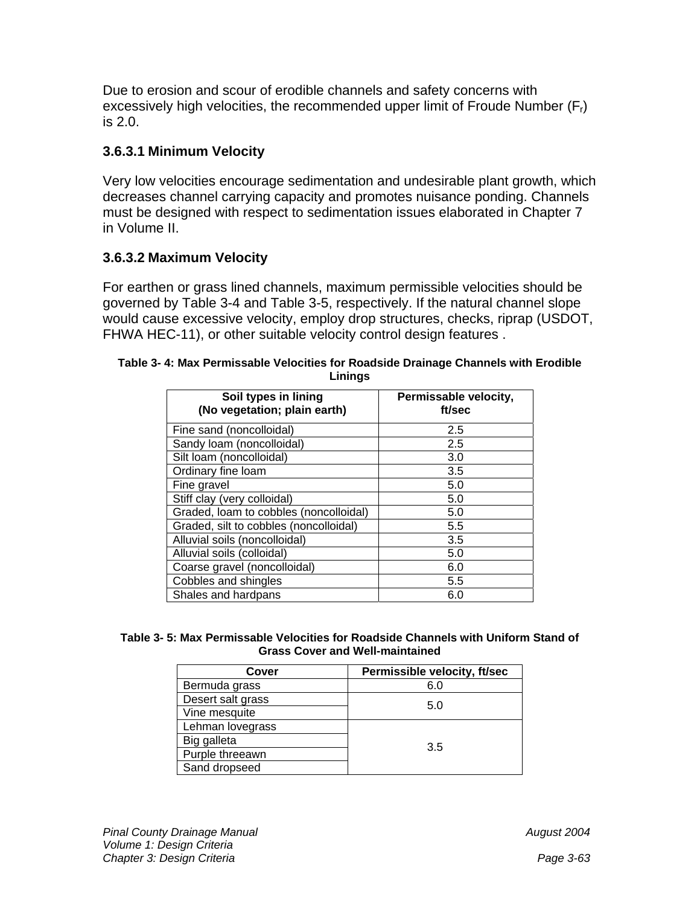Due to erosion and scour of erodible channels and safety concerns with excessively high velocities, the recommended upper limit of Froude Number ($F_r$) is 2.0.

### 3.6.3.1 Minimum Velocity

Very low velocities encourage sedimentation and undesirable plant growth, which decreases channel carrying capacity and promotes nuisance ponding. Channels must be designed with respect to sedimentation issues elaborated in Chapter 7 in Volume II.

### 3.6.3.2 Maximum Velocity

For earthen or grass lined channels, maximum permissible velocities should be governed by Table 3-4 and Table 3-5, respectively. If the natural channel slope would cause excessive velocity, employ drop structures, checks, riprap (USDOT, FHWA HEC-11), or other suitable velocity control design features .

**Table 3- 4: Max Permissable Velocities for Roadside Drainage Channels with Erodible Linings**

| Soil types in lining (No vegetation; plain earth) | Permissable velocity, ft/sec |
|---|---|
| Fine sand (noncolloidal) | 2.5 |
| Sandy loam (noncolloidal) | 2.5 |
| Silt loam (noncolloidal) | 3.0 |
| Ordinary fine loam | 3.5 |
| Fine gravel | 5.0 |
| Stiff clay (very colloidal) | 5.0 |
| Graded, loam to cobbles (noncolloidal) | 5.0 |
| Graded, silt to cobbles (noncolloidal) | 5.5 |
| Alluvial soils (noncolloidal) | 3.5 |
| Alluvial soils (colloidal) | 5.0 |
| Coarse gravel (noncolloidal) | 6.0 |
| Cobbles and shingles | 5.5 |
| Shales and hardpans | 6.0 |

**Table 3- 5: Max Permissable Velocities for Roadside Channels with Uniform Stand of Grass Cover and Well-maintained**

| Cover | Permissible velocity, ft/sec |
|---|---|
| Bermuda grass | 6.0 |
| Desert salt grass | 5.0 |
| Vine mesquite | |
| Lehman lovegrass | 3.5 |
| Big galleta | |
| Purple threeawn | |
| Sand dropseed | |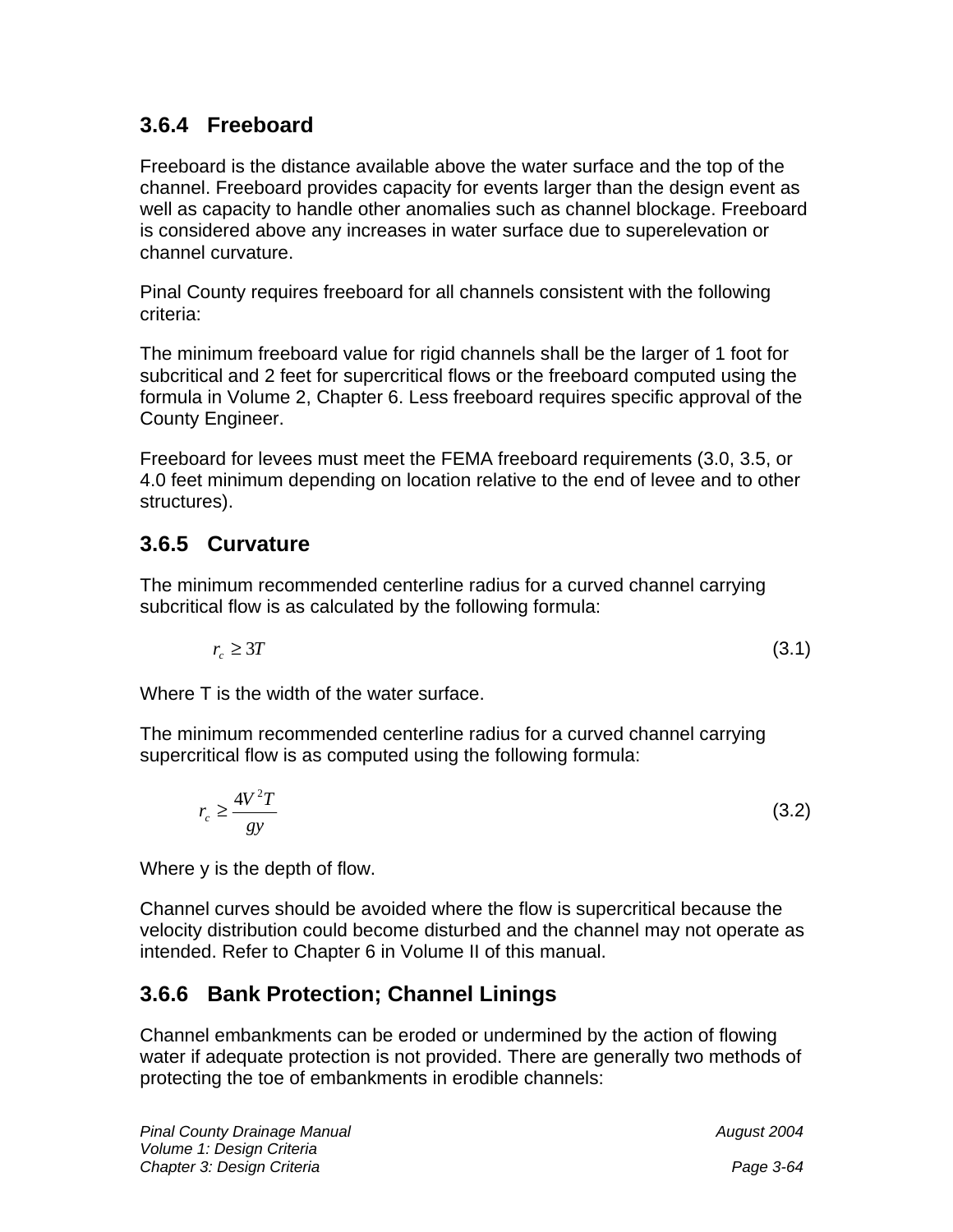### 3.6.4 Freeboard

Freeboard is the distance available above the water surface and the top of the channel. Freeboard provides capacity for events larger than the design event as well as capacity to handle other anomalies such as channel blockage. Freeboard is considered above any increases in water surface due to superelevation or channel curvature.

Pinal County requires freeboard for all channels consistent with the following criteria:

The minimum freeboard value for rigid channels shall be the larger of 1 foot for subcritical and 2 feet for supercritical flows or the freeboard computed using the formula in Volume 2, Chapter 6. Less freeboard requires specific approval of the County Engineer.

Freeboard for levees must meet the FEMA freeboard requirements (3.0, 3.5, or 4.0 feet minimum depending on location relative to the end of levee and to other structures).

### 3.6.5 Curvature

The minimum recommended centerline radius for a curved channel carrying subcritical flow is as calculated by the following formula:

$$r_c \geq 3T \tag{3.1}$$

Where T is the width of the water surface.

The minimum recommended centerline radius for a curved channel carrying supercritical flow is as computed using the following formula:

$$r_c \geq \frac{4V^2T}{gy} \tag{3.2}$$

Where y is the depth of flow.

Channel curves should be avoided where the flow is supercritical because the velocity distribution could become disturbed and the channel may not operate as intended. Refer to Chapter 6 in Volume II of this manual.

### 3.6.6 Bank Protection; Channel Linings

Channel embankments can be eroded or undermined by the action of flowing water if adequate protection is not provided. There are generally two methods of protecting the toe of embankments in erodible channels: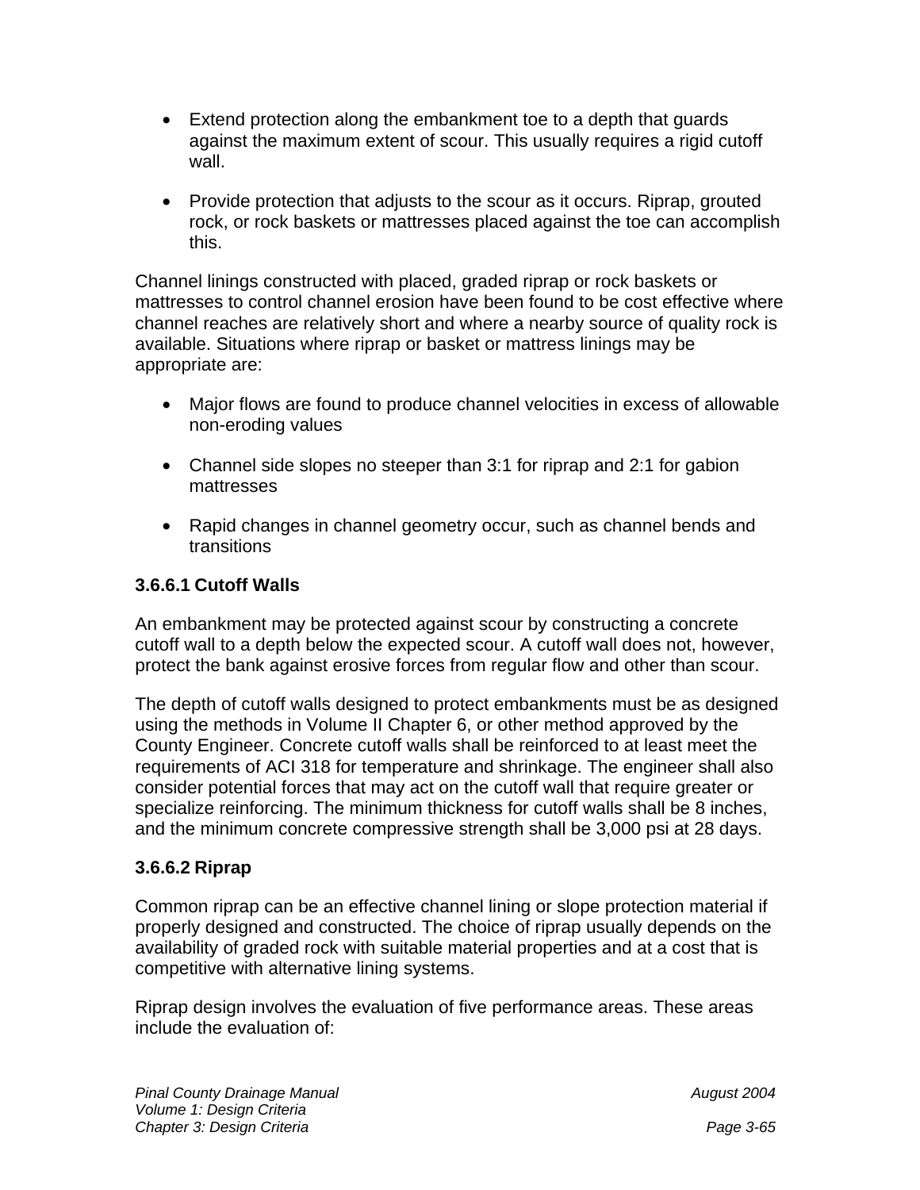- Extend protection along the embankment toe to a depth that guards against the maximum extent of scour. This usually requires a rigid cutoff wall.

- Provide protection that adjusts to the scour as it occurs. Riprap, grouted rock, or rock baskets or mattresses placed against the toe can accomplish this.

Channel linings constructed with placed, graded riprap or rock baskets or mattresses to control channel erosion have been found to be cost effective where channel reaches are relatively short and where a nearby source of quality rock is available. Situations where riprap or basket or mattress linings may be appropriate are:

- Major flows are found to produce channel velocities in excess of allowable non-eroding values

- Channel side slopes no steeper than 3:1 for riprap and 2:1 for gabion mattresses

- Rapid changes in channel geometry occur, such as channel bends and transitions

### 3.6.6.1 Cutoff Walls

An embankment may be protected against scour by constructing a concrete cutoff wall to a depth below the expected scour. A cutoff wall does not, however, protect the bank against erosive forces from regular flow and other than scour.

The depth of cutoff walls designed to protect embankments must be as designed using the methods in Volume II Chapter 6, or other method approved by the County Engineer. Concrete cutoff walls shall be reinforced to at least meet the requirements of ACI 318 for temperature and shrinkage. The engineer shall also consider potential forces that may act on the cutoff wall that require greater or specialize reinforcing. The minimum thickness for cutoff walls shall be 8 inches, and the minimum concrete compressive strength shall be 3,000 psi at 28 days.

### 3.6.6.2 Riprap

Common riprap can be an effective channel lining or slope protection material if properly designed and constructed. The choice of riprap usually depends on the availability of graded rock with suitable material properties and at a cost that is competitive with alternative lining systems.

Riprap design involves the evaluation of five performance areas. These areas include the evaluation of: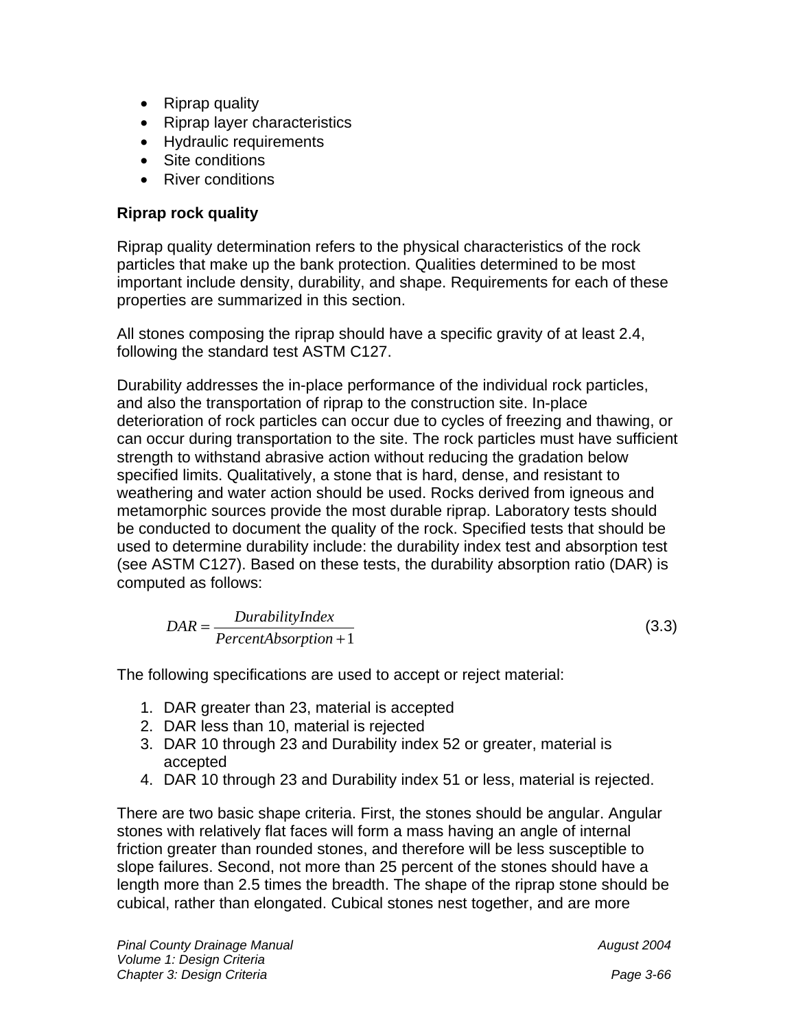- Riprap quality
- Riprap layer characteristics
- Hydraulic requirements
- Site conditions
- River conditions

**Riprap rock quality**

Riprap quality determination refers to the physical characteristics of the rock particles that make up the bank protection. Qualities determined to be most important include density, durability, and shape. Requirements for each of these properties are summarized in this section.

All stones composing the riprap should have a specific gravity of at least 2.4, following the standard test ASTM C127.

Durability addresses the in-place performance of the individual rock particles, and also the transportation of riprap to the construction site. In-place deterioration of rock particles can occur due to cycles of freezing and thawing, or can occur during transportation to the site. The rock particles must have sufficient strength to withstand abrasive action without reducing the gradation below specified limits. Qualitatively, a stone that is hard, dense, and resistant to weathering and water action should be used. Rocks derived from igneous and metamorphic sources provide the most durable riprap. Laboratory tests should be conducted to document the quality of the rock. Specified tests that should be used to determine durability include: the durability index test and absorption test (see ASTM C127). Based on these tests, the durability absorption ratio (DAR) is computed as follows:

$$DAR = \frac{DurabilityIndex}{PercentAbsorption + 1} \tag{3.3}$$

The following specifications are used to accept or reject material:

1. DAR greater than 23, material is accepted
2. DAR less than 10, material is rejected
3. DAR 10 through 23 and Durability index 52 or greater, material is accepted
4. DAR 10 through 23 and Durability index 51 or less, material is rejected.

There are two basic shape criteria. First, the stones should be angular. Angular stones with relatively flat faces will form a mass having an angle of internal friction greater than rounded stones, and therefore will be less susceptible to slope failures. Second, not more than 25 percent of the stones should have a length more than 2.5 times the breadth. The shape of the riprap stone should be cubical, rather than elongated. Cubical stones nest together, and are more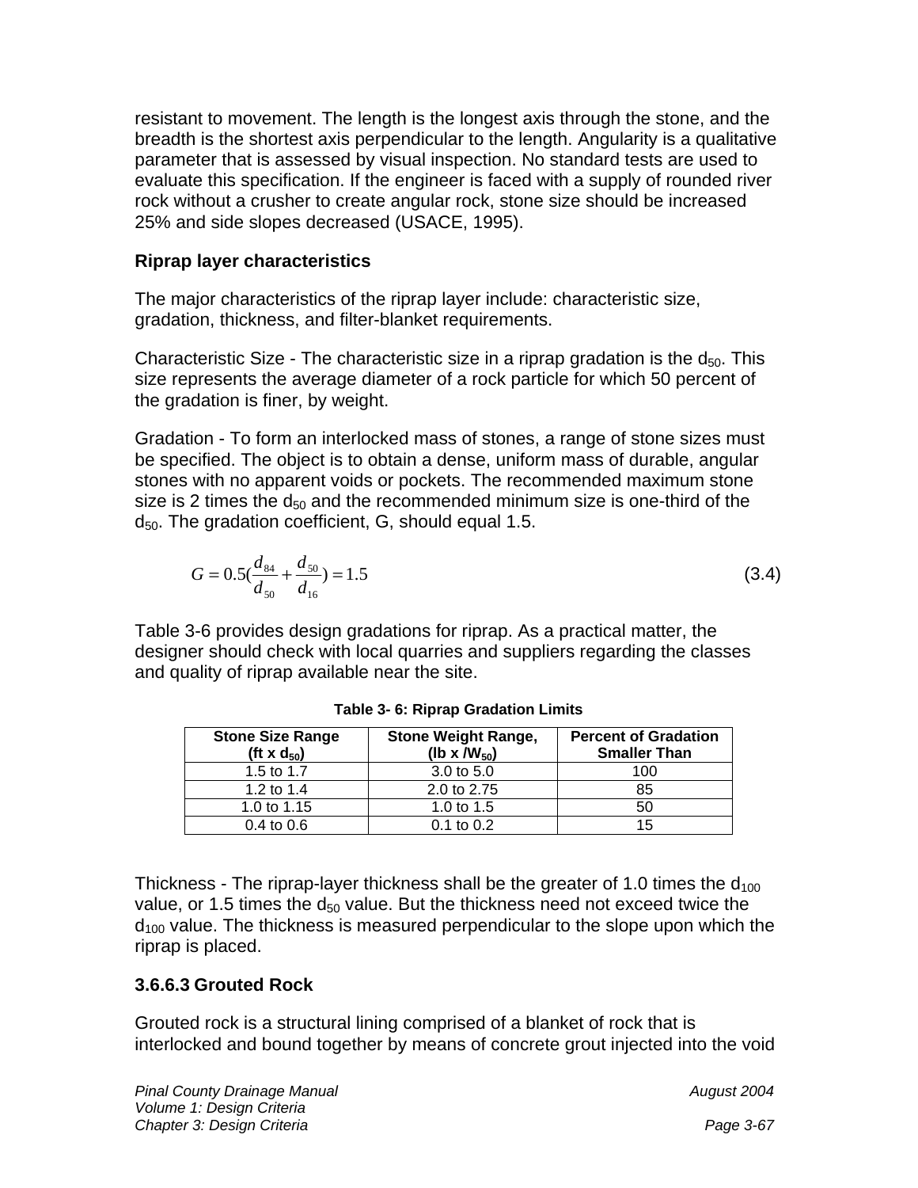resistant to movement. The length is the longest axis through the stone, and the breadth is the shortest axis perpendicular to the length. Angularity is a qualitative parameter that is assessed by visual inspection. No standard tests are used to evaluate this specification. If the engineer is faced with a supply of rounded river rock without a crusher to create angular rock, stone size should be increased 25% and side slopes decreased (USACE, 1995).

### Riprap layer characteristics

The major characteristics of the riprap layer include: characteristic size, gradation, thickness, and filter-blanket requirements.

Characteristic Size - The characteristic size in a riprap gradation is the $d_{50}$. This size represents the average diameter of a rock particle for which 50 percent of the gradation is finer, by weight.

Gradation - To form an interlocked mass of stones, a range of stone sizes must be specified. The object is to obtain a dense, uniform mass of durable, angular stones with no apparent voids or pockets. The recommended maximum stone size is 2 times the $d_{50}$ and the recommended minimum size is one-third of the $d_{50}$. The gradation coefficient, G, should equal 1.5.

$$G = 0.5\left(\frac{d_{84}}{d_{50}} + \frac{d_{50}}{d_{16}}\right) = 1.5 \tag{3.4}$$

Table 3-6 provides design gradations for riprap. As a practical matter, the designer should check with local quarries and suppliers regarding the classes and quality of riprap available near the site.

**Table 3- 6: Riprap Gradation Limits**

| Stone Size Range (ft x $d_{50}$) | Stone Weight Range, (lb x /$W_{50}$) | Percent of Gradation Smaller Than |
|---|---|---|
| 1.5 to 1.7 | 3.0 to 5.0 | 100 |
| 1.2 to 1.4 | 2.0 to 2.75 | 85 |
| 1.0 to 1.15 | 1.0 to 1.5 | 50 |
| 0.4 to 0.6 | 0.1 to 0.2 | 15 |

Thickness - The riprap-layer thickness shall be the greater of 1.0 times the $d_{100}$ value, or 1.5 times the $d_{50}$ value. But the thickness need not exceed twice the $d_{100}$ value. The thickness is measured perpendicular to the slope upon which the riprap is placed.

### 3.6.6.3 Grouted Rock

Grouted rock is a structural lining comprised of a blanket of rock that is interlocked and bound together by means of concrete grout injected into the void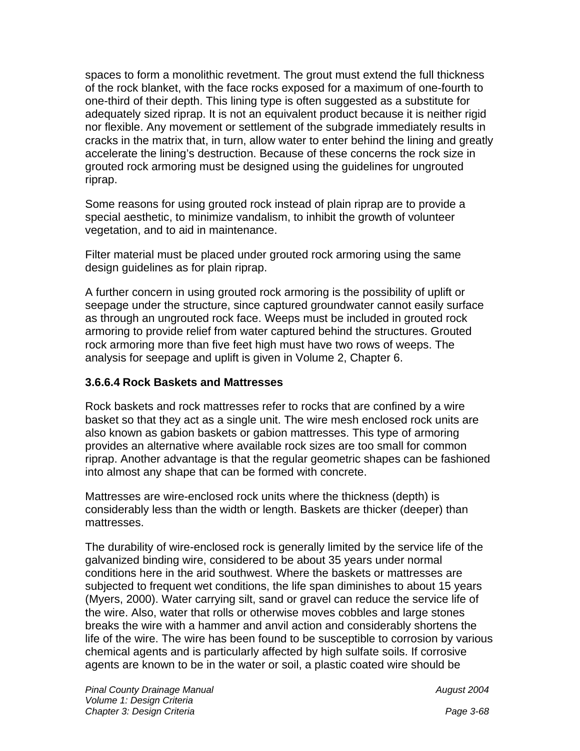spaces to form a monolithic revetment. The grout must extend the full thickness of the rock blanket, with the face rocks exposed for a maximum of one-fourth to one-third of their depth. This lining type is often suggested as a substitute for adequately sized riprap. It is not an equivalent product because it is neither rigid nor flexible. Any movement or settlement of the subgrade immediately results in cracks in the matrix that, in turn, allow water to enter behind the lining and greatly accelerate the lining's destruction. Because of these concerns the rock size in grouted rock armoring must be designed using the guidelines for ungrouted riprap.

Some reasons for using grouted rock instead of plain riprap are to provide a special aesthetic, to minimize vandalism, to inhibit the growth of volunteer vegetation, and to aid in maintenance.

Filter material must be placed under grouted rock armoring using the same design guidelines as for plain riprap.

A further concern in using grouted rock armoring is the possibility of uplift or seepage under the structure, since captured groundwater cannot easily surface as through an ungrouted rock face. Weeps must be included in grouted rock armoring to provide relief from water captured behind the structures. Grouted rock armoring more than five feet high must have two rows of weeps. The analysis for seepage and uplift is given in Volume 2, Chapter 6.

#### 3.6.6.4 Rock Baskets and Mattresses

Rock baskets and rock mattresses refer to rocks that are confined by a wire basket so that they act as a single unit. The wire mesh enclosed rock units are also known as gabion baskets or gabion mattresses. This type of armoring provides an alternative where available rock sizes are too small for common riprap. Another advantage is that the regular geometric shapes can be fashioned into almost any shape that can be formed with concrete.

Mattresses are wire-enclosed rock units where the thickness (depth) is considerably less than the width or length. Baskets are thicker (deeper) than mattresses.

The durability of wire-enclosed rock is generally limited by the service life of the galvanized binding wire, considered to be about 35 years under normal conditions here in the arid southwest. Where the baskets or mattresses are subjected to frequent wet conditions, the life span diminishes to about 15 years (Myers, 2000). Water carrying silt, sand or gravel can reduce the service life of the wire. Also, water that rolls or otherwise moves cobbles and large stones breaks the wire with a hammer and anvil action and considerably shortens the life of the wire. The wire has been found to be susceptible to corrosion by various chemical agents and is particularly affected by high sulfate soils. If corrosive agents are known to be in the water or soil, a plastic coated wire should be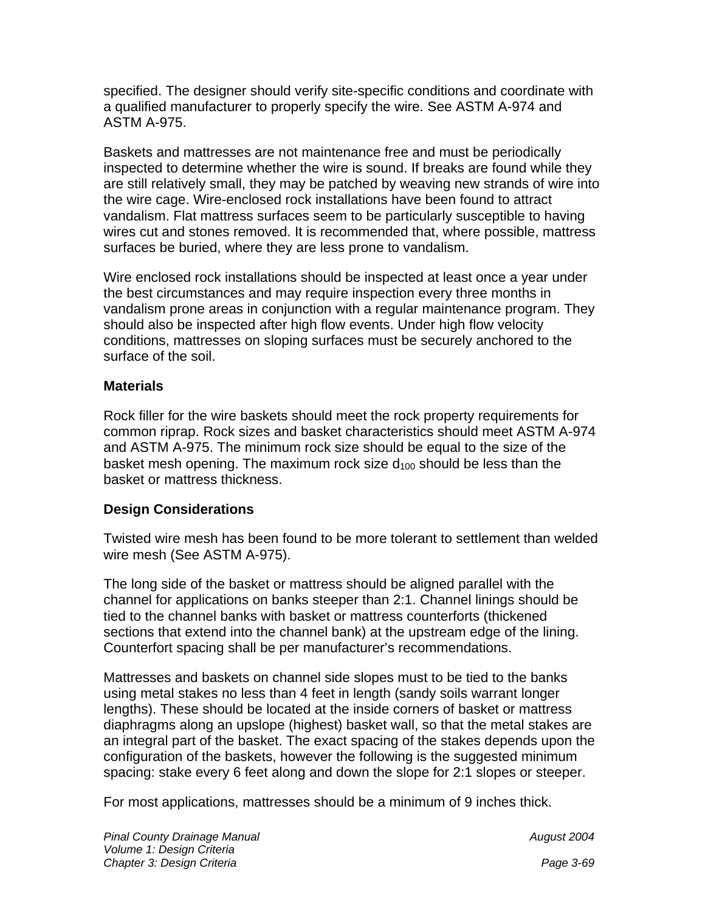specified. The designer should verify site-specific conditions and coordinate with a qualified manufacturer to properly specify the wire. See ASTM A-974 and ASTM A-975.

Baskets and mattresses are not maintenance free and must be periodically inspected to determine whether the wire is sound. If breaks are found while they are still relatively small, they may be patched by weaving new strands of wire into the wire cage. Wire-enclosed rock installations have been found to attract vandalism. Flat mattress surfaces seem to be particularly susceptible to having wires cut and stones removed. It is recommended that, where possible, mattress surfaces be buried, where they are less prone to vandalism.

Wire enclosed rock installations should be inspected at least once a year under the best circumstances and may require inspection every three months in vandalism prone areas in conjunction with a regular maintenance program. They should also be inspected after high flow events. Under high flow velocity conditions, mattresses on sloping surfaces must be securely anchored to the surface of the soil.

**Materials**

Rock filler for the wire baskets should meet the rock property requirements for common riprap. Rock sizes and basket characteristics should meet ASTM A-974 and ASTM A-975. The minimum rock size should be equal to the size of the basket mesh opening. The maximum rock size $d_{100}$ should be less than the basket or mattress thickness.

**Design Considerations**

Twisted wire mesh has been found to be more tolerant to settlement than welded wire mesh (See ASTM A-975).

The long side of the basket or mattress should be aligned parallel with the channel for applications on banks steeper than 2:1. Channel linings should be tied to the channel banks with basket or mattress counterforts (thickened sections that extend into the channel bank) at the upstream edge of the lining. Counterfort spacing shall be per manufacturer's recommendations.

Mattresses and baskets on channel side slopes must to be tied to the banks using metal stakes no less than 4 feet in length (sandy soils warrant longer lengths). These should be located at the inside corners of basket or mattress diaphragms along an upslope (highest) basket wall, so that the metal stakes are an integral part of the basket. The exact spacing of the stakes depends upon the configuration of the baskets, however the following is the suggested minimum spacing: stake every 6 feet along and down the slope for 2:1 slopes or steeper.

For most applications, mattresses should be a minimum of 9 inches thick.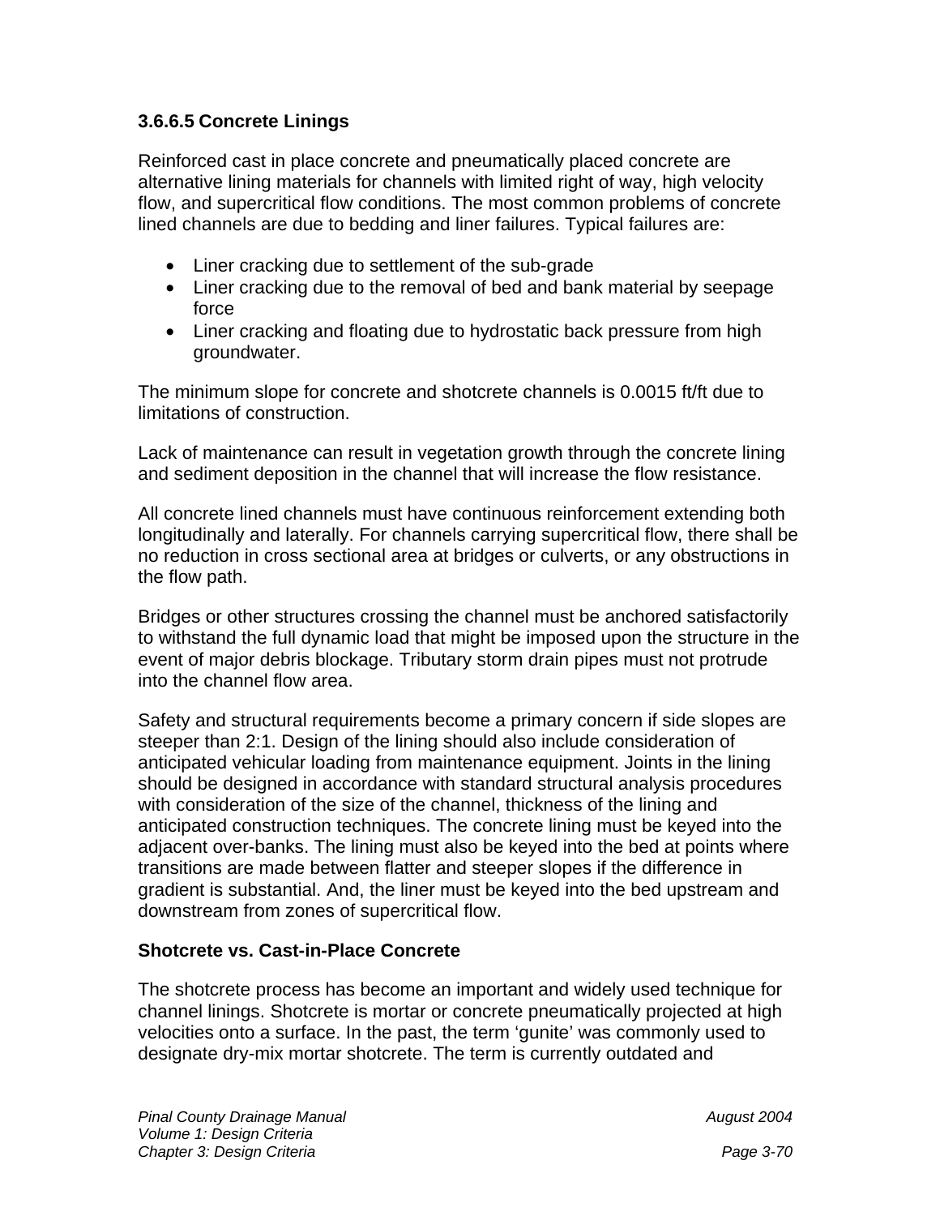### 3.6.6.5 Concrete Linings

Reinforced cast in place concrete and pneumatically placed concrete are alternative lining materials for channels with limited right of way, high velocity flow, and supercritical flow conditions. The most common problems of concrete lined channels are due to bedding and liner failures. Typical failures are:

- Liner cracking due to settlement of the sub-grade
- Liner cracking due to the removal of bed and bank material by seepage force
- Liner cracking and floating due to hydrostatic back pressure from high groundwater.

The minimum slope for concrete and shotcrete channels is 0.0015 ft/ft due to limitations of construction.

Lack of maintenance can result in vegetation growth through the concrete lining and sediment deposition in the channel that will increase the flow resistance.

All concrete lined channels must have continuous reinforcement extending both longitudinally and laterally. For channels carrying supercritical flow, there shall be no reduction in cross sectional area at bridges or culverts, or any obstructions in the flow path.

Bridges or other structures crossing the channel must be anchored satisfactorily to withstand the full dynamic load that might be imposed upon the structure in the event of major debris blockage. Tributary storm drain pipes must not protrude into the channel flow area.

Safety and structural requirements become a primary concern if side slopes are steeper than 2:1. Design of the lining should also include consideration of anticipated vehicular loading from maintenance equipment. Joints in the lining should be designed in accordance with standard structural analysis procedures with consideration of the size of the channel, thickness of the lining and anticipated construction techniques. The concrete lining must be keyed into the adjacent over-banks. The lining must also be keyed into the bed at points where transitions are made between flatter and steeper slopes if the difference in gradient is substantial. And, the liner must be keyed into the bed upstream and downstream from zones of supercritical flow.

**Shotcrete vs. Cast-in-Place Concrete**

The shotcrete process has become an important and widely used technique for channel linings. Shotcrete is mortar or concrete pneumatically projected at high velocities onto a surface. In the past, the term ‘gunite’ was commonly used to designate dry-mix mortar shotcrete. The term is currently outdated and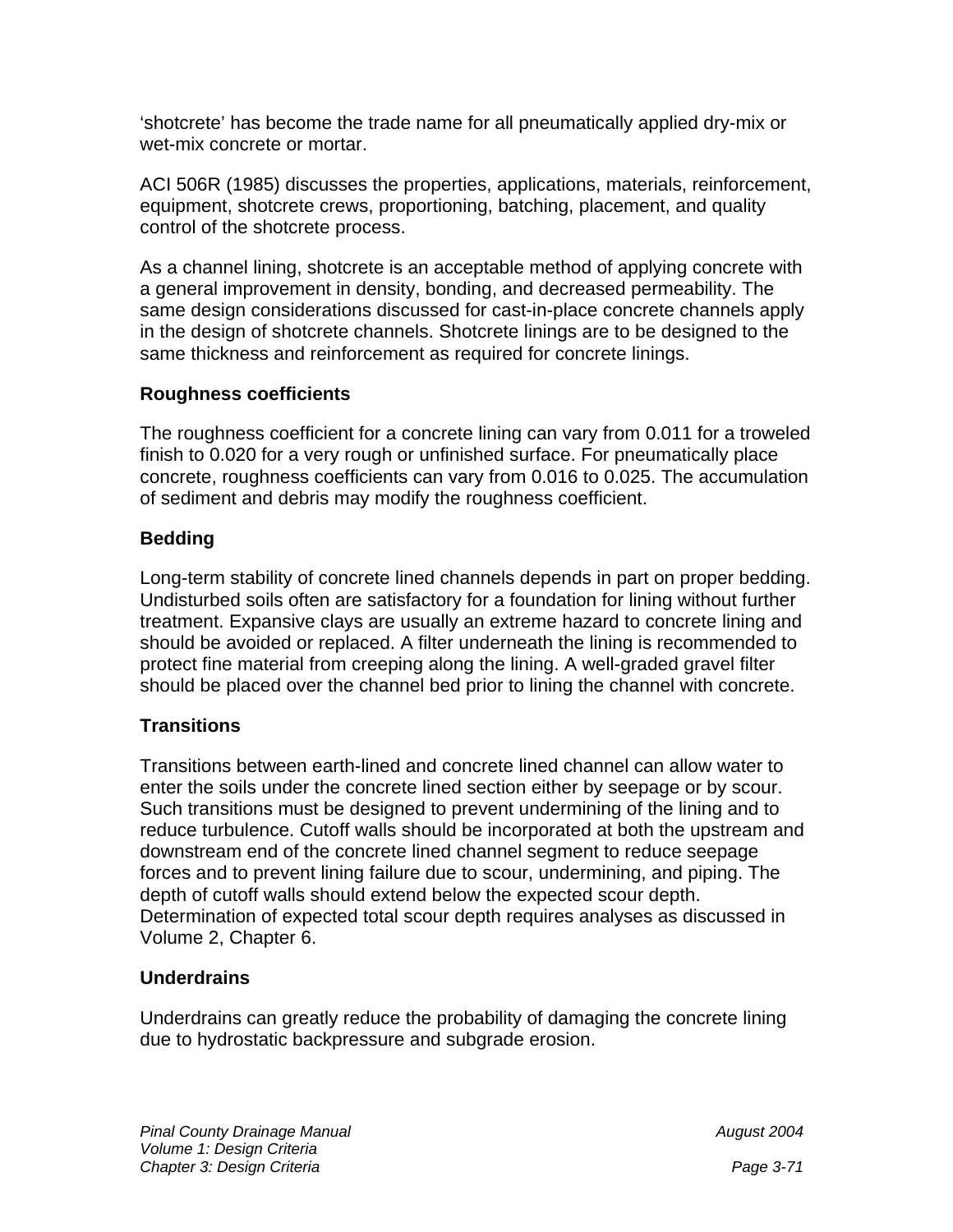‘shotcrete’ has become the trade name for all pneumatically applied dry-mix or wet-mix concrete or mortar.

ACI 506R (1985) discusses the properties, applications, materials, reinforcement, equipment, shotcrete crews, proportioning, batching, placement, and quality control of the shotcrete process.

As a channel lining, shotcrete is an acceptable method of applying concrete with a general improvement in density, bonding, and decreased permeability. The same design considerations discussed for cast-in-place concrete channels apply in the design of shotcrete channels. Shotcrete linings are to be designed to the same thickness and reinforcement as required for concrete linings.

**Roughness coefficients**

The roughness coefficient for a concrete lining can vary from 0.011 for a troweled finish to 0.020 for a very rough or unfinished surface. For pneumatically place concrete, roughness coefficients can vary from 0.016 to 0.025. The accumulation of sediment and debris may modify the roughness coefficient.

**Bedding**

Long-term stability of concrete lined channels depends in part on proper bedding. Undisturbed soils often are satisfactory for a foundation for lining without further treatment. Expansive clays are usually an extreme hazard to concrete lining and should be avoided or replaced. A filter underneath the lining is recommended to protect fine material from creeping along the lining. A well-graded gravel filter should be placed over the channel bed prior to lining the channel with concrete.

**Transitions**

Transitions between earth-lined and concrete lined channel can allow water to enter the soils under the concrete lined section either by seepage or by scour. Such transitions must be designed to prevent undermining of the lining and to reduce turbulence. Cutoff walls should be incorporated at both the upstream and downstream end of the concrete lined channel segment to reduce seepage forces and to prevent lining failure due to scour, undermining, and piping. The depth of cutoff walls should extend below the expected scour depth. Determination of expected total scour depth requires analyses as discussed in Volume 2, Chapter 6.

**Underdrains**

Underdrains can greatly reduce the probability of damaging the concrete lining due to hydrostatic backpressure and subgrade erosion.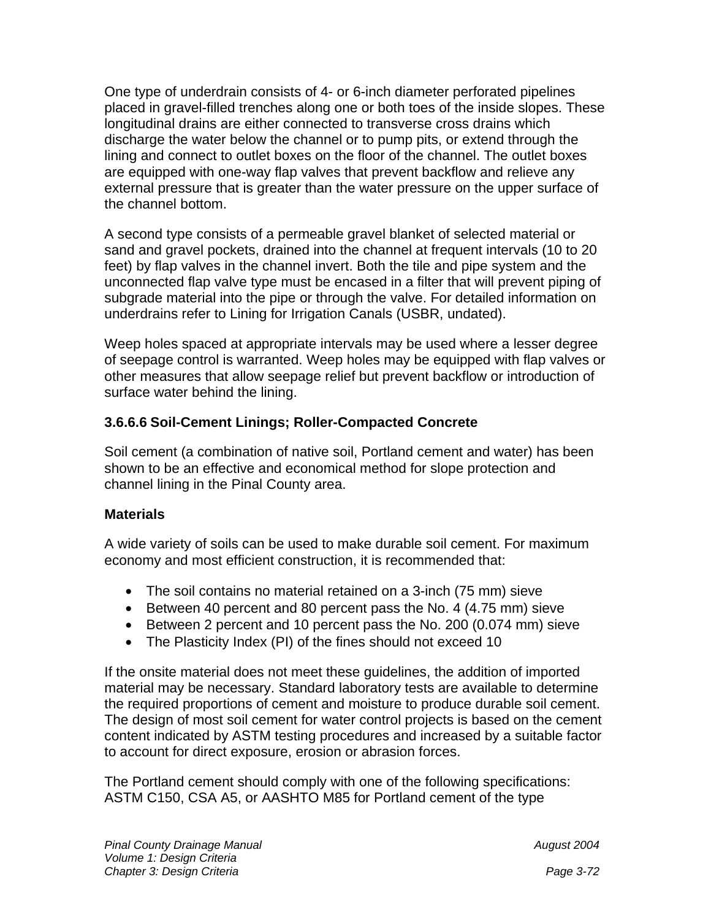One type of underdrain consists of 4- or 6-inch diameter perforated pipelines placed in gravel-filled trenches along one or both toes of the inside slopes. These longitudinal drains are either connected to transverse cross drains which discharge the water below the channel or to pump pits, or extend through the lining and connect to outlet boxes on the floor of the channel. The outlet boxes are equipped with one-way flap valves that prevent backflow and relieve any external pressure that is greater than the water pressure on the upper surface of the channel bottom.

A second type consists of a permeable gravel blanket of selected material or sand and gravel pockets, drained into the channel at frequent intervals (10 to 20 feet) by flap valves in the channel invert. Both the tile and pipe system and the unconnected flap valve type must be encased in a filter that will prevent piping of subgrade material into the pipe or through the valve. For detailed information on underdrains refer to Lining for Irrigation Canals (USBR, undated).

Weep holes spaced at appropriate intervals may be used where a lesser degree of seepage control is warranted. Weep holes may be equipped with flap valves or other measures that allow seepage relief but prevent backflow or introduction of surface water behind the lining.

### 3.6.6.6 Soil-Cement Linings; Roller-Compacted Concrete

Soil cement (a combination of native soil, Portland cement and water) has been shown to be an effective and economical method for slope protection and channel lining in the Pinal County area.

#### Materials

A wide variety of soils can be used to make durable soil cement. For maximum economy and most efficient construction, it is recommended that:

- The soil contains no material retained on a 3-inch (75 mm) sieve
- Between 40 percent and 80 percent pass the No. 4 (4.75 mm) sieve
- Between 2 percent and 10 percent pass the No. 200 (0.074 mm) sieve
- The Plasticity Index (PI) of the fines should not exceed 10

If the onsite material does not meet these guidelines, the addition of imported material may be necessary. Standard laboratory tests are available to determine the required proportions of cement and moisture to produce durable soil cement. The design of most soil cement for water control projects is based on the cement content indicated by ASTM testing procedures and increased by a suitable factor to account for direct exposure, erosion or abrasion forces.

The Portland cement should comply with one of the following specifications: ASTM C150, CSA A5, or AASHTO M85 for Portland cement of the type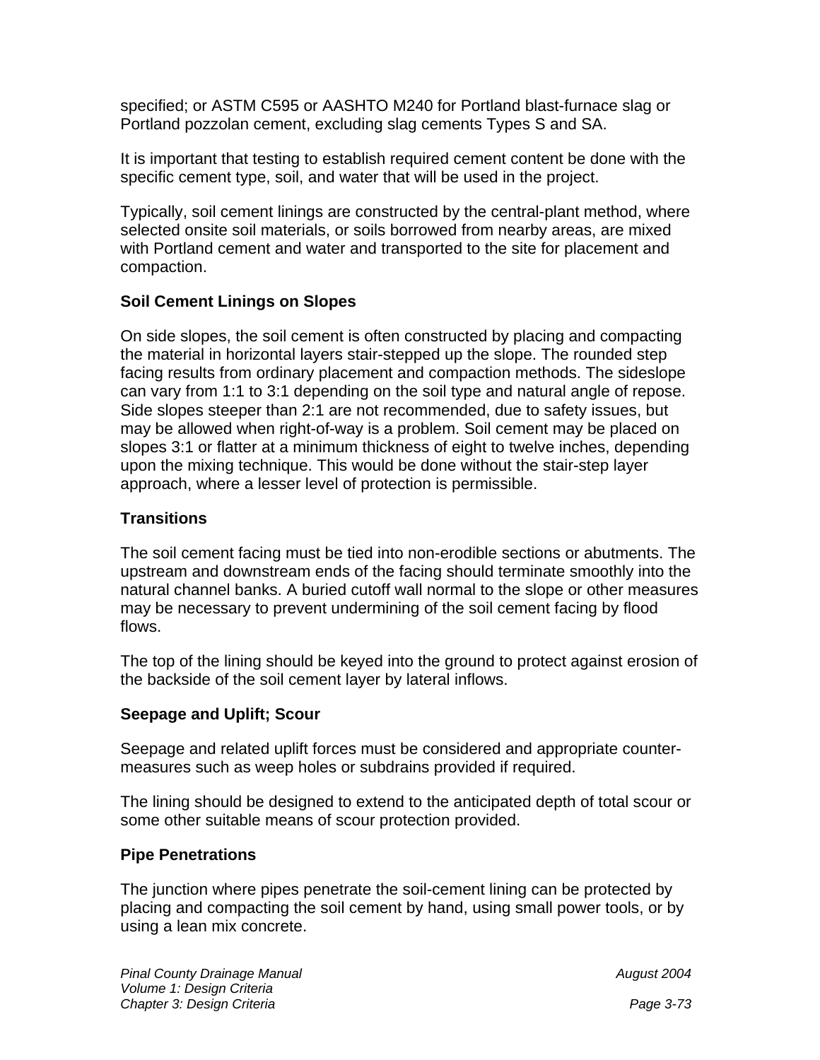specified; or ASTM C595 or AASHTO M240 for Portland blast-furnace slag or Portland pozzolan cement, excluding slag cements Types S and SA.

It is important that testing to establish required cement content be done with the specific cement type, soil, and water that will be used in the project.

Typically, soil cement linings are constructed by the central-plant method, where selected onsite soil materials, or soils borrowed from nearby areas, are mixed with Portland cement and water and transported to the site for placement and compaction.

**Soil Cement Linings on Slopes**

On side slopes, the soil cement is often constructed by placing and compacting the material in horizontal layers stair-stepped up the slope. The rounded step facing results from ordinary placement and compaction methods. The sideslope can vary from 1:1 to 3:1 depending on the soil type and natural angle of repose. Side slopes steeper than 2:1 are not recommended, due to safety issues, but may be allowed when right-of-way is a problem. Soil cement may be placed on slopes 3:1 or flatter at a minimum thickness of eight to twelve inches, depending upon the mixing technique. This would be done without the stair-step layer approach, where a lesser level of protection is permissible.

**Transitions**

The soil cement facing must be tied into non-erodible sections or abutments. The upstream and downstream ends of the facing should terminate smoothly into the natural channel banks. A buried cutoff wall normal to the slope or other measures may be necessary to prevent undermining of the soil cement facing by flood flows.

The top of the lining should be keyed into the ground to protect against erosion of the backside of the soil cement layer by lateral inflows.

**Seepage and Uplift; Scour**

Seepage and related uplift forces must be considered and appropriate counter-measures such as weep holes or subdrains provided if required.

The lining should be designed to extend to the anticipated depth of total scour or some other suitable means of scour protection provided.

**Pipe Penetrations**

The junction where pipes penetrate the soil-cement lining can be protected by placing and compacting the soil cement by hand, using small power tools, or by using a lean mix concrete.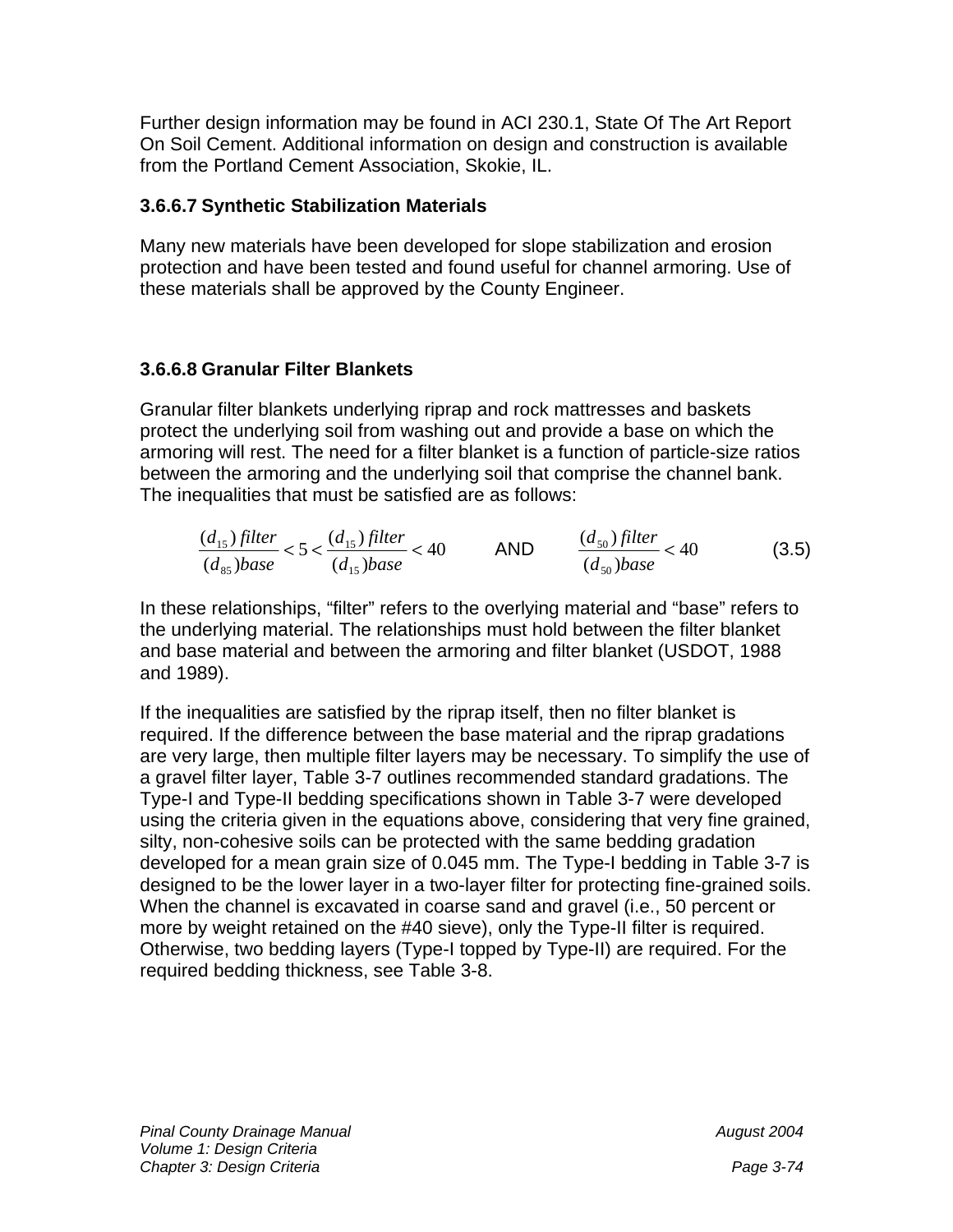Further design information may be found in ACI 230.1, State Of The Art Report On Soil Cement. Additional information on design and construction is available from the Portland Cement Association, Skokie, IL.

### 3.6.6.7 Synthetic Stabilization Materials

Many new materials have been developed for slope stabilization and erosion protection and have been tested and found useful for channel armoring. Use of these materials shall be approved by the County Engineer.

### 3.6.6.8 Granular Filter Blankets

Granular filter blankets underlying riprap and rock mattresses and baskets protect the underlying soil from washing out and provide a base on which the armoring will rest. The need for a filter blanket is a function of particle-size ratios between the armoring and the underlying soil that comprise the channel bank. The inequalities that must be satisfied are as follows:

$$\frac{(d_{15})\,filter}{(d_{85})base} < 5 < \frac{(d_{15})\,filter}{(d_{15})base} < 40 \qquad \text{AND} \qquad \frac{(d_{50})\,filter}{(d_{50})base} < 40 \qquad (3.5)$$

In these relationships, "filter" refers to the overlying material and "base" refers to the underlying material. The relationships must hold between the filter blanket and base material and between the armoring and filter blanket (USDOT, 1988 and 1989).

If the inequalities are satisfied by the riprap itself, then no filter blanket is required. If the difference between the base material and the riprap gradations are very large, then multiple filter layers may be necessary. To simplify the use of a gravel filter layer, Table 3-7 outlines recommended standard gradations. The Type-I and Type-II bedding specifications shown in Table 3-7 were developed using the criteria given in the equations above, considering that very fine grained, silty, non-cohesive soils can be protected with the same bedding gradation developed for a mean grain size of 0.045 mm. The Type-I bedding in Table 3-7 is designed to be the lower layer in a two-layer filter for protecting fine-grained soils. When the channel is excavated in coarse sand and gravel (i.e., 50 percent or more by weight retained on the #40 sieve), only the Type-II filter is required. Otherwise, two bedding layers (Type-I topped by Type-II) are required. For the required bedding thickness, see Table 3-8.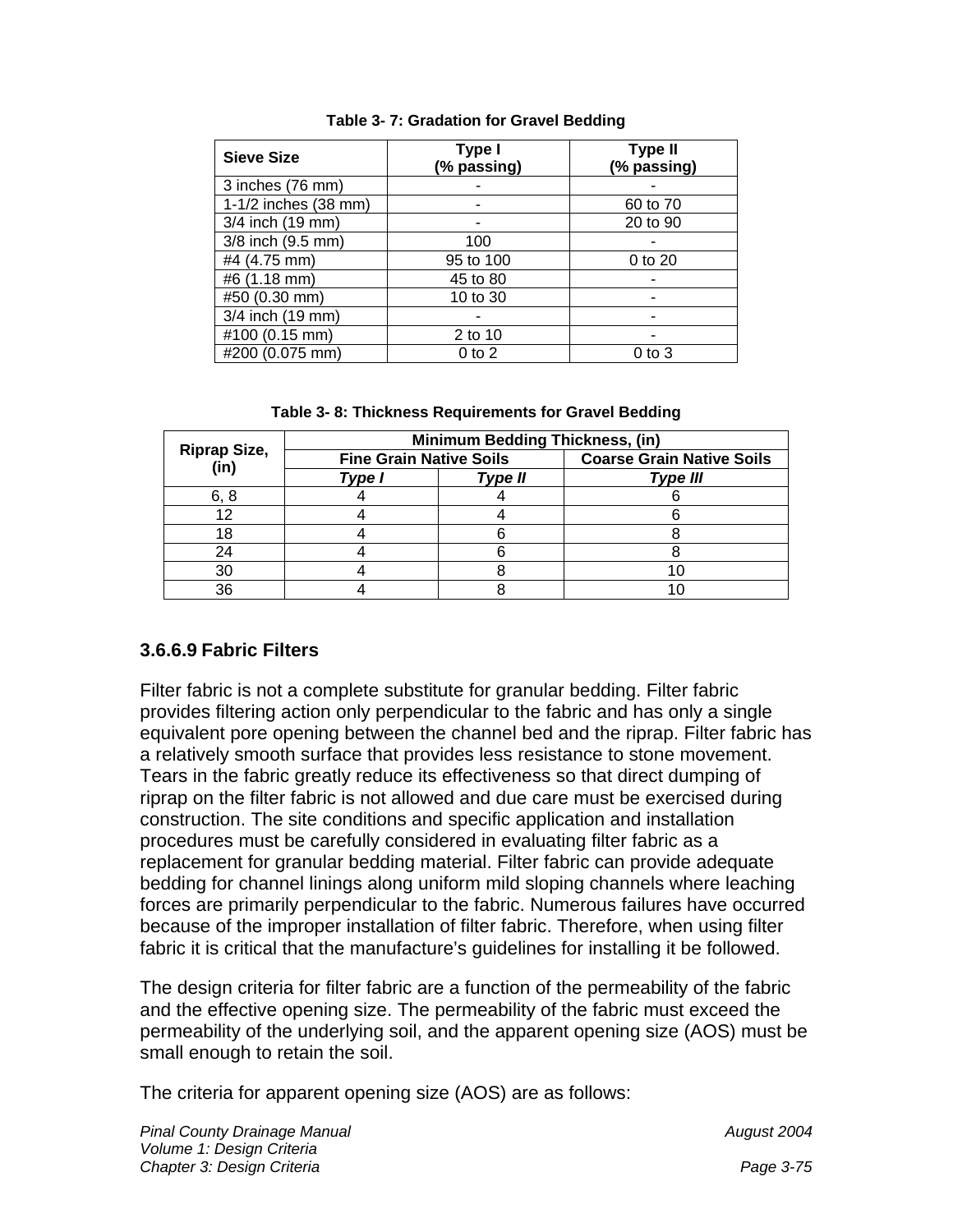**Table 3- 7: Gradation for Gravel Bedding**

| Sieve Size | Type I (% passing) | Type II (% passing) |
|---|---|---|
| 3 inches (76 mm) | - | - |
| 1-1/2 inches (38 mm) | - | 60 to 70 |
| 3/4 inch (19 mm) | - | 20 to 90 |
| 3/8 inch (9.5 mm) | 100 | - |
| #4 (4.75 mm) | 95 to 100 | 0 to 20 |
| #6 (1.18 mm) | 45 to 80 | - |
| #50 (0.30 mm) | 10 to 30 | - |
| 3/4 inch (19 mm) | - | - |
| #100 (0.15 mm) | 2 to 10 | - |
| #200 (0.075 mm) | 0 to 2 | 0 to 3 |

**Table 3- 8: Thickness Requirements for Gravel Bedding**

| Riprap Size, (in) | Minimum Bedding Thickness, (in) | | |
|---|---|---|---|
| | Fine Grain Native Soils | | Coarse Grain Native Soils |
| | *Type I* | *Type II* | *Type III* |
| 6, 8 | 4 | 4 | 6 |
| 12 | 4 | 4 | 6 |
| 18 | 4 | 6 | 8 |
| 24 | 4 | 6 | 8 |
| 30 | 4 | 8 | 10 |
| 36 | 4 | 8 | 10 |

### 3.6.6.9 Fabric Filters

Filter fabric is not a complete substitute for granular bedding. Filter fabric provides filtering action only perpendicular to the fabric and has only a single equivalent pore opening between the channel bed and the riprap. Filter fabric has a relatively smooth surface that provides less resistance to stone movement. Tears in the fabric greatly reduce its effectiveness so that direct dumping of riprap on the filter fabric is not allowed and due care must be exercised during construction. The site conditions and specific application and installation procedures must be carefully considered in evaluating filter fabric as a replacement for granular bedding material. Filter fabric can provide adequate bedding for channel linings along uniform mild sloping channels where leaching forces are primarily perpendicular to the fabric. Numerous failures have occurred because of the improper installation of filter fabric. Therefore, when using filter fabric it is critical that the manufacture's guidelines for installing it be followed.

The design criteria for filter fabric are a function of the permeability of the fabric and the effective opening size. The permeability of the fabric must exceed the permeability of the underlying soil, and the apparent opening size (AOS) must be small enough to retain the soil.

The criteria for apparent opening size (AOS) are as follows: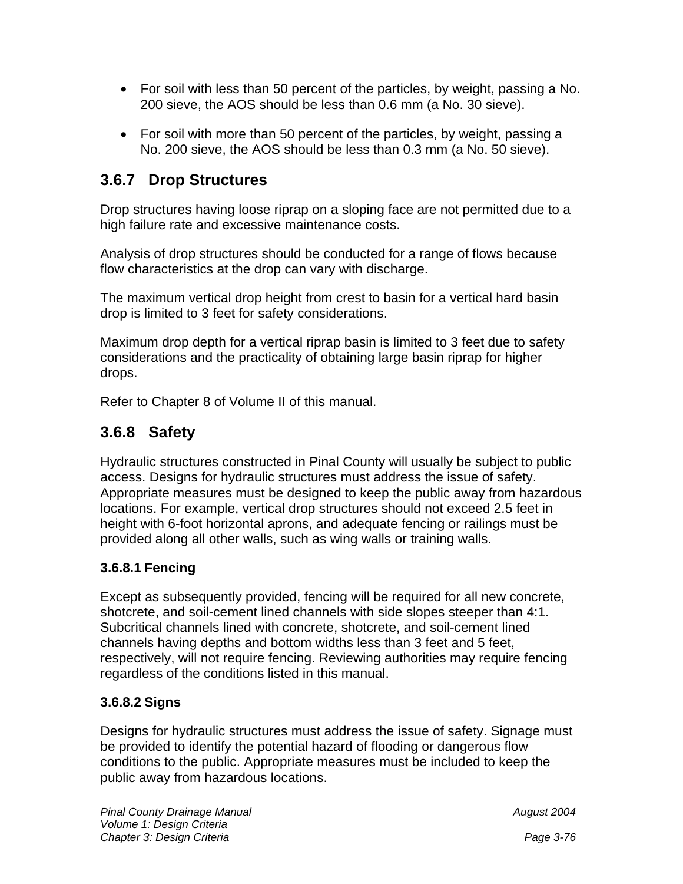- For soil with less than 50 percent of the particles, by weight, passing a No. 200 sieve, the AOS should be less than 0.6 mm (a No. 30 sieve).

- For soil with more than 50 percent of the particles, by weight, passing a No. 200 sieve, the AOS should be less than 0.3 mm (a No. 50 sieve).

## 3.6.7 Drop Structures

Drop structures having loose riprap on a sloping face are not permitted due to a high failure rate and excessive maintenance costs.

Analysis of drop structures should be conducted for a range of flows because flow characteristics at the drop can vary with discharge.

The maximum vertical drop height from crest to basin for a vertical hard basin drop is limited to 3 feet for safety considerations.

Maximum drop depth for a vertical riprap basin is limited to 3 feet due to safety considerations and the practicality of obtaining large basin riprap for higher drops.

Refer to Chapter 8 of Volume II of this manual.

## 3.6.8 Safety

Hydraulic structures constructed in Pinal County will usually be subject to public access. Designs for hydraulic structures must address the issue of safety. Appropriate measures must be designed to keep the public away from hazardous locations. For example, vertical drop structures should not exceed 2.5 feet in height with 6-foot horizontal aprons, and adequate fencing or railings must be provided along all other walls, such as wing walls or training walls.

### 3.6.8.1 Fencing

Except as subsequently provided, fencing will be required for all new concrete, shotcrete, and soil-cement lined channels with side slopes steeper than 4:1. Subcritical channels lined with concrete, shotcrete, and soil-cement lined channels having depths and bottom widths less than 3 feet and 5 feet, respectively, will not require fencing. Reviewing authorities may require fencing regardless of the conditions listed in this manual.

### 3.6.8.2 Signs

Designs for hydraulic structures must address the issue of safety. Signage must be provided to identify the potential hazard of flooding or dangerous flow conditions to the public. Appropriate measures must be included to keep the public away from hazardous locations.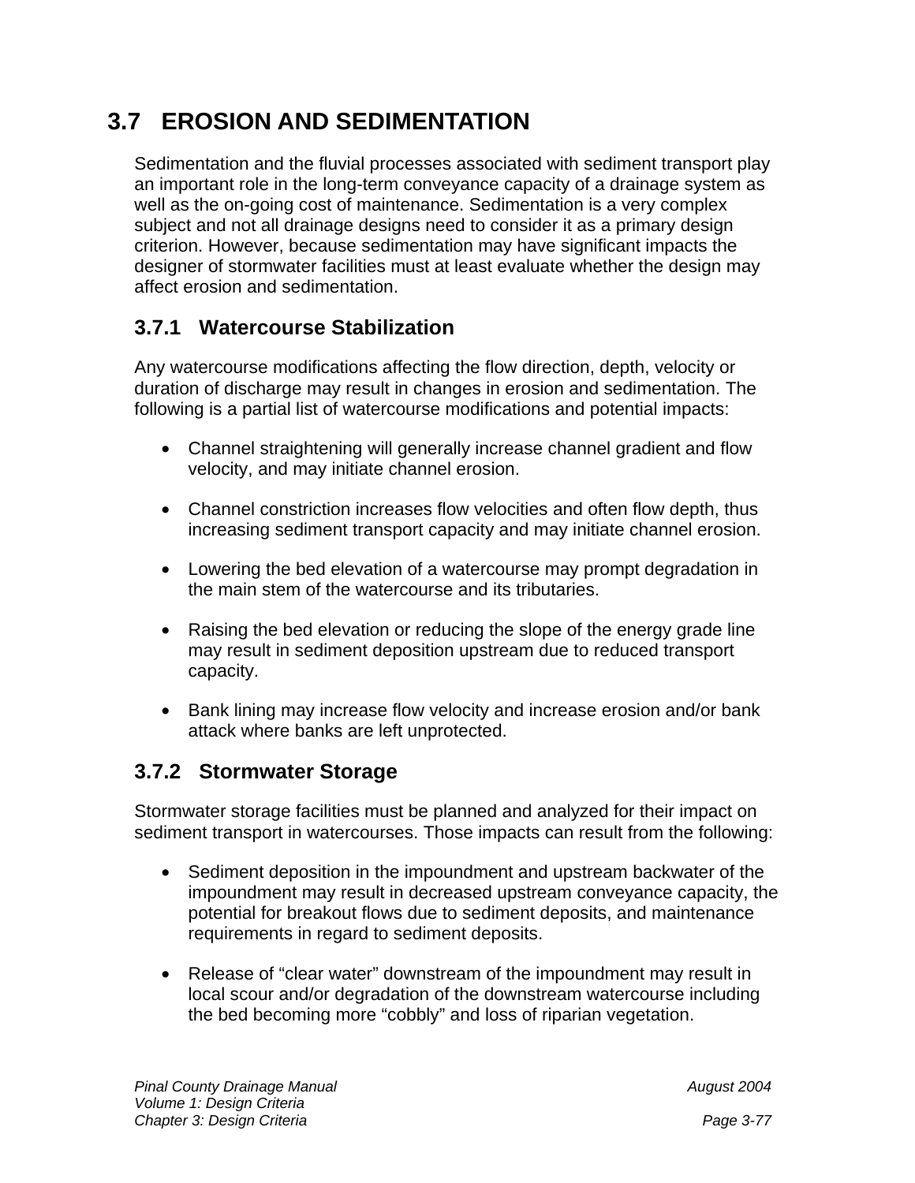## 3.7 EROSION AND SEDIMENTATION

Sedimentation and the fluvial processes associated with sediment transport play an important role in the long-term conveyance capacity of a drainage system as well as the on-going cost of maintenance. Sedimentation is a very complex subject and not all drainage designs need to consider it as a primary design criterion. However, because sedimentation may have significant impacts the designer of stormwater facilities must at least evaluate whether the design may affect erosion and sedimentation.

### 3.7.1 Watercourse Stabilization

Any watercourse modifications affecting the flow direction, depth, velocity or duration of discharge may result in changes in erosion and sedimentation. The following is a partial list of watercourse modifications and potential impacts:

- Channel straightening will generally increase channel gradient and flow velocity, and may initiate channel erosion.
- Channel constriction increases flow velocities and often flow depth, thus increasing sediment transport capacity and may initiate channel erosion.
- Lowering the bed elevation of a watercourse may prompt degradation in the main stem of the watercourse and its tributaries.
- Raising the bed elevation or reducing the slope of the energy grade line may result in sediment deposition upstream due to reduced transport capacity.
- Bank lining may increase flow velocity and increase erosion and/or bank attack where banks are left unprotected.

### 3.7.2 Stormwater Storage

Stormwater storage facilities must be planned and analyzed for their impact on sediment transport in watercourses. Those impacts can result from the following:

- Sediment deposition in the impoundment and upstream backwater of the impoundment may result in decreased upstream conveyance capacity, the potential for breakout flows due to sediment deposits, and maintenance requirements in regard to sediment deposits.
- Release of “clear water” downstream of the impoundment may result in local scour and/or degradation of the downstream watercourse including the bed becoming more “cobbly” and loss of riparian vegetation.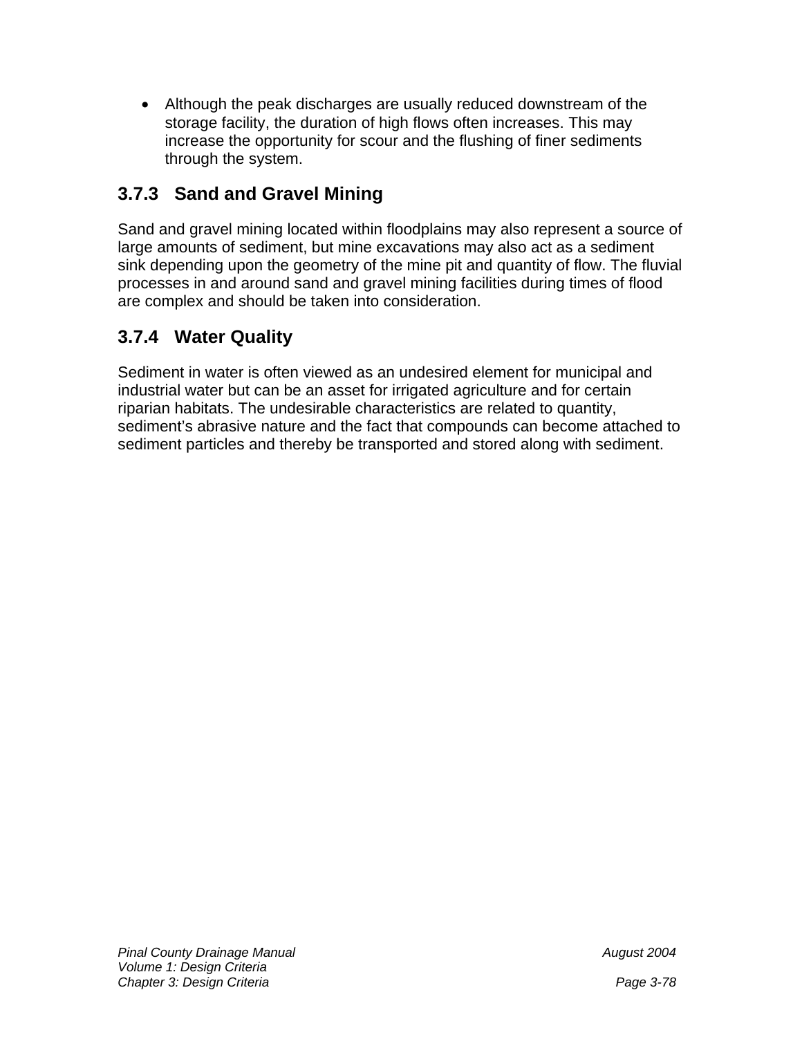- Although the peak discharges are usually reduced downstream of the storage facility, the duration of high flows often increases. This may increase the opportunity for scour and the flushing of finer sediments through the system.

### 3.7.3 Sand and Gravel Mining

Sand and gravel mining located within floodplains may also represent a source of large amounts of sediment, but mine excavations may also act as a sediment sink depending upon the geometry of the mine pit and quantity of flow. The fluvial processes in and around sand and gravel mining facilities during times of flood are complex and should be taken into consideration.

### 3.7.4 Water Quality

Sediment in water is often viewed as an undesired element for municipal and industrial water but can be an asset for irrigated agriculture and for certain riparian habitats. The undesirable characteristics are related to quantity, sediment's abrasive nature and the fact that compounds can become attached to sediment particles and thereby be transported and stored along with sediment.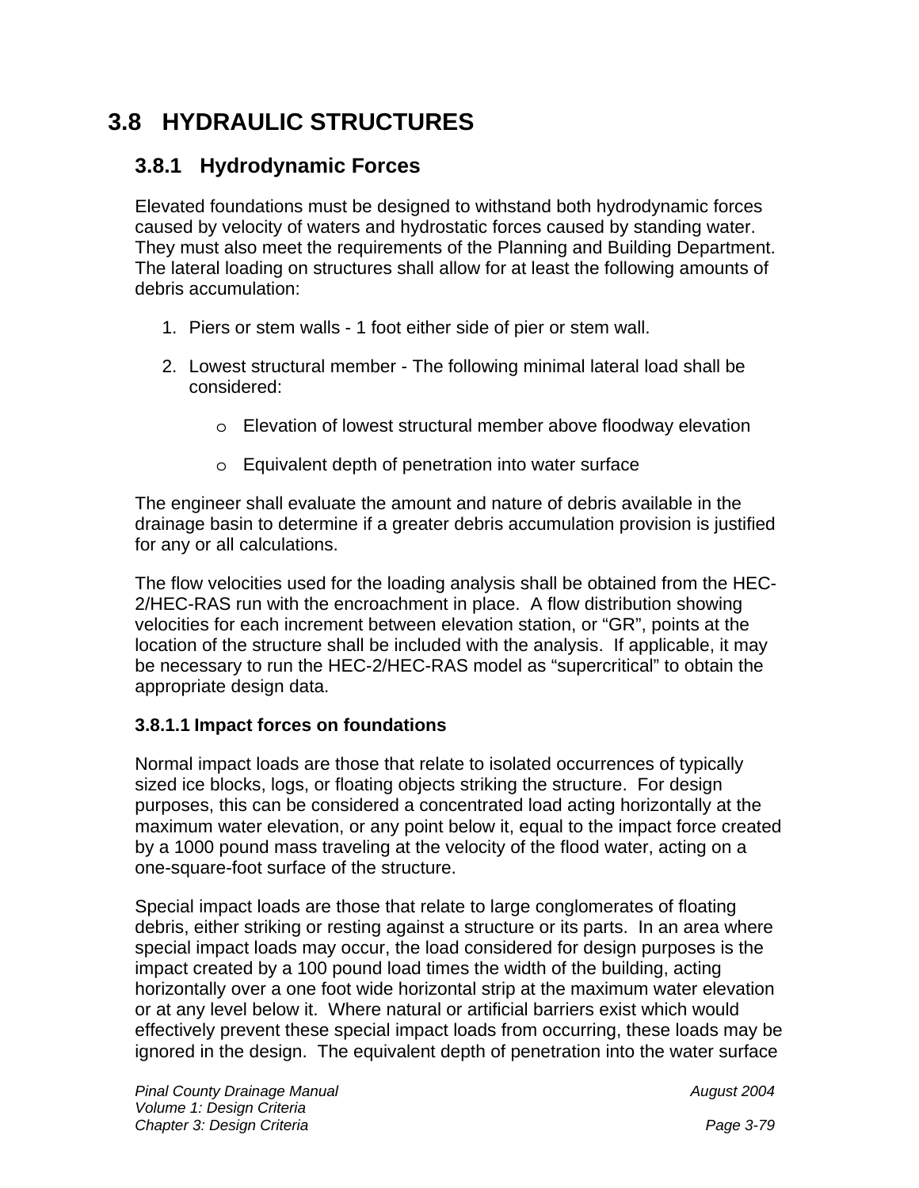# 3.8 HYDRAULIC STRUCTURES

## 3.8.1 Hydrodynamic Forces

Elevated foundations must be designed to withstand both hydrodynamic forces caused by velocity of waters and hydrostatic forces caused by standing water. They must also meet the requirements of the Planning and Building Department. The lateral loading on structures shall allow for at least the following amounts of debris accumulation:

1. Piers or stem walls - 1 foot either side of pier or stem wall.

2. Lowest structural member - The following minimal lateral load shall be considered:

   - Elevation of lowest structural member above floodway elevation

   - Equivalent depth of penetration into water surface

The engineer shall evaluate the amount and nature of debris available in the drainage basin to determine if a greater debris accumulation provision is justified for any or all calculations.

The flow velocities used for the loading analysis shall be obtained from the HEC-2/HEC-RAS run with the encroachment in place. A flow distribution showing velocities for each increment between elevation station, or "GR", points at the location of the structure shall be included with the analysis. If applicable, it may be necessary to run the HEC-2/HEC-RAS model as "supercritical" to obtain the appropriate design data.

### 3.8.1.1 Impact forces on foundations

Normal impact loads are those that relate to isolated occurrences of typically sized ice blocks, logs, or floating objects striking the structure. For design purposes, this can be considered a concentrated load acting horizontally at the maximum water elevation, or any point below it, equal to the impact force created by a 1000 pound mass traveling at the velocity of the flood water, acting on a one-square-foot surface of the structure.

Special impact loads are those that relate to large conglomerates of floating debris, either striking or resting against a structure or its parts. In an area where special impact loads may occur, the load considered for design purposes is the impact created by a 100 pound load times the width of the building, acting horizontally over a one foot wide horizontal strip at the maximum water elevation or at any level below it. Where natural or artificial barriers exist which would effectively prevent these special impact loads from occurring, these loads may be ignored in the design. The equivalent depth of penetration into the water surface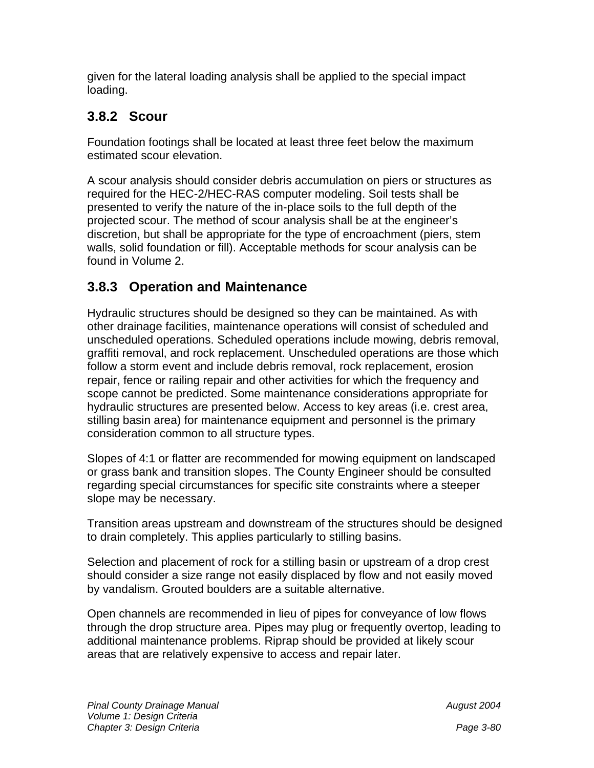given for the lateral loading analysis shall be applied to the special impact loading.

### 3.8.2 Scour

Foundation footings shall be located at least three feet below the maximum estimated scour elevation.

A scour analysis should consider debris accumulation on piers or structures as required for the HEC-2/HEC-RAS computer modeling. Soil tests shall be presented to verify the nature of the in-place soils to the full depth of the projected scour. The method of scour analysis shall be at the engineer's discretion, but shall be appropriate for the type of encroachment (piers, stem walls, solid foundation or fill). Acceptable methods for scour analysis can be found in Volume 2.

### 3.8.3 Operation and Maintenance

Hydraulic structures should be designed so they can be maintained. As with other drainage facilities, maintenance operations will consist of scheduled and unscheduled operations. Scheduled operations include mowing, debris removal, graffiti removal, and rock replacement. Unscheduled operations are those which follow a storm event and include debris removal, rock replacement, erosion repair, fence or railing repair and other activities for which the frequency and scope cannot be predicted. Some maintenance considerations appropriate for hydraulic structures are presented below. Access to key areas (i.e. crest area, stilling basin area) for maintenance equipment and personnel is the primary consideration common to all structure types.

Slopes of 4:1 or flatter are recommended for mowing equipment on landscaped or grass bank and transition slopes. The County Engineer should be consulted regarding special circumstances for specific site constraints where a steeper slope may be necessary.

Transition areas upstream and downstream of the structures should be designed to drain completely. This applies particularly to stilling basins.

Selection and placement of rock for a stilling basin or upstream of a drop crest should consider a size range not easily displaced by flow and not easily moved by vandalism. Grouted boulders are a suitable alternative.

Open channels are recommended in lieu of pipes for conveyance of low flows through the drop structure area. Pipes may plug or frequently overtop, leading to additional maintenance problems. Riprap should be provided at likely scour areas that are relatively expensive to access and repair later.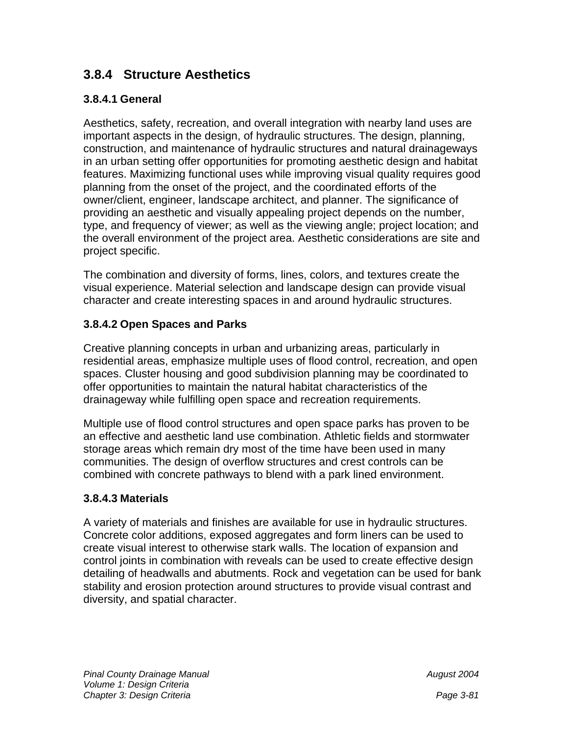## 3.8.4 Structure Aesthetics

### 3.8.4.1 General

Aesthetics, safety, recreation, and overall integration with nearby land uses are important aspects in the design, of hydraulic structures. The design, planning, construction, and maintenance of hydraulic structures and natural drainageways in an urban setting offer opportunities for promoting aesthetic design and habitat features. Maximizing functional uses while improving visual quality requires good planning from the onset of the project, and the coordinated efforts of the owner/client, engineer, landscape architect, and planner. The significance of providing an aesthetic and visually appealing project depends on the number, type, and frequency of viewer; as well as the viewing angle; project location; and the overall environment of the project area. Aesthetic considerations are site and project specific.

The combination and diversity of forms, lines, colors, and textures create the visual experience. Material selection and landscape design can provide visual character and create interesting spaces in and around hydraulic structures.

### 3.8.4.2 Open Spaces and Parks

Creative planning concepts in urban and urbanizing areas, particularly in residential areas, emphasize multiple uses of flood control, recreation, and open spaces. Cluster housing and good subdivision planning may be coordinated to offer opportunities to maintain the natural habitat characteristics of the drainageway while fulfilling open space and recreation requirements.

Multiple use of flood control structures and open space parks has proven to be an effective and aesthetic land use combination. Athletic fields and stormwater storage areas which remain dry most of the time have been used in many communities. The design of overflow structures and crest controls can be combined with concrete pathways to blend with a park lined environment.

### 3.8.4.3 Materials

A variety of materials and finishes are available for use in hydraulic structures. Concrete color additions, exposed aggregates and form liners can be used to create visual interest to otherwise stark walls. The location of expansion and control joints in combination with reveals can be used to create effective design detailing of headwalls and abutments. Rock and vegetation can be used for bank stability and erosion protection around structures to provide visual contrast and diversity, and spatial character.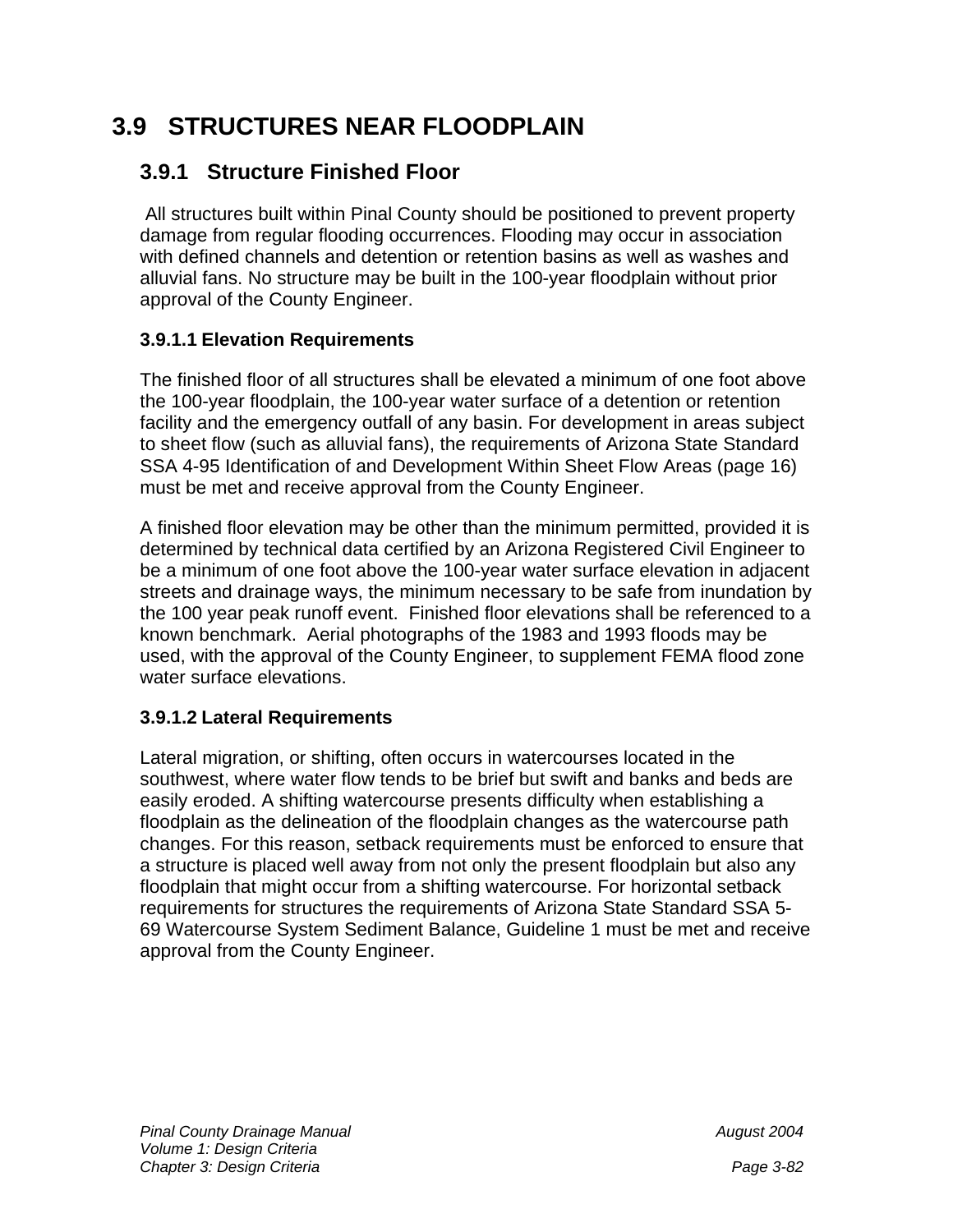# 3.9 STRUCTURES NEAR FLOODPLAIN

## 3.9.1 Structure Finished Floor

All structures built within Pinal County should be positioned to prevent property damage from regular flooding occurrences. Flooding may occur in association with defined channels and detention or retention basins as well as washes and alluvial fans. No structure may be built in the 100-year floodplain without prior approval of the County Engineer.

### 3.9.1.1 Elevation Requirements

The finished floor of all structures shall be elevated a minimum of one foot above the 100-year floodplain, the 100-year water surface of a detention or retention facility and the emergency outfall of any basin. For development in areas subject to sheet flow (such as alluvial fans), the requirements of Arizona State Standard SSA 4-95 Identification of and Development Within Sheet Flow Areas (page 16) must be met and receive approval from the County Engineer.

A finished floor elevation may be other than the minimum permitted, provided it is determined by technical data certified by an Arizona Registered Civil Engineer to be a minimum of one foot above the 100-year water surface elevation in adjacent streets and drainage ways, the minimum necessary to be safe from inundation by the 100 year peak runoff event. Finished floor elevations shall be referenced to a known benchmark. Aerial photographs of the 1983 and 1993 floods may be used, with the approval of the County Engineer, to supplement FEMA flood zone water surface elevations.

### 3.9.1.2 Lateral Requirements

Lateral migration, or shifting, often occurs in watercourses located in the southwest, where water flow tends to be brief but swift and banks and beds are easily eroded. A shifting watercourse presents difficulty when establishing a floodplain as the delineation of the floodplain changes as the watercourse path changes. For this reason, setback requirements must be enforced to ensure that a structure is placed well away from not only the present floodplain but also any floodplain that might occur from a shifting watercourse. For horizontal setback requirements for structures the requirements of Arizona State Standard SSA 5-69 Watercourse System Sediment Balance, Guideline 1 must be met and receive approval from the County Engineer.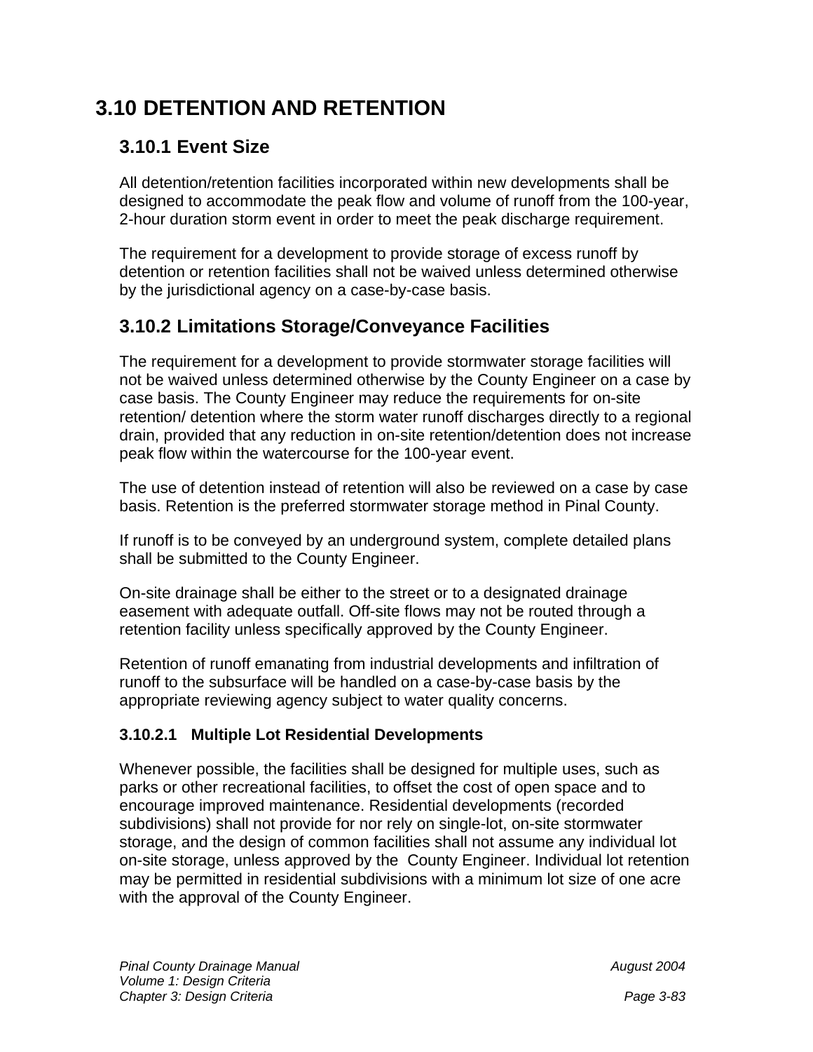# 3.10 DETENTION AND RETENTION

## 3.10.1 Event Size

All detention/retention facilities incorporated within new developments shall be designed to accommodate the peak flow and volume of runoff from the 100-year, 2-hour duration storm event in order to meet the peak discharge requirement.

The requirement for a development to provide storage of excess runoff by detention or retention facilities shall not be waived unless determined otherwise by the jurisdictional agency on a case-by-case basis.

## 3.10.2 Limitations Storage/Conveyance Facilities

The requirement for a development to provide stormwater storage facilities will not be waived unless determined otherwise by the County Engineer on a case by case basis. The County Engineer may reduce the requirements for on-site retention/ detention where the storm water runoff discharges directly to a regional drain, provided that any reduction in on-site retention/detention does not increase peak flow within the watercourse for the 100-year event.

The use of detention instead of retention will also be reviewed on a case by case basis. Retention is the preferred stormwater storage method in Pinal County.

If runoff is to be conveyed by an underground system, complete detailed plans shall be submitted to the County Engineer.

On-site drainage shall be either to the street or to a designated drainage easement with adequate outfall. Off-site flows may not be routed through a retention facility unless specifically approved by the County Engineer.

Retention of runoff emanating from industrial developments and infiltration of runoff to the subsurface will be handled on a case-by-case basis by the appropriate reviewing agency subject to water quality concerns.

### 3.10.2.1 Multiple Lot Residential Developments

Whenever possible, the facilities shall be designed for multiple uses, such as parks or other recreational facilities, to offset the cost of open space and to encourage improved maintenance. Residential developments (recorded subdivisions) shall not provide for nor rely on single-lot, on-site stormwater storage, and the design of common facilities shall not assume any individual lot on-site storage, unless approved by the County Engineer. Individual lot retention may be permitted in residential subdivisions with a minimum lot size of one acre with the approval of the County Engineer.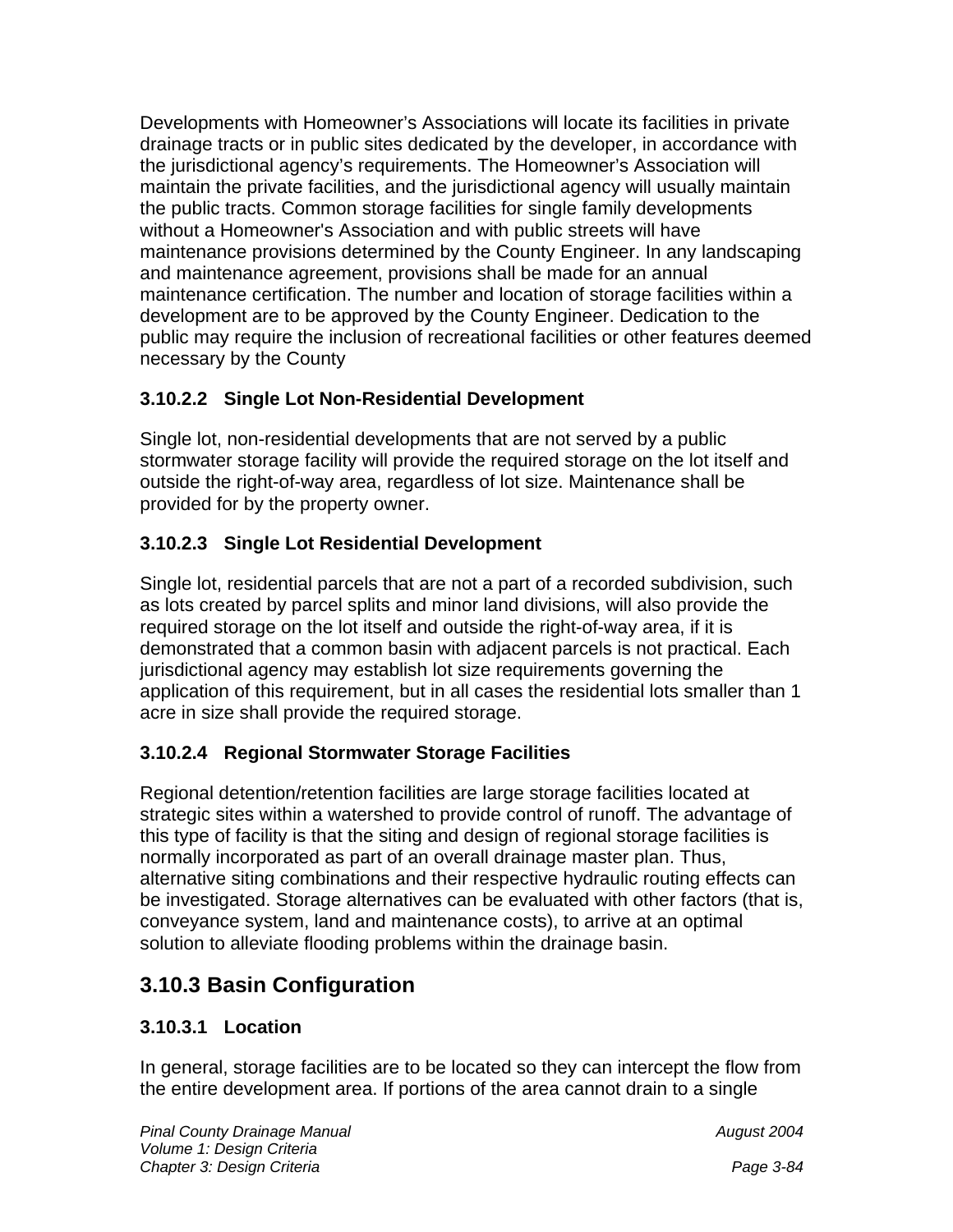Developments with Homeowner's Associations will locate its facilities in private drainage tracts or in public sites dedicated by the developer, in accordance with the jurisdictional agency's requirements. The Homeowner's Association will maintain the private facilities, and the jurisdictional agency will usually maintain the public tracts. Common storage facilities for single family developments without a Homeowner's Association and with public streets will have maintenance provisions determined by the County Engineer. In any landscaping and maintenance agreement, provisions shall be made for an annual maintenance certification. The number and location of storage facilities within a development are to be approved by the County Engineer. Dedication to the public may require the inclusion of recreational facilities or other features deemed necessary by the County

#### 3.10.2.2 Single Lot Non-Residential Development

Single lot, non-residential developments that are not served by a public stormwater storage facility will provide the required storage on the lot itself and outside the right-of-way area, regardless of lot size. Maintenance shall be provided for by the property owner.

#### 3.10.2.3 Single Lot Residential Development

Single lot, residential parcels that are not a part of a recorded subdivision, such as lots created by parcel splits and minor land divisions, will also provide the required storage on the lot itself and outside the right-of-way area, if it is demonstrated that a common basin with adjacent parcels is not practical. Each jurisdictional agency may establish lot size requirements governing the application of this requirement, but in all cases the residential lots smaller than 1 acre in size shall provide the required storage.

#### 3.10.2.4 Regional Stormwater Storage Facilities

Regional detention/retention facilities are large storage facilities located at strategic sites within a watershed to provide control of runoff. The advantage of this type of facility is that the siting and design of regional storage facilities is normally incorporated as part of an overall drainage master plan. Thus, alternative siting combinations and their respective hydraulic routing effects can be investigated. Storage alternatives can be evaluated with other factors (that is, conveyance system, land and maintenance costs), to arrive at an optimal solution to alleviate flooding problems within the drainage basin.

### 3.10.3 Basin Configuration

#### 3.10.3.1 Location

In general, storage facilities are to be located so they can intercept the flow from the entire development area. If portions of the area cannot drain to a single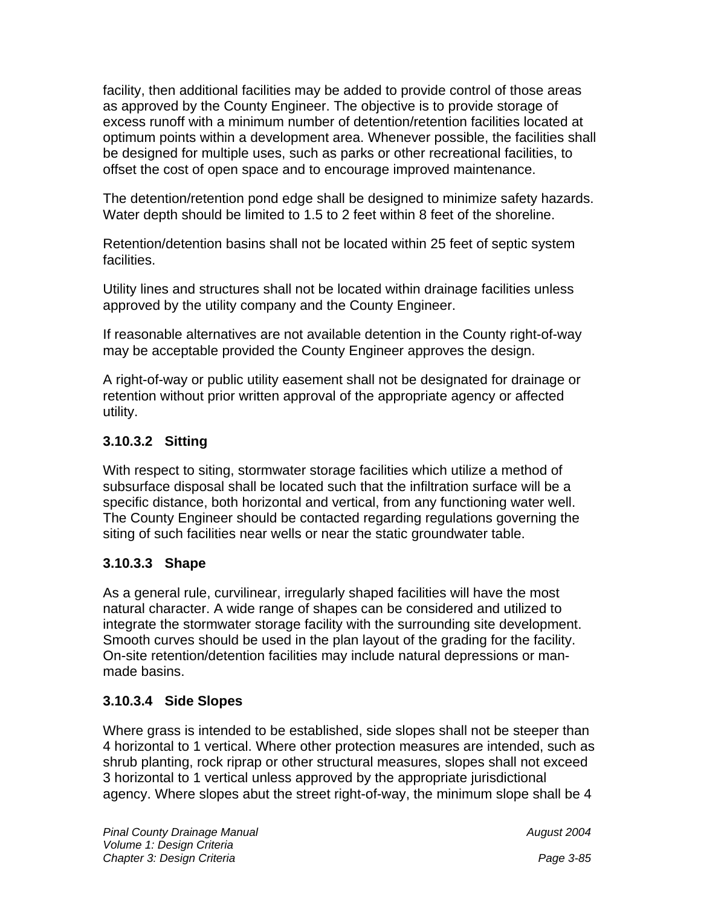facility, then additional facilities may be added to provide control of those areas as approved by the County Engineer. The objective is to provide storage of excess runoff with a minimum number of detention/retention facilities located at optimum points within a development area. Whenever possible, the facilities shall be designed for multiple uses, such as parks or other recreational facilities, to offset the cost of open space and to encourage improved maintenance.

The detention/retention pond edge shall be designed to minimize safety hazards. Water depth should be limited to 1.5 to 2 feet within 8 feet of the shoreline.

Retention/detention basins shall not be located within 25 feet of septic system facilities.

Utility lines and structures shall not be located within drainage facilities unless approved by the utility company and the County Engineer.

If reasonable alternatives are not available detention in the County right-of-way may be acceptable provided the County Engineer approves the design.

A right-of-way or public utility easement shall not be designated for drainage or retention without prior written approval of the appropriate agency or affected utility.

### 3.10.3.2 Sitting

With respect to siting, stormwater storage facilities which utilize a method of subsurface disposal shall be located such that the infiltration surface will be a specific distance, both horizontal and vertical, from any functioning water well. The County Engineer should be contacted regarding regulations governing the siting of such facilities near wells or near the static groundwater table.

### 3.10.3.3 Shape

As a general rule, curvilinear, irregularly shaped facilities will have the most natural character. A wide range of shapes can be considered and utilized to integrate the stormwater storage facility with the surrounding site development. Smooth curves should be used in the plan layout of the grading for the facility. On-site retention/detention facilities may include natural depressions or man-made basins.

### 3.10.3.4 Side Slopes

Where grass is intended to be established, side slopes shall not be steeper than 4 horizontal to 1 vertical. Where other protection measures are intended, such as shrub planting, rock riprap or other structural measures, slopes shall not exceed 3 horizontal to 1 vertical unless approved by the appropriate jurisdictional agency. Where slopes abut the street right-of-way, the minimum slope shall be 4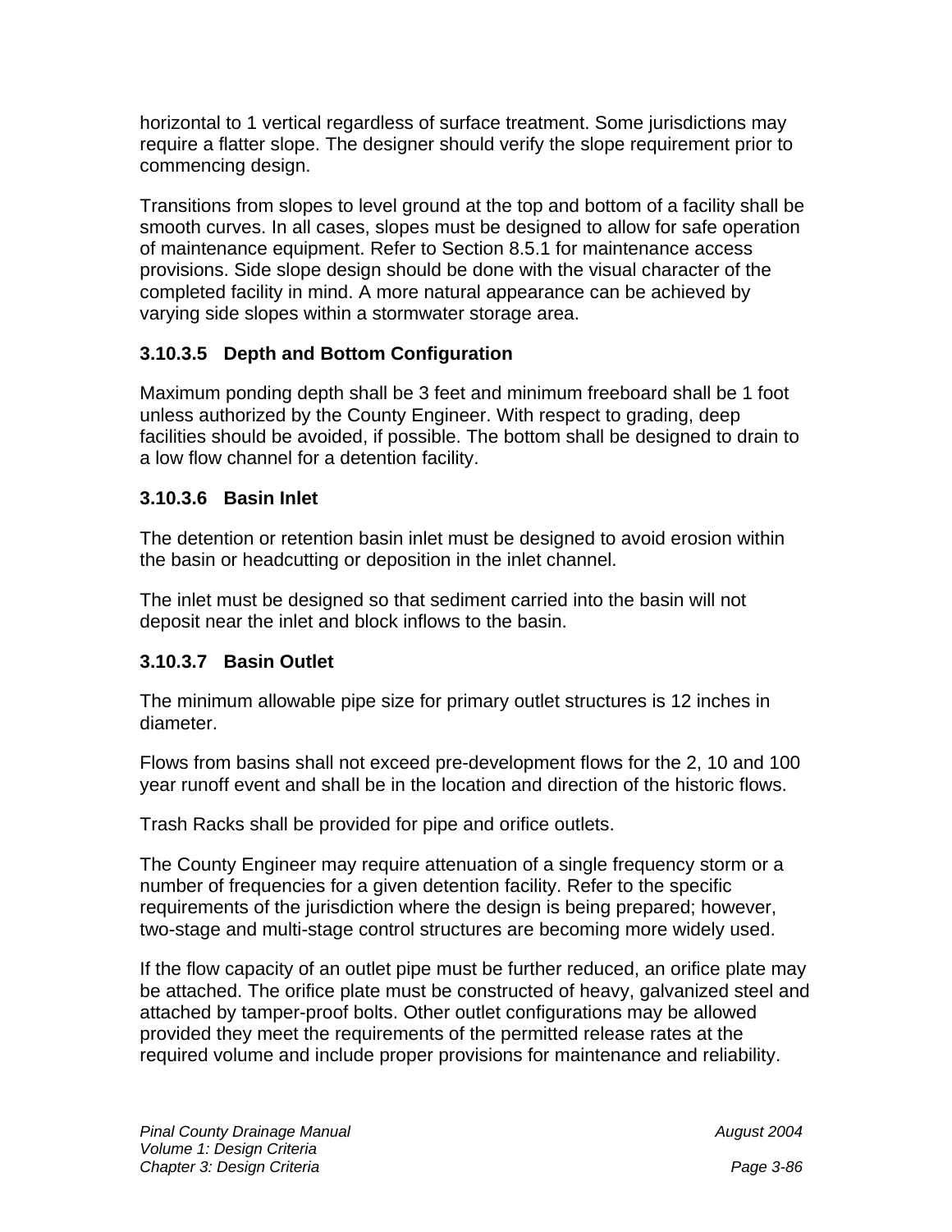horizontal to 1 vertical regardless of surface treatment. Some jurisdictions may require a flatter slope. The designer should verify the slope requirement prior to commencing design.

Transitions from slopes to level ground at the top and bottom of a facility shall be smooth curves. In all cases, slopes must be designed to allow for safe operation of maintenance equipment. Refer to Section 8.5.1 for maintenance access provisions. Side slope design should be done with the visual character of the completed facility in mind. A more natural appearance can be achieved by varying side slopes within a stormwater storage area.

### 3.10.3.5 Depth and Bottom Configuration

Maximum ponding depth shall be 3 feet and minimum freeboard shall be 1 foot unless authorized by the County Engineer. With respect to grading, deep facilities should be avoided, if possible. The bottom shall be designed to drain to a low flow channel for a detention facility.

### 3.10.3.6 Basin Inlet

The detention or retention basin inlet must be designed to avoid erosion within the basin or headcutting or deposition in the inlet channel.

The inlet must be designed so that sediment carried into the basin will not deposit near the inlet and block inflows to the basin.

### 3.10.3.7 Basin Outlet

The minimum allowable pipe size for primary outlet structures is 12 inches in diameter.

Flows from basins shall not exceed pre-development flows for the 2, 10 and 100 year runoff event and shall be in the location and direction of the historic flows.

Trash Racks shall be provided for pipe and orifice outlets.

The County Engineer may require attenuation of a single frequency storm or a number of frequencies for a given detention facility. Refer to the specific requirements of the jurisdiction where the design is being prepared; however, two-stage and multi-stage control structures are becoming more widely used.

If the flow capacity of an outlet pipe must be further reduced, an orifice plate may be attached. The orifice plate must be constructed of heavy, galvanized steel and attached by tamper-proof bolts. Other outlet configurations may be allowed provided they meet the requirements of the permitted release rates at the required volume and include proper provisions for maintenance and reliability.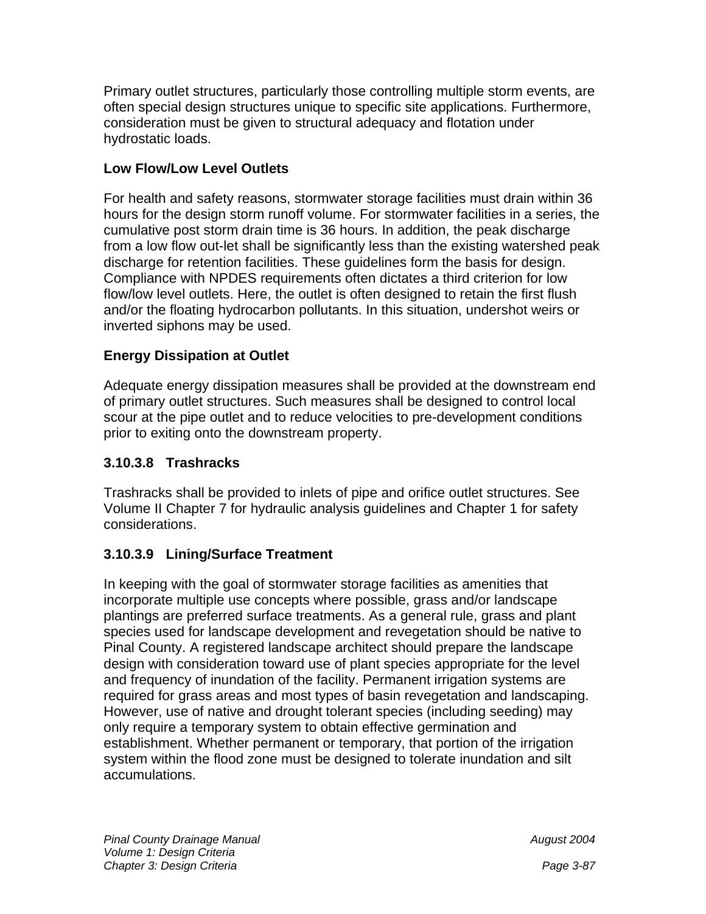Primary outlet structures, particularly those controlling multiple storm events, are often special design structures unique to specific site applications. Furthermore, consideration must be given to structural adequacy and flotation under hydrostatic loads.

**Low Flow/Low Level Outlets**

For health and safety reasons, stormwater storage facilities must drain within 36 hours for the design storm runoff volume. For stormwater facilities in a series, the cumulative post storm drain time is 36 hours. In addition, the peak discharge from a low flow out-let shall be significantly less than the existing watershed peak discharge for retention facilities. These guidelines form the basis for design. Compliance with NPDES requirements often dictates a third criterion for low flow/low level outlets. Here, the outlet is often designed to retain the first flush and/or the floating hydrocarbon pollutants. In this situation, undershot weirs or inverted siphons may be used.

**Energy Dissipation at Outlet**

Adequate energy dissipation measures shall be provided at the downstream end of primary outlet structures. Such measures shall be designed to control local scour at the pipe outlet and to reduce velocities to pre-development conditions prior to exiting onto the downstream property.

### 3.10.3.8 Trashracks

Trashracks shall be provided to inlets of pipe and orifice outlet structures. See Volume II Chapter 7 for hydraulic analysis guidelines and Chapter 1 for safety considerations.

### 3.10.3.9 Lining/Surface Treatment

In keeping with the goal of stormwater storage facilities as amenities that incorporate multiple use concepts where possible, grass and/or landscape plantings are preferred surface treatments. As a general rule, grass and plant species used for landscape development and revegetation should be native to Pinal County. A registered landscape architect should prepare the landscape design with consideration toward use of plant species appropriate for the level and frequency of inundation of the facility. Permanent irrigation systems are required for grass areas and most types of basin revegetation and landscaping. However, use of native and drought tolerant species (including seeding) may only require a temporary system to obtain effective germination and establishment. Whether permanent or temporary, that portion of the irrigation system within the flood zone must be designed to tolerate inundation and silt accumulations.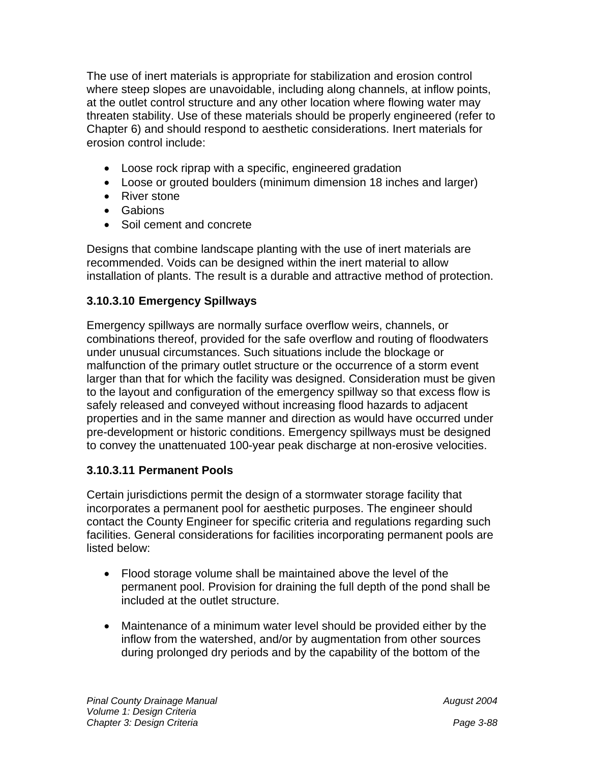The use of inert materials is appropriate for stabilization and erosion control where steep slopes are unavoidable, including along channels, at inflow points, at the outlet control structure and any other location where flowing water may threaten stability. Use of these materials should be properly engineered (refer to Chapter 6) and should respond to aesthetic considerations. Inert materials for erosion control include:

- Loose rock riprap with a specific, engineered gradation
- Loose or grouted boulders (minimum dimension 18 inches and larger)
- River stone
- Gabions
- Soil cement and concrete

Designs that combine landscape planting with the use of inert materials are recommended. Voids can be designed within the inert material to allow installation of plants. The result is a durable and attractive method of protection.

### 3.10.3.10 Emergency Spillways

Emergency spillways are normally surface overflow weirs, channels, or combinations thereof, provided for the safe overflow and routing of floodwaters under unusual circumstances. Such situations include the blockage or malfunction of the primary outlet structure or the occurrence of a storm event larger than that for which the facility was designed. Consideration must be given to the layout and configuration of the emergency spillway so that excess flow is safely released and conveyed without increasing flood hazards to adjacent properties and in the same manner and direction as would have occurred under pre-development or historic conditions. Emergency spillways must be designed to convey the unattenuated 100-year peak discharge at non-erosive velocities.

### 3.10.3.11 Permanent Pools

Certain jurisdictions permit the design of a stormwater storage facility that incorporates a permanent pool for aesthetic purposes. The engineer should contact the County Engineer for specific criteria and regulations regarding such facilities. General considerations for facilities incorporating permanent pools are listed below:

- Flood storage volume shall be maintained above the level of the permanent pool. Provision for draining the full depth of the pond shall be included at the outlet structure.

- Maintenance of a minimum water level should be provided either by the inflow from the watershed, and/or by augmentation from other sources during prolonged dry periods and by the capability of the bottom of the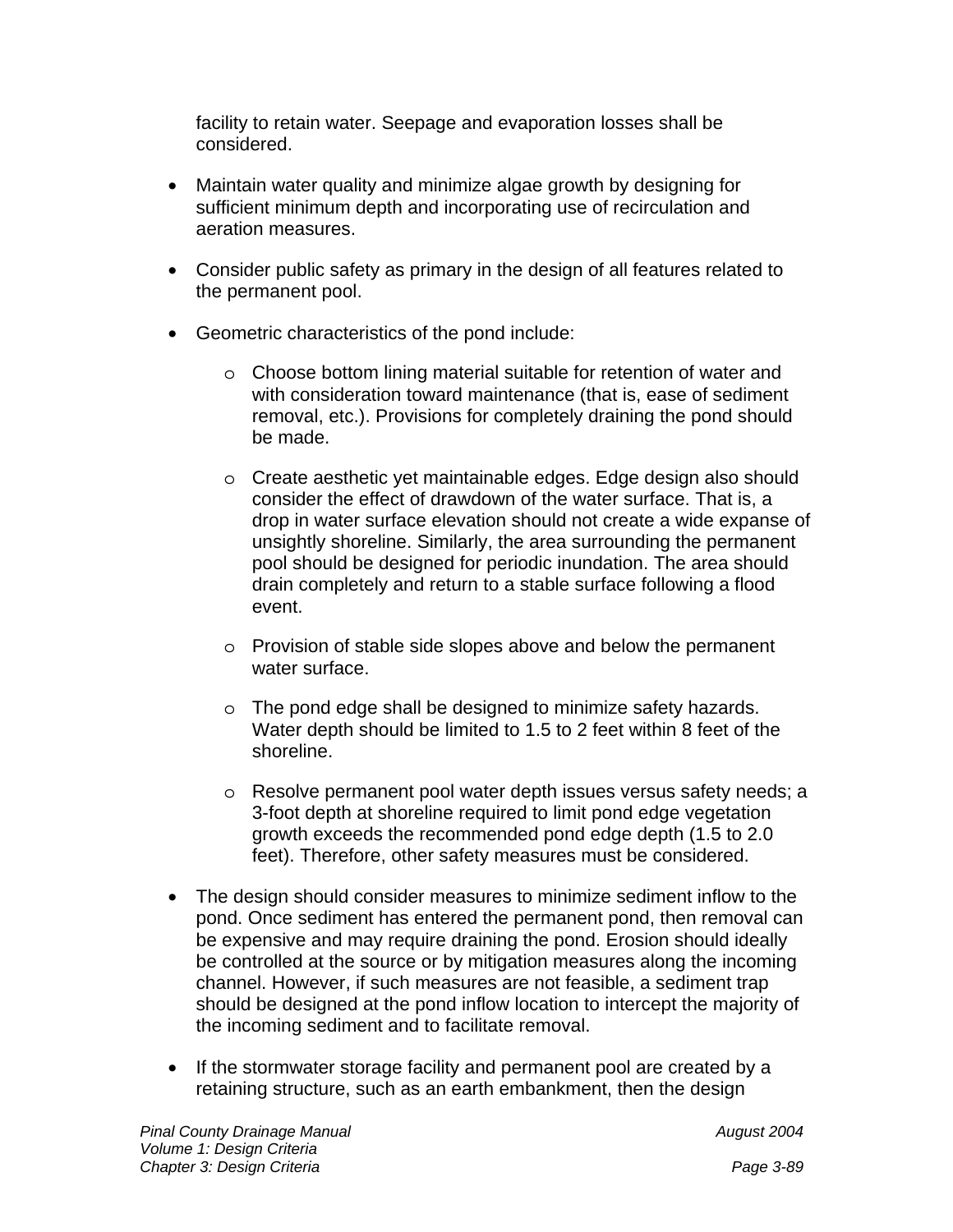facility to retain water. Seepage and evaporation losses shall be considered.

- Maintain water quality and minimize algae growth by designing for sufficient minimum depth and incorporating use of recirculation and aeration measures.

- Consider public safety as primary in the design of all features related to the permanent pool.

- Geometric characteristics of the pond include:

  - Choose bottom lining material suitable for retention of water and with consideration toward maintenance (that is, ease of sediment removal, etc.). Provisions for completely draining the pond should be made.

  - Create aesthetic yet maintainable edges. Edge design also should consider the effect of drawdown of the water surface. That is, a drop in water surface elevation should not create a wide expanse of unsightly shoreline. Similarly, the area surrounding the permanent pool should be designed for periodic inundation. The area should drain completely and return to a stable surface following a flood event.

  - Provision of stable side slopes above and below the permanent water surface.

  - The pond edge shall be designed to minimize safety hazards. Water depth should be limited to 1.5 to 2 feet within 8 feet of the shoreline.

  - Resolve permanent pool water depth issues versus safety needs; a 3-foot depth at shoreline required to limit pond edge vegetation growth exceeds the recommended pond edge depth (1.5 to 2.0 feet). Therefore, other safety measures must be considered.

- The design should consider measures to minimize sediment inflow to the pond. Once sediment has entered the permanent pond, then removal can be expensive and may require draining the pond. Erosion should ideally be controlled at the source or by mitigation measures along the incoming channel. However, if such measures are not feasible, a sediment trap should be designed at the pond inflow location to intercept the majority of the incoming sediment and to facilitate removal.

- If the stormwater storage facility and permanent pool are created by a retaining structure, such as an earth embankment, then the design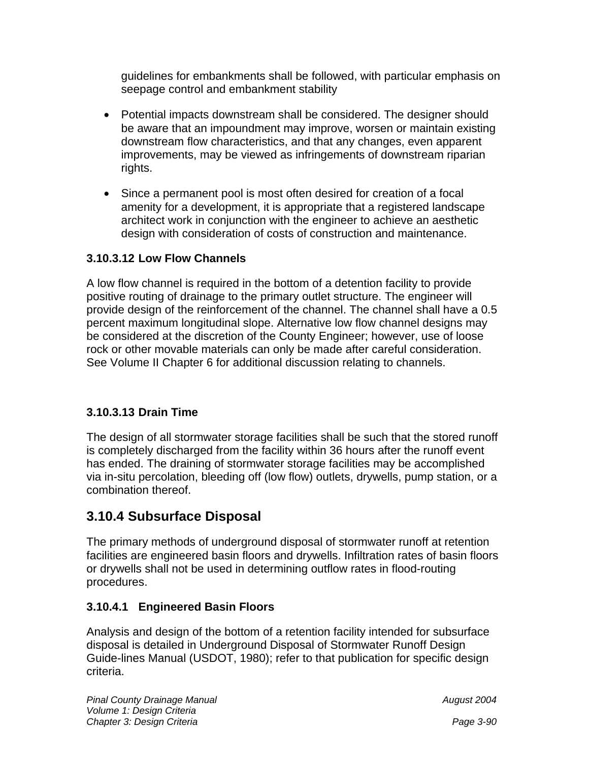guidelines for embankments shall be followed, with particular emphasis on seepage control and embankment stability

- Potential impacts downstream shall be considered. The designer should be aware that an impoundment may improve, worsen or maintain existing downstream flow characteristics, and that any changes, even apparent improvements, may be viewed as infringements of downstream riparian rights.

- Since a permanent pool is most often desired for creation of a focal amenity for a development, it is appropriate that a registered landscape architect work in conjunction with the engineer to achieve an aesthetic design with consideration of costs of construction and maintenance.

#### 3.10.3.12 Low Flow Channels

A low flow channel is required in the bottom of a detention facility to provide positive routing of drainage to the primary outlet structure. The engineer will provide design of the reinforcement of the channel. The channel shall have a 0.5 percent maximum longitudinal slope. Alternative low flow channel designs may be considered at the discretion of the County Engineer; however, use of loose rock or other movable materials can only be made after careful consideration. See Volume II Chapter 6 for additional discussion relating to channels.

#### 3.10.3.13 Drain Time

The design of all stormwater storage facilities shall be such that the stored runoff is completely discharged from the facility within 36 hours after the runoff event has ended. The draining of stormwater storage facilities may be accomplished via in-situ percolation, bleeding off (low flow) outlets, drywells, pump station, or a combination thereof.

## 3.10.4 Subsurface Disposal

The primary methods of underground disposal of stormwater runoff at retention facilities are engineered basin floors and drywells. Infiltration rates of basin floors or drywells shall not be used in determining outflow rates in flood-routing procedures.

### 3.10.4.1 Engineered Basin Floors

Analysis and design of the bottom of a retention facility intended for subsurface disposal is detailed in Underground Disposal of Stormwater Runoff Design Guide-lines Manual (USDOT, 1980); refer to that publication for specific design criteria.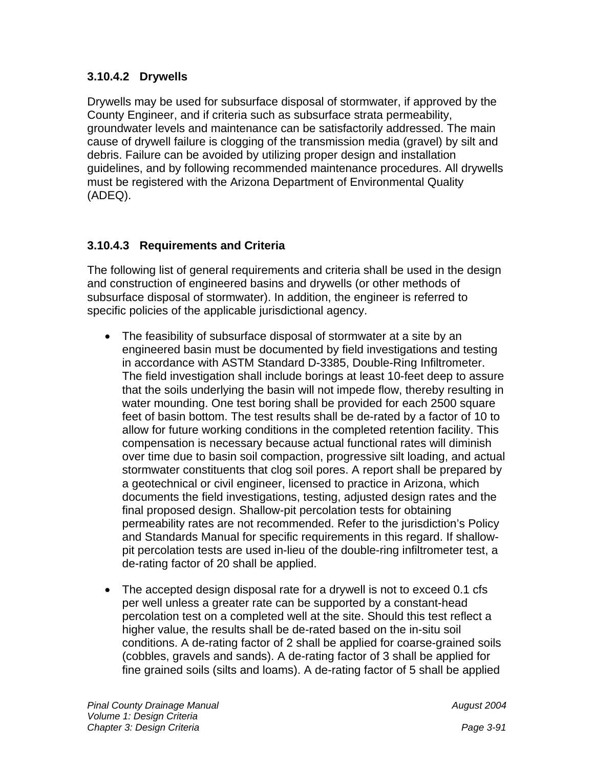### 3.10.4.2 Drywells

Drywells may be used for subsurface disposal of stormwater, if approved by the County Engineer, and if criteria such as subsurface strata permeability, groundwater levels and maintenance can be satisfactorily addressed. The main cause of drywell failure is clogging of the transmission media (gravel) by silt and debris. Failure can be avoided by utilizing proper design and installation guidelines, and by following recommended maintenance procedures. All drywells must be registered with the Arizona Department of Environmental Quality (ADEQ).

### 3.10.4.3 Requirements and Criteria

The following list of general requirements and criteria shall be used in the design and construction of engineered basins and drywells (or other methods of subsurface disposal of stormwater). In addition, the engineer is referred to specific policies of the applicable jurisdictional agency.

- The feasibility of subsurface disposal of stormwater at a site by an engineered basin must be documented by field investigations and testing in accordance with ASTM Standard D-3385, Double-Ring Infiltrometer. The field investigation shall include borings at least 10-feet deep to assure that the soils underlying the basin will not impede flow, thereby resulting in water mounding. One test boring shall be provided for each 2500 square feet of basin bottom. The test results shall be de-rated by a factor of 10 to allow for future working conditions in the completed retention facility. This compensation is necessary because actual functional rates will diminish over time due to basin soil compaction, progressive silt loading, and actual stormwater constituents that clog soil pores. A report shall be prepared by a geotechnical or civil engineer, licensed to practice in Arizona, which documents the field investigations, testing, adjusted design rates and the final proposed design. Shallow-pit percolation tests for obtaining permeability rates are not recommended. Refer to the jurisdiction's Policy and Standards Manual for specific requirements in this regard. If shallow-pit percolation tests are used in-lieu of the double-ring infiltrometer test, a de-rating factor of 20 shall be applied.

- The accepted design disposal rate for a drywell is not to exceed 0.1 cfs per well unless a greater rate can be supported by a constant-head percolation test on a completed well at the site. Should this test reflect a higher value, the results shall be de-rated based on the in-situ soil conditions. A de-rating factor of 2 shall be applied for coarse-grained soils (cobbles, gravels and sands). A de-rating factor of 3 shall be applied for fine grained soils (silts and loams). A de-rating factor of 5 shall be applied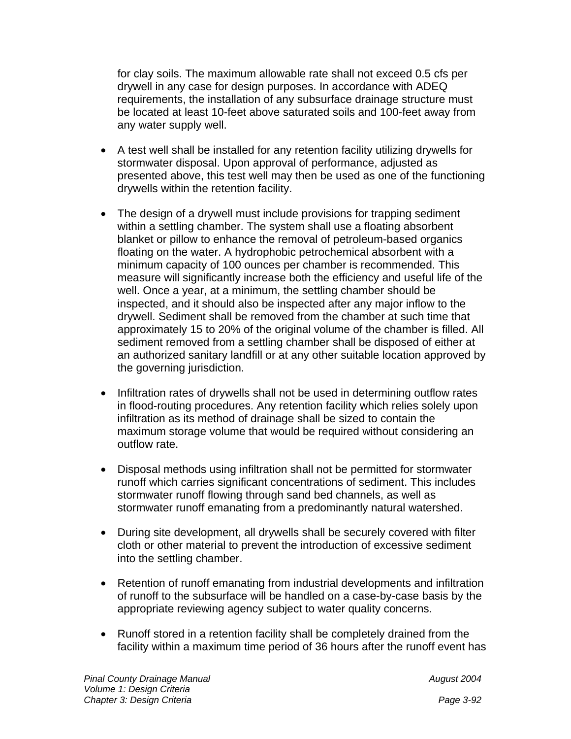for clay soils. The maximum allowable rate shall not exceed 0.5 cfs per drywell in any case for design purposes. In accordance with ADEQ requirements, the installation of any subsurface drainage structure must be located at least 10-feet above saturated soils and 100-feet away from any water supply well.

- A test well shall be installed for any retention facility utilizing drywells for stormwater disposal. Upon approval of performance, adjusted as presented above, this test well may then be used as one of the functioning drywells within the retention facility.

- The design of a drywell must include provisions for trapping sediment within a settling chamber. The system shall use a floating absorbent blanket or pillow to enhance the removal of petroleum-based organics floating on the water. A hydrophobic petrochemical absorbent with a minimum capacity of 100 ounces per chamber is recommended. This measure will significantly increase both the efficiency and useful life of the well. Once a year, at a minimum, the settling chamber should be inspected, and it should also be inspected after any major inflow to the drywell. Sediment shall be removed from the chamber at such time that approximately 15 to 20% of the original volume of the chamber is filled. All sediment removed from a settling chamber shall be disposed of either at an authorized sanitary landfill or at any other suitable location approved by the governing jurisdiction.

- Infiltration rates of drywells shall not be used in determining outflow rates in flood-routing procedures. Any retention facility which relies solely upon infiltration as its method of drainage shall be sized to contain the maximum storage volume that would be required without considering an outflow rate.

- Disposal methods using infiltration shall not be permitted for stormwater runoff which carries significant concentrations of sediment. This includes stormwater runoff flowing through sand bed channels, as well as stormwater runoff emanating from a predominantly natural watershed.

- During site development, all drywells shall be securely covered with filter cloth or other material to prevent the introduction of excessive sediment into the settling chamber.

- Retention of runoff emanating from industrial developments and infiltration of runoff to the subsurface will be handled on a case-by-case basis by the appropriate reviewing agency subject to water quality concerns.

- Runoff stored in a retention facility shall be completely drained from the facility within a maximum time period of 36 hours after the runoff event has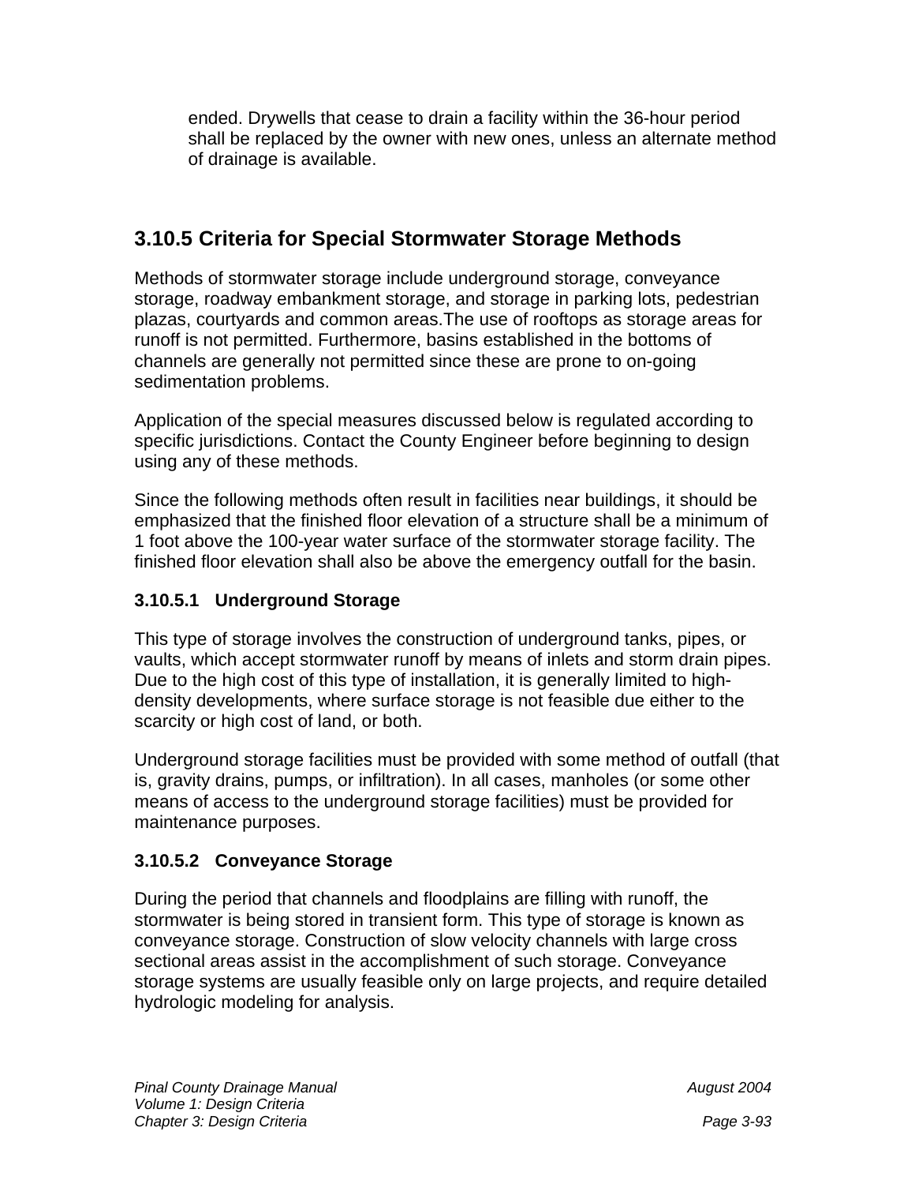ended. Drywells that cease to drain a facility within the 36-hour period shall be replaced by the owner with new ones, unless an alternate method of drainage is available.

## 3.10.5 Criteria for Special Stormwater Storage Methods

Methods of stormwater storage include underground storage, conveyance storage, roadway embankment storage, and storage in parking lots, pedestrian plazas, courtyards and common areas.The use of rooftops as storage areas for runoff is not permitted. Furthermore, basins established in the bottoms of channels are generally not permitted since these are prone to on-going sedimentation problems.

Application of the special measures discussed below is regulated according to specific jurisdictions. Contact the County Engineer before beginning to design using any of these methods.

Since the following methods often result in facilities near buildings, it should be emphasized that the finished floor elevation of a structure shall be a minimum of 1 foot above the 100-year water surface of the stormwater storage facility. The finished floor elevation shall also be above the emergency outfall for the basin.

### 3.10.5.1 Underground Storage

This type of storage involves the construction of underground tanks, pipes, or vaults, which accept stormwater runoff by means of inlets and storm drain pipes. Due to the high cost of this type of installation, it is generally limited to high-density developments, where surface storage is not feasible due either to the scarcity or high cost of land, or both.

Underground storage facilities must be provided with some method of outfall (that is, gravity drains, pumps, or infiltration). In all cases, manholes (or some other means of access to the underground storage facilities) must be provided for maintenance purposes.

### 3.10.5.2 Conveyance Storage

During the period that channels and floodplains are filling with runoff, the stormwater is being stored in transient form. This type of storage is known as conveyance storage. Construction of slow velocity channels with large cross sectional areas assist in the accomplishment of such storage. Conveyance storage systems are usually feasible only on large projects, and require detailed hydrologic modeling for analysis.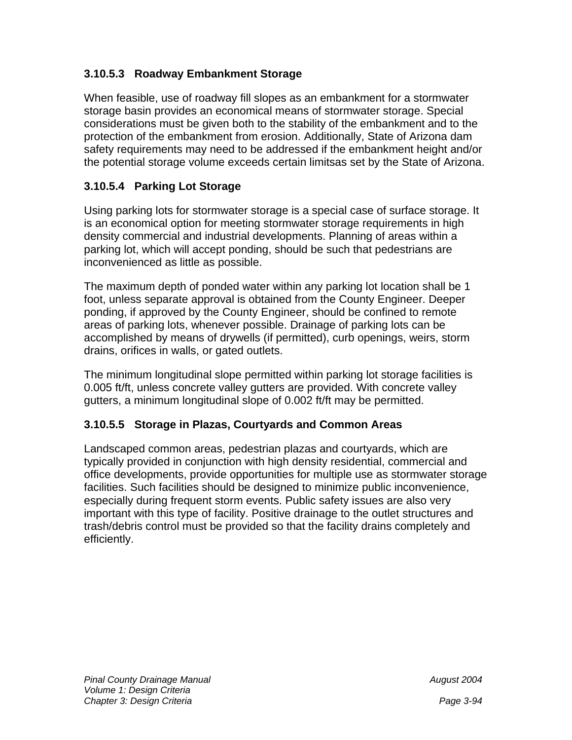### 3.10.5.3 Roadway Embankment Storage

When feasible, use of roadway fill slopes as an embankment for a stormwater storage basin provides an economical means of stormwater storage. Special considerations must be given both to the stability of the embankment and to the protection of the embankment from erosion. Additionally, State of Arizona dam safety requirements may need to be addressed if the embankment height and/or the potential storage volume exceeds certain limitsas set by the State of Arizona.

### 3.10.5.4 Parking Lot Storage

Using parking lots for stormwater storage is a special case of surface storage. It is an economical option for meeting stormwater storage requirements in high density commercial and industrial developments. Planning of areas within a parking lot, which will accept ponding, should be such that pedestrians are inconvenienced as little as possible.

The maximum depth of ponded water within any parking lot location shall be 1 foot, unless separate approval is obtained from the County Engineer. Deeper ponding, if approved by the County Engineer, should be confined to remote areas of parking lots, whenever possible. Drainage of parking lots can be accomplished by means of drywells (if permitted), curb openings, weirs, storm drains, orifices in walls, or gated outlets.

The minimum longitudinal slope permitted within parking lot storage facilities is 0.005 ft/ft, unless concrete valley gutters are provided. With concrete valley gutters, a minimum longitudinal slope of 0.002 ft/ft may be permitted.

### 3.10.5.5 Storage in Plazas, Courtyards and Common Areas

Landscaped common areas, pedestrian plazas and courtyards, which are typically provided in conjunction with high density residential, commercial and office developments, provide opportunities for multiple use as stormwater storage facilities. Such facilities should be designed to minimize public inconvenience, especially during frequent storm events. Public safety issues are also very important with this type of facility. Positive drainage to the outlet structures and trash/debris control must be provided so that the facility drains completely and efficiently.